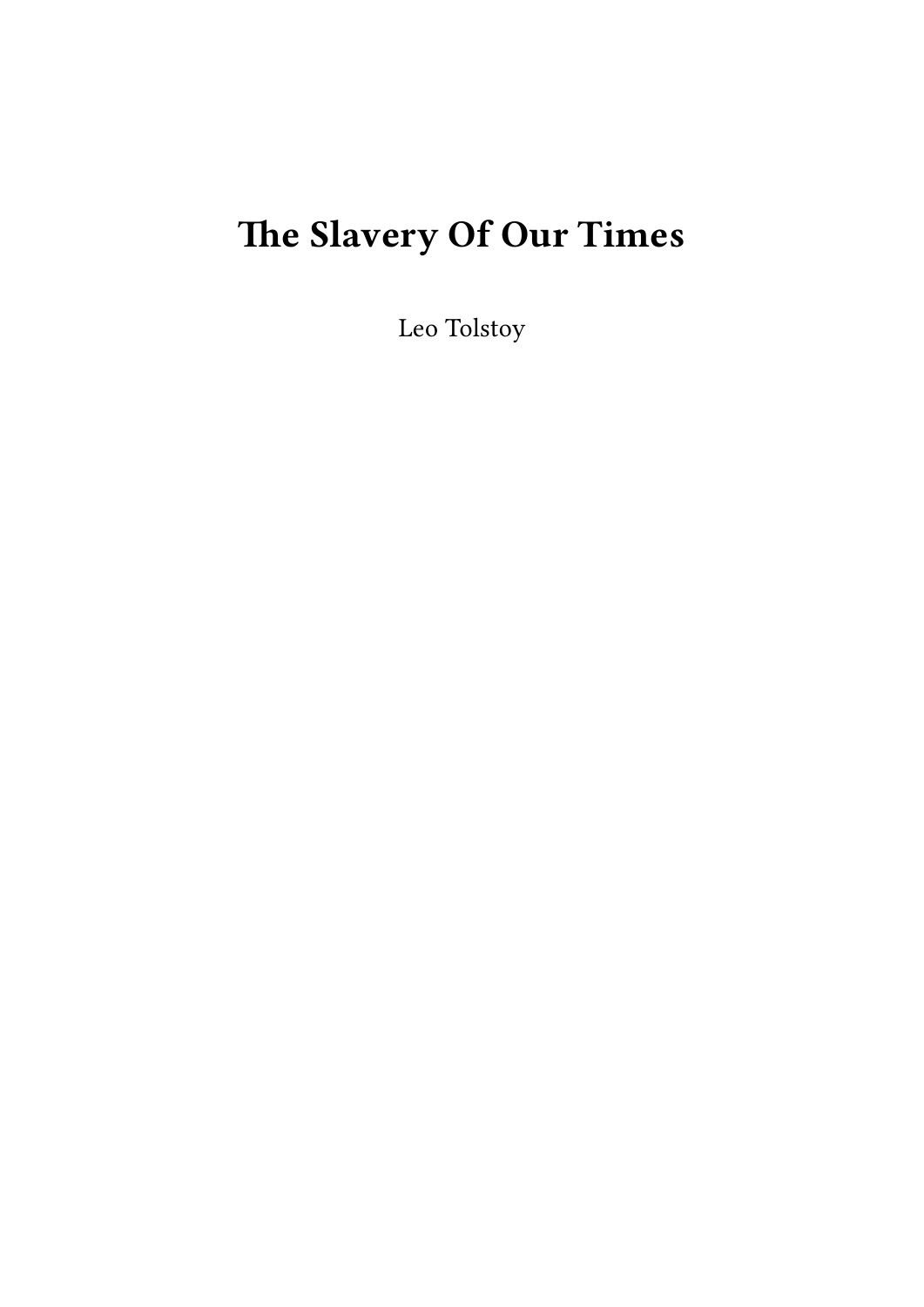# The Slavery Of Our Times

Leo Tolstoy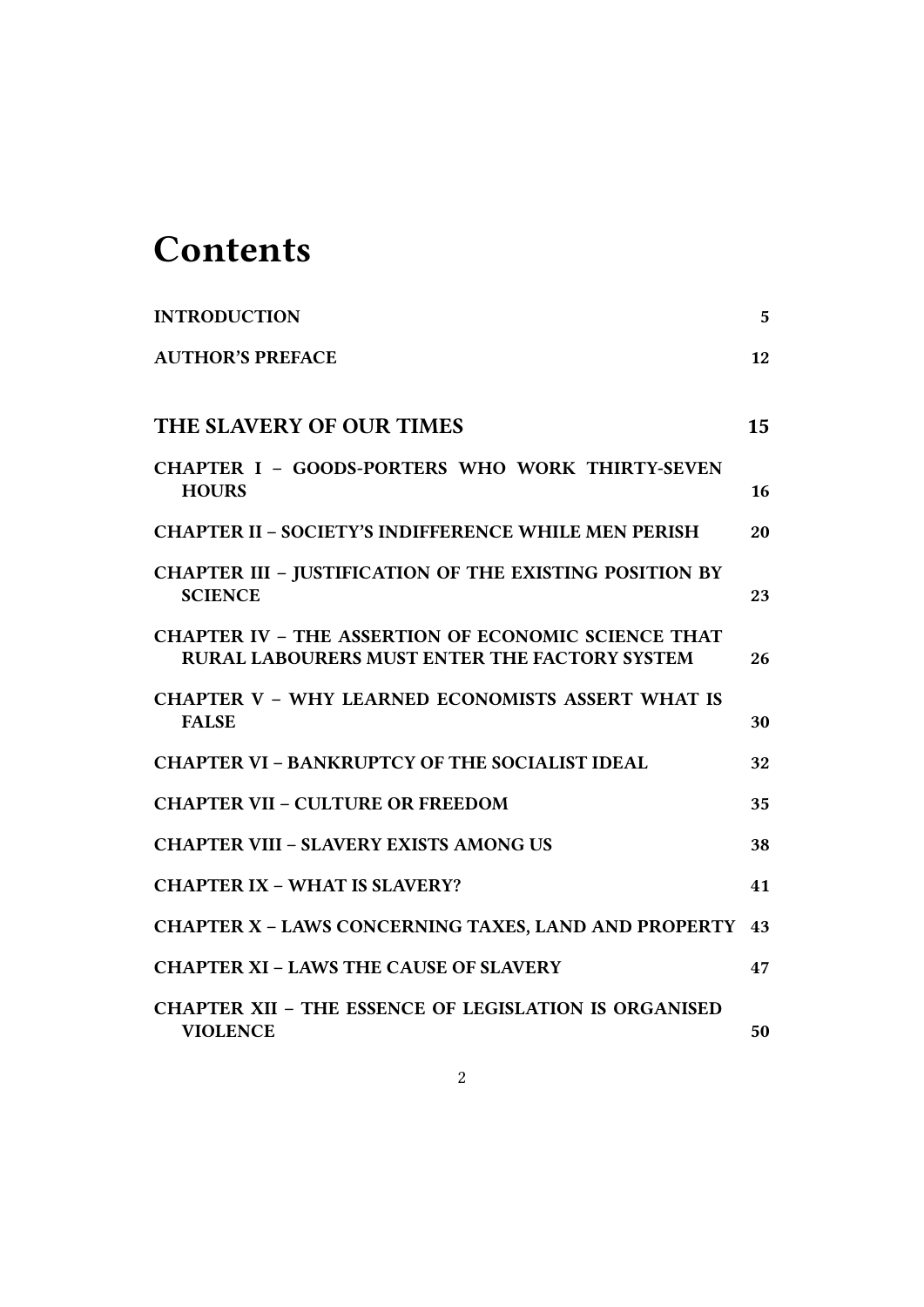# Contents

INTRODUCTION 5

AUTHOR'S PREFACE 12

THE SLAVERY OF OUR TIMES 15

CHAPTER I – GOODS-PORTERS WHO WORK THIRTY-SEVEN HOURS 16

CHAPTER II – SOCIETY'S INDIFFERENCE WHILE MEN PERISH 20

CHAPTER III – JUSTIFICATION OF THE EXISTING POSITION BY SCIENCE 23

CHAPTER IV – THE ASSERTION OF ECONOMIC SCIENCE THAT RURAL LABOURERS MUST ENTER THE FACTORY SYSTEM 26

CHAPTER V – WHY LEARNED ECONOMISTS ASSERT WHAT IS FALSE 30

CHAPTER VI – BANKRUPTCY OF THE SOCIALIST IDEAL 32

CHAPTER VII – CULTURE OR FREEDOM 35

CHAPTER VIII – SLAVERY EXISTS AMONG US 38

CHAPTER IX – WHAT IS SLAVERY? 41

CHAPTER X – LAWS CONCERNING TAXES, LAND AND PROPERTY 43

CHAPTER XI – LAWS THE CAUSE OF SLAVERY 47

CHAPTER XII – THE ESSENCE OF LEGISLATION IS ORGANISED VIOLENCE 50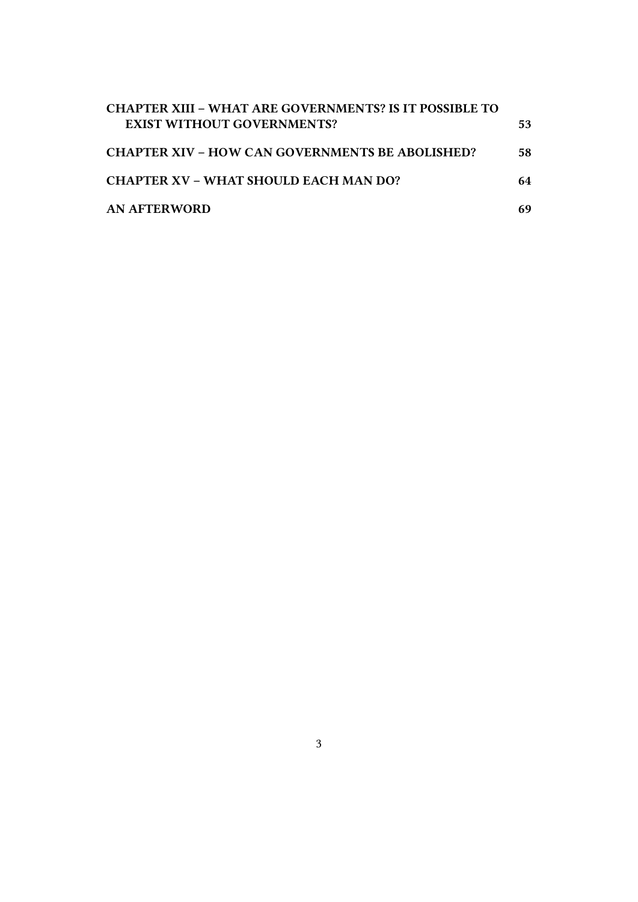**CHAPTER XIII – WHAT ARE GOVERNMENTS? IS IT POSSIBLE TO EXIST WITHOUT GOVERNMENTS?** **53**

**CHAPTER XIV – HOW CAN GOVERNMENTS BE ABOLISHED?** **58**

**CHAPTER XV – WHAT SHOULD EACH MAN DO?** **64**

**AN AFTERWORD** **69**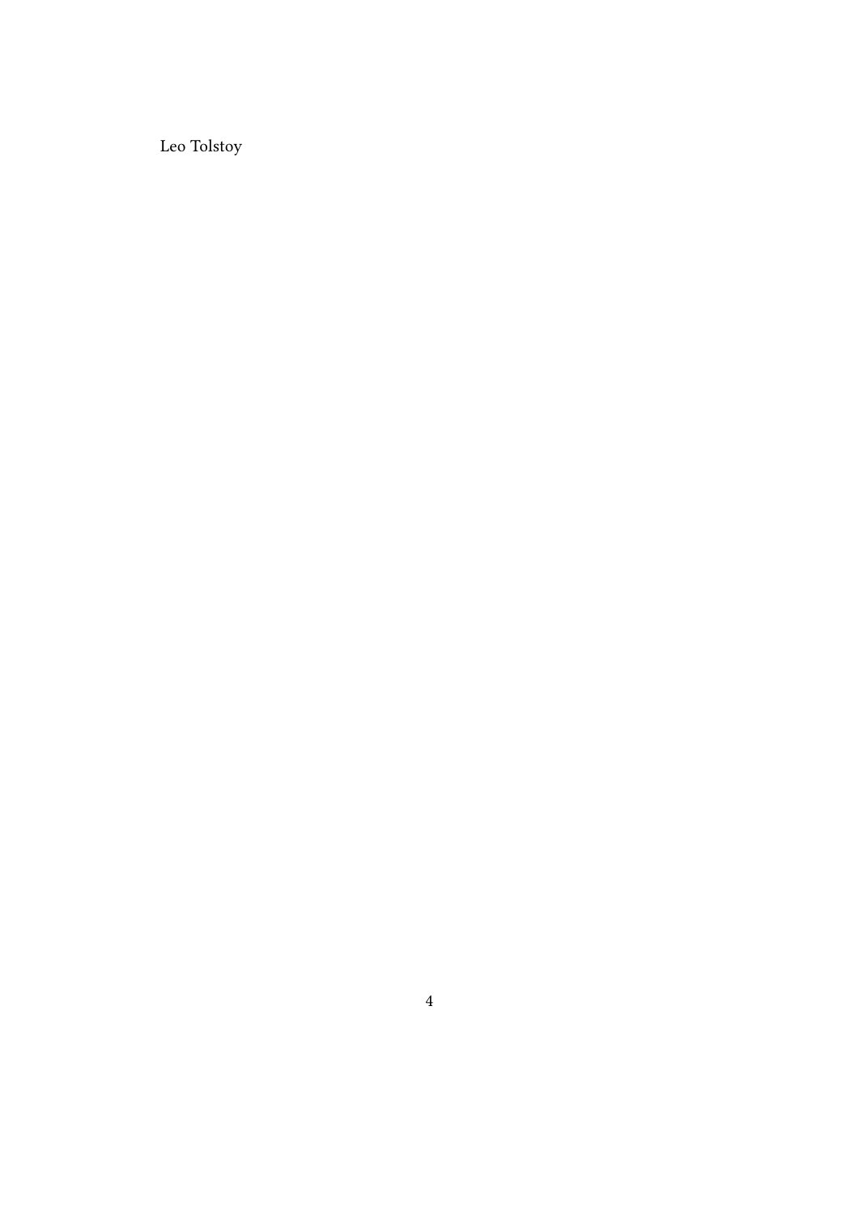Leo Tolstoy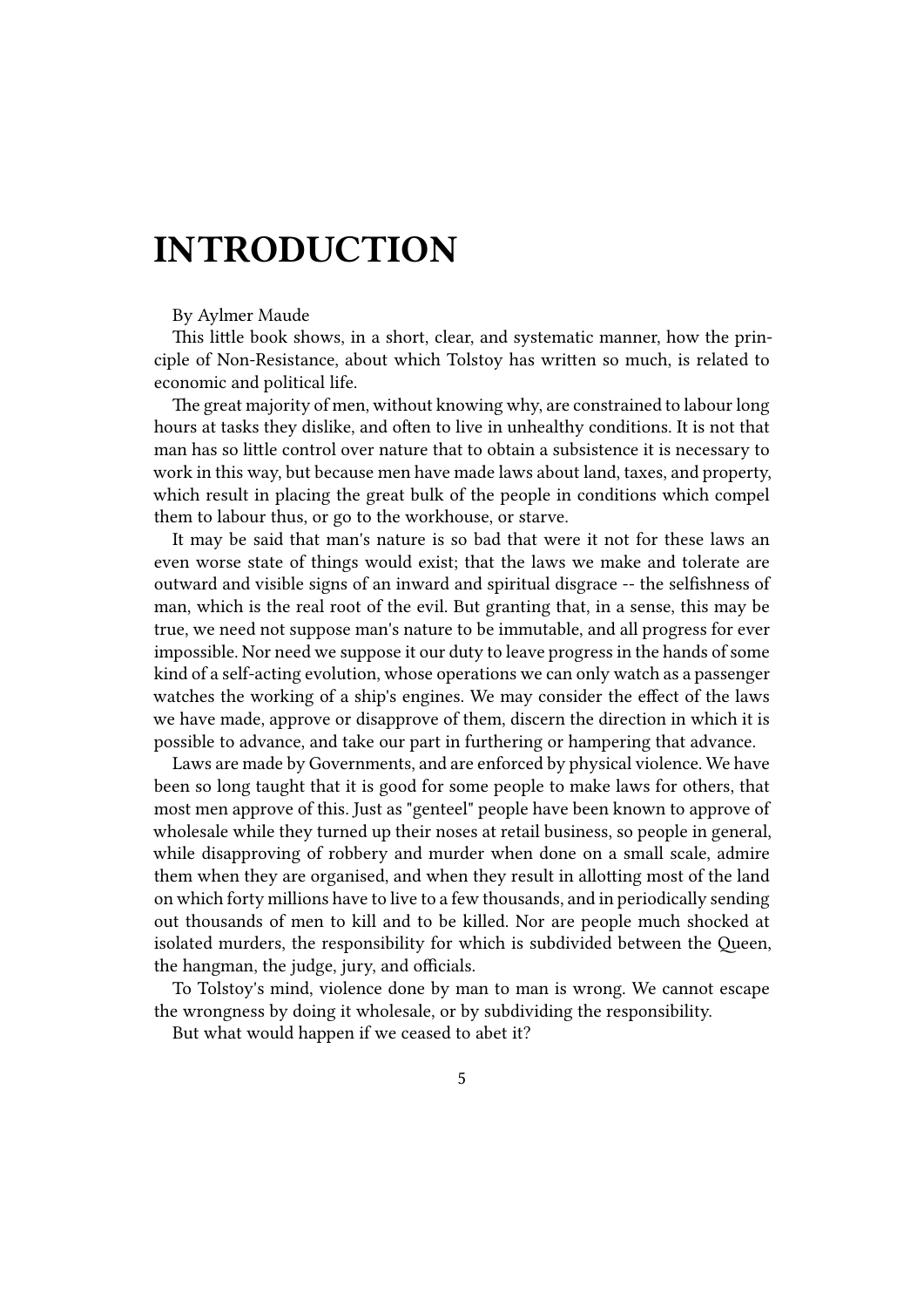# INTRODUCTION

By Aylmer Maude

This little book shows, in a short, clear, and systematic manner, how the principle of Non-Resistance, about which Tolstoy has written so much, is related to economic and political life.

The great majority of men, without knowing why, are constrained to labour long hours at tasks they dislike, and often to live in unhealthy conditions. It is not that man has so little control over nature that to obtain a subsistence it is necessary to work in this way, but because men have made laws about land, taxes, and property, which result in placing the great bulk of the people in conditions which compel them to labour thus, or go to the workhouse, or starve.

It may be said that man's nature is so bad that were it not for these laws an even worse state of things would exist; that the laws we make and tolerate are outward and visible signs of an inward and spiritual disgrace -- the selfishness of man, which is the real root of the evil. But granting that, in a sense, this may be true, we need not suppose man's nature to be immutable, and all progress for ever impossible. Nor need we suppose it our duty to leave progress in the hands of some kind of a self-acting evolution, whose operations we can only watch as a passenger watches the working of a ship's engines. We may consider the effect of the laws we have made, approve or disapprove of them, discern the direction in which it is possible to advance, and take our part in furthering or hampering that advance.

Laws are made by Governments, and are enforced by physical violence. We have been so long taught that it is good for some people to make laws for others, that most men approve of this. Just as "genteel" people have been known to approve of wholesale while they turned up their noses at retail business, so people in general, while disapproving of robbery and murder when done on a small scale, admire them when they are organised, and when they result in allotting most of the land on which forty millions have to live to a few thousands, and in periodically sending out thousands of men to kill and to be killed. Nor are people much shocked at isolated murders, the responsibility for which is subdivided between the Queen, the hangman, the judge, jury, and officials.

To Tolstoy's mind, violence done by man to man is wrong. We cannot escape the wrongness by doing it wholesale, or by subdividing the responsibility.

But what would happen if we ceased to abet it?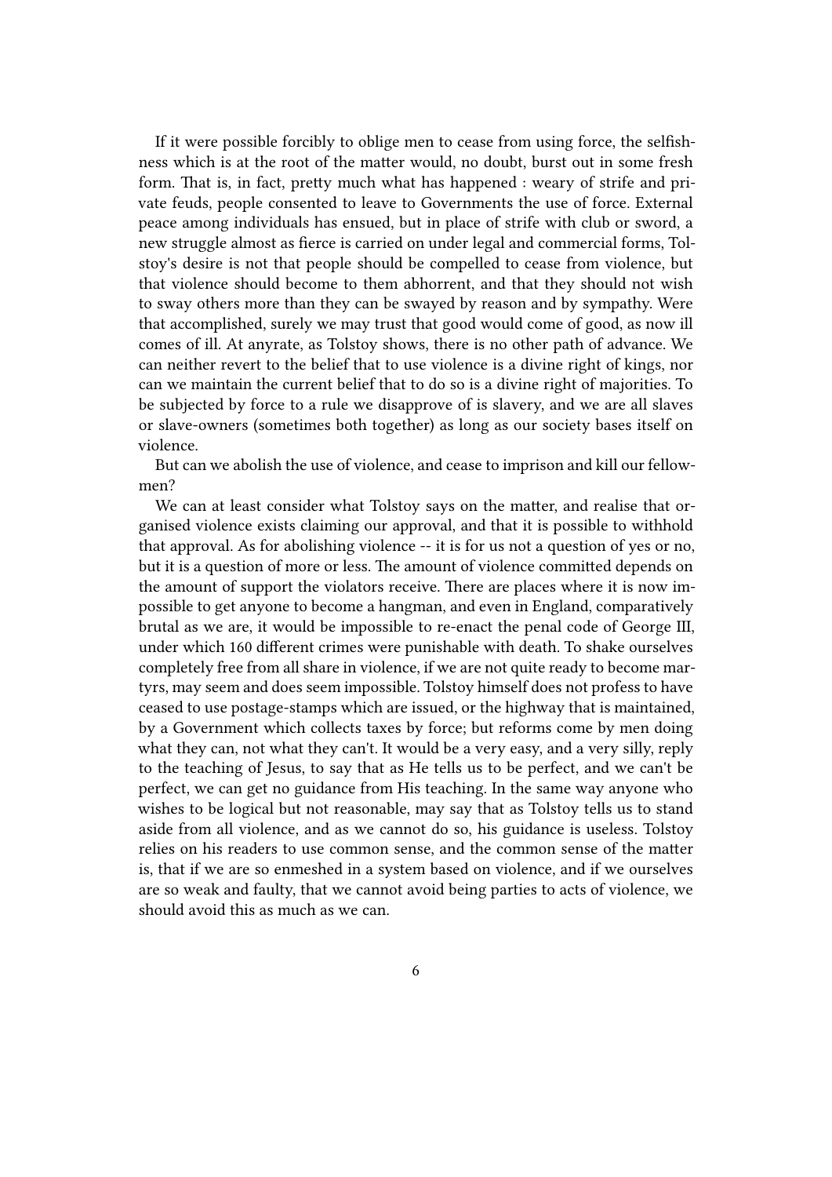If it were possible forcibly to oblige men to cease from using force, the selfishness which is at the root of the matter would, no doubt, burst out in some fresh form. That is, in fact, pretty much what has happened : weary of strife and private feuds, people consented to leave to Governments the use of force. External peace among individuals has ensued, but in place of strife with club or sword, a new struggle almost as fierce is carried on under legal and commercial forms, Tolstoy's desire is not that people should be compelled to cease from violence, but that violence should become to them abhorrent, and that they should not wish to sway others more than they can be swayed by reason and by sympathy. Were that accomplished, surely we may trust that good would come of good, as now ill comes of ill. At anyrate, as Tolstoy shows, there is no other path of advance. We can neither revert to the belief that to use violence is a divine right of kings, nor can we maintain the current belief that to do so is a divine right of majorities. To be subjected by force to a rule we disapprove of is slavery, and we are all slaves or slave-owners (sometimes both together) as long as our society bases itself on violence.

But can we abolish the use of violence, and cease to imprison and kill our fellow-men?

We can at least consider what Tolstoy says on the matter, and realise that organised violence exists claiming our approval, and that it is possible to withhold that approval. As for abolishing violence -- it is for us not a question of yes or no, but it is a question of more or less. The amount of violence committed depends on the amount of support the violators receive. There are places where it is now impossible to get anyone to become a hangman, and even in England, comparatively brutal as we are, it would be impossible to re-enact the penal code of George III, under which 160 different crimes were punishable with death. To shake ourselves completely free from all share in violence, if we are not quite ready to become martyrs, may seem and does seem impossible. Tolstoy himself does not profess to have ceased to use postage-stamps which are issued, or the highway that is maintained, by a Government which collects taxes by force; but reforms come by men doing what they can, not what they can't. It would be a very easy, and a very silly, reply to the teaching of Jesus, to say that as He tells us to be perfect, and we can't be perfect, we can get no guidance from His teaching. In the same way anyone who wishes to be logical but not reasonable, may say that as Tolstoy tells us to stand aside from all violence, and as we cannot do so, his guidance is useless. Tolstoy relies on his readers to use common sense, and the common sense of the matter is, that if we are so enmeshed in a system based on violence, and if we ourselves are so weak and faulty, that we cannot avoid being parties to acts of violence, we should avoid this as much as we can.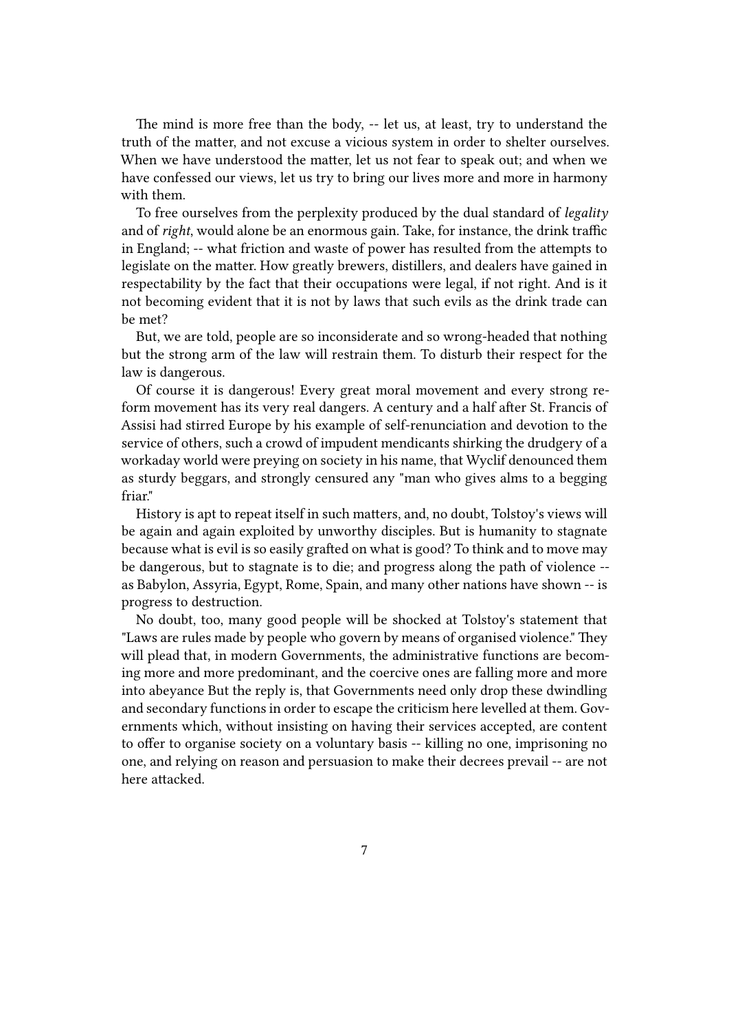The mind is more free than the body, -- let us, at least, try to understand the truth of the matter, and not excuse a vicious system in order to shelter ourselves. When we have understood the matter, let us not fear to speak out; and when we have confessed our views, let us try to bring our lives more and more in harmony with them.

To free ourselves from the perplexity produced by the dual standard of *legality* and of *right*, would alone be an enormous gain. Take, for instance, the drink traffic in England; -- what friction and waste of power has resulted from the attempts to legislate on the matter. How greatly brewers, distillers, and dealers have gained in respectability by the fact that their occupations were legal, if not right. And is it not becoming evident that it is not by laws that such evils as the drink trade can be met?

But, we are told, people are so inconsiderate and so wrong-headed that nothing but the strong arm of the law will restrain them. To disturb their respect for the law is dangerous.

Of course it is dangerous! Every great moral movement and every strong reform movement has its very real dangers. A century and a half after St. Francis of Assisi had stirred Europe by his example of self-renunciation and devotion to the service of others, such a crowd of impudent mendicants shirking the drudgery of a workaday world were preying on society in his name, that Wyclif denounced them as sturdy beggars, and strongly censured any "man who gives alms to a begging friar."

History is apt to repeat itself in such matters, and, no doubt, Tolstoy's views will be again and again exploited by unworthy disciples. But is humanity to stagnate because what is evil is so easily grafted on what is good? To think and to move may be dangerous, but to stagnate is to die; and progress along the path of violence -- as Babylon, Assyria, Egypt, Rome, Spain, and many other nations have shown -- is progress to destruction.

No doubt, too, many good people will be shocked at Tolstoy's statement that "Laws are rules made by people who govern by means of organised violence." They will plead that, in modern Governments, the administrative functions are becoming more and more predominant, and the coercive ones are falling more and more into abeyance But the reply is, that Governments need only drop these dwindling and secondary functions in order to escape the criticism here levelled at them. Governments which, without insisting on having their services accepted, are content to offer to organise society on a voluntary basis -- killing no one, imprisoning no one, and relying on reason and persuasion to make their decrees prevail -- are not here attacked.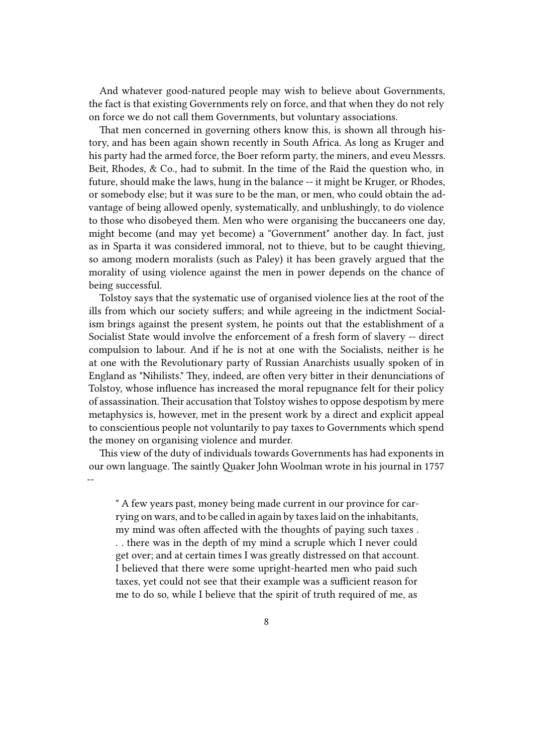And whatever good-natured people may wish to believe about Governments, the fact is that existing Governments rely on force, and that when they do not rely on force we do not call them Governments, but voluntary associations.

That men concerned in governing others know this, is shown all through history, and has been again shown recently in South Africa. As long as Kruger and his party had the armed force, the Boer reform party, the miners, and eveu Messrs. Beit, Rhodes, & Co., had to submit. In the time of the Raid the question who, in future, should make the laws, hung in the balance -- it might be Kruger, or Rhodes, or somebody else; but it was sure to be the man, or men, who could obtain the advantage of being allowed openly, systematically, and unblushingly, to do violence to those who disobeyed them. Men who were organising the buccaneers one day, might become (and may yet become) a "Government" another day. In fact, just as in Sparta it was considered immoral, not to thieve, but to be caught thieving, so among modern moralists (such as Paley) it has been gravely argued that the morality of using violence against the men in power depends on the chance of being successful.

Tolstoy says that the systematic use of organised violence lies at the root of the ills from which our society suffers; and while agreeing in the indictment Socialism brings against the present system, he points out that the establishment of a Socialist State would involve the enforcement of a fresh form of slavery -- direct compulsion to labour. And if he is not at one with the Socialists, neither is he at one with the Revolutionary party of Russian Anarchists usually spoken of in England as "Nihilists." They, indeed, are often very bitter in their denunciations of Tolstoy, whose influence has increased the moral repugnance felt for their policy of assassination. Their accusation that Tolstoy wishes to oppose despotism by mere metaphysics is, however, met in the present work by a direct and explicit appeal to conscientious people not voluntarily to pay taxes to Governments which spend the money on organising violence and murder.

This view of the duty of individuals towards Governments has had exponents in our own language. The saintly Quaker John Woolman wrote in his journal in 1757 --

> " A few years past, money being made current in our province for carrying on wars, and to be called in again by taxes laid on the inhabitants, my mind was often affected with the thoughts of paying such taxes . . . there was in the depth of my mind a scruple which I never could get over; and at certain times I was greatly distressed on that account. I believed that there were some upright-hearted men who paid such taxes, yet could not see that their example was a sufficient reason for me to do so, while I believe that the spirit of truth required of me, as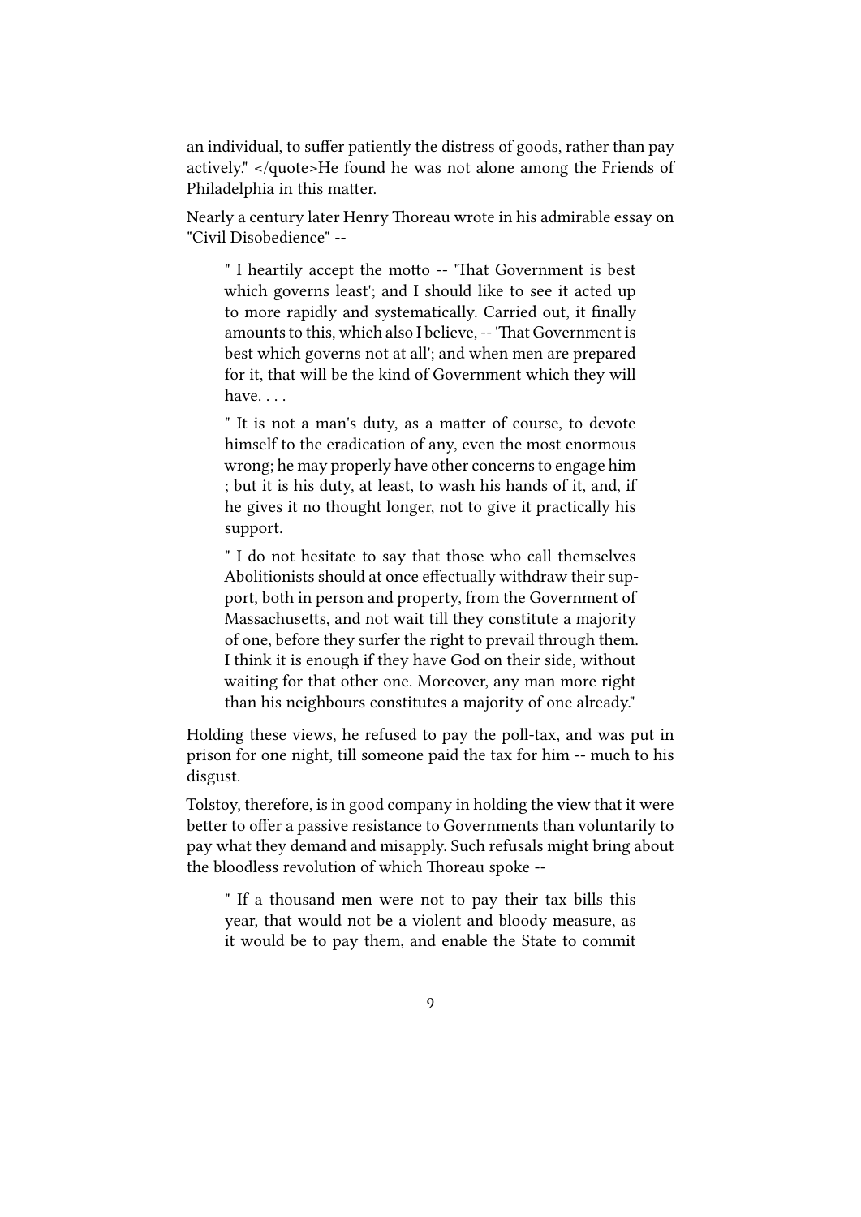an individual, to suffer patiently the distress of goods, rather than pay actively." </quote>He found he was not alone among the Friends of Philadelphia in this matter.

Nearly a century later Henry Thoreau wrote in his admirable essay on "Civil Disobedience" --

> " I heartily accept the motto -- 'That Government is best which governs least'; and I should like to see it acted up to more rapidly and systematically. Carried out, it finally amounts to this, which also I believe, -- 'That Government is best which governs not at all'; and when men are prepared for it, that will be the kind of Government which they will have. . . .
>
> " It is not a man's duty, as a matter of course, to devote himself to the eradication of any, even the most enormous wrong; he may properly have other concerns to engage him ; but it is his duty, at least, to wash his hands of it, and, if he gives it no thought longer, not to give it practically his support.
>
> " I do not hesitate to say that those who call themselves Abolitionists should at once effectually withdraw their support, both in person and property, from the Government of Massachusetts, and not wait till they constitute a majority of one, before they surfer the right to prevail through them. I think it is enough if they have God on their side, without waiting for that other one. Moreover, any man more right than his neighbours constitutes a majority of one already."

Holding these views, he refused to pay the poll-tax, and was put in prison for one night, till someone paid the tax for him -- much to his disgust.

Tolstoy, therefore, is in good company in holding the view that it were better to offer a passive resistance to Governments than voluntarily to pay what they demand and misapply. Such refusals might bring about the bloodless revolution of which Thoreau spoke --

> " If a thousand men were not to pay their tax bills this year, that would not be a violent and bloody measure, as it would be to pay them, and enable the State to commit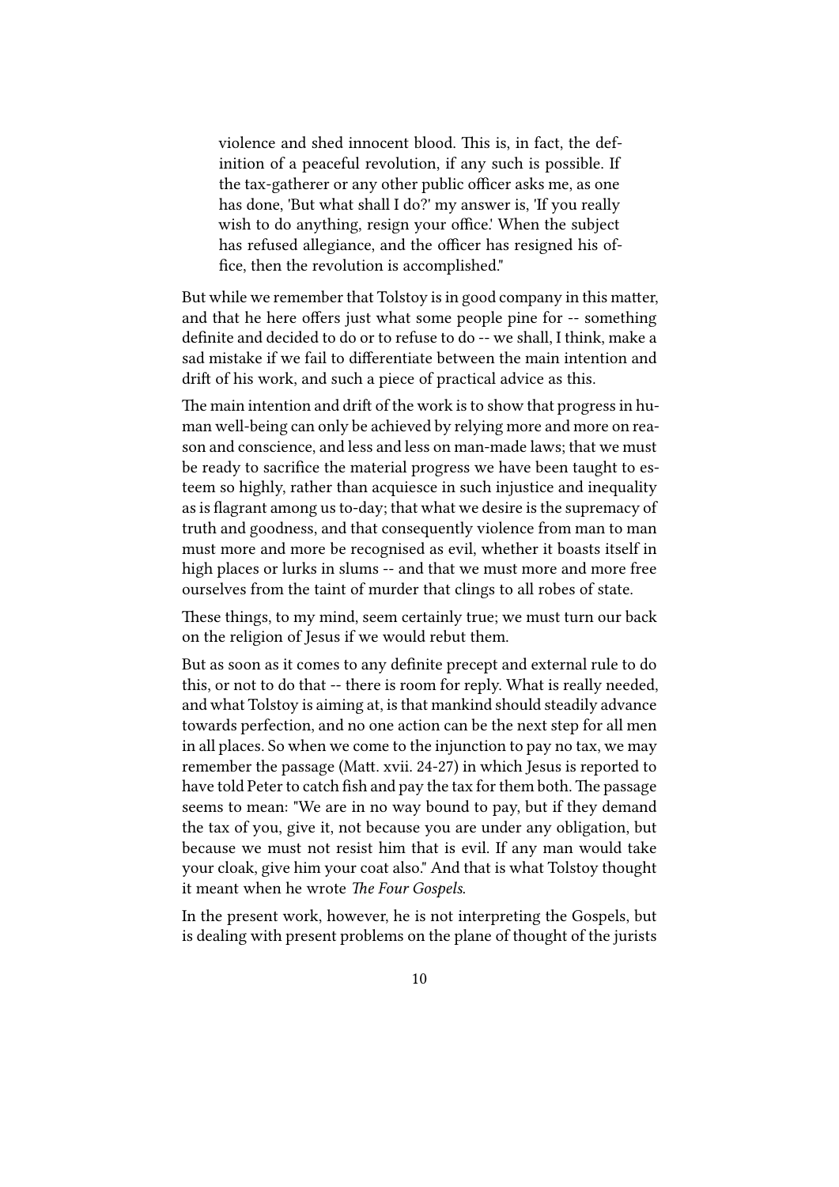> violence and shed innocent blood. This is, in fact, the definition of a peaceful revolution, if any such is possible. If the tax-gatherer or any other public officer asks me, as one has done, 'But what shall I do?' my answer is, 'If you really wish to do anything, resign your office.' When the subject has refused allegiance, and the officer has resigned his office, then the revolution is accomplished."

But while we remember that Tolstoy is in good company in this matter, and that he here offers just what some people pine for -- something definite and decided to do or to refuse to do -- we shall, I think, make a sad mistake if we fail to differentiate between the main intention and drift of his work, and such a piece of practical advice as this.

The main intention and drift of the work is to show that progress in human well-being can only be achieved by relying more and more on reason and conscience, and less and less on man-made laws; that we must be ready to sacrifice the material progress we have been taught to esteem so highly, rather than acquiesce in such injustice and inequality as is flagrant among us to-day; that what we desire is the supremacy of truth and goodness, and that consequently violence from man to man must more and more be recognised as evil, whether it boasts itself in high places or lurks in slums -- and that we must more and more free ourselves from the taint of murder that clings to all robes of state.

These things, to my mind, seem certainly true; we must turn our back on the religion of Jesus if we would rebut them.

But as soon as it comes to any definite precept and external rule to do this, or not to do that -- there is room for reply. What is really needed, and what Tolstoy is aiming at, is that mankind should steadily advance towards perfection, and no one action can be the next step for all men in all places. So when we come to the injunction to pay no tax, we may remember the passage (Matt. xvii. 24-27) in which Jesus is reported to have told Peter to catch fish and pay the tax for them both. The passage seems to mean: "We are in no way bound to pay, but if they demand the tax of you, give it, not because you are under any obligation, but because we must not resist him that is evil. If any man would take your cloak, give him your coat also." And that is what Tolstoy thought it meant when he wrote *The Four Gospels*.

In the present work, however, he is not interpreting the Gospels, but is dealing with present problems on the plane of thought of the jurists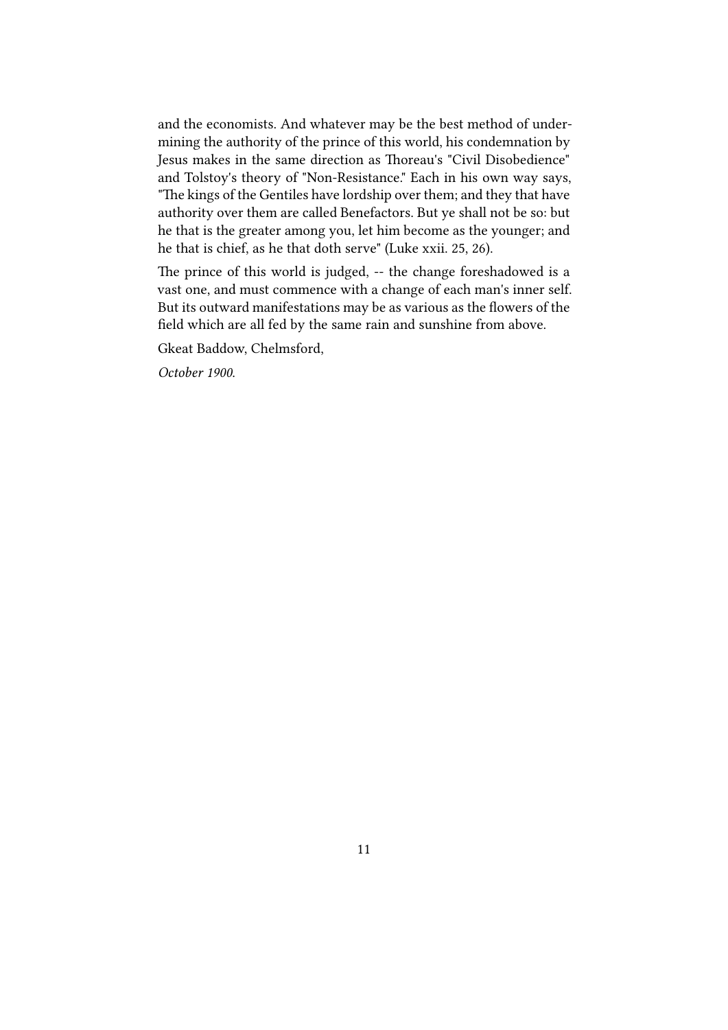and the economists. And whatever may be the best method of undermining the authority of the prince of this world, his condemnation by Jesus makes in the same direction as Thoreau's "Civil Disobedience" and Tolstoy's theory of "Non-Resistance." Each in his own way says, "The kings of the Gentiles have lordship over them; and they that have authority over them are called Benefactors. But ye shall not be so: but he that is the greater among you, let him become as the younger; and he that is chief, as he that doth serve" (Luke xxii. 25, 26).

The prince of this world is judged, -- the change foreshadowed is a vast one, and must commence with a change of each man's inner self. But its outward manifestations may be as various as the flowers of the field which are all fed by the same rain and sunshine from above.

Gkeat Baddow, Chelmsford,

*October 1900.*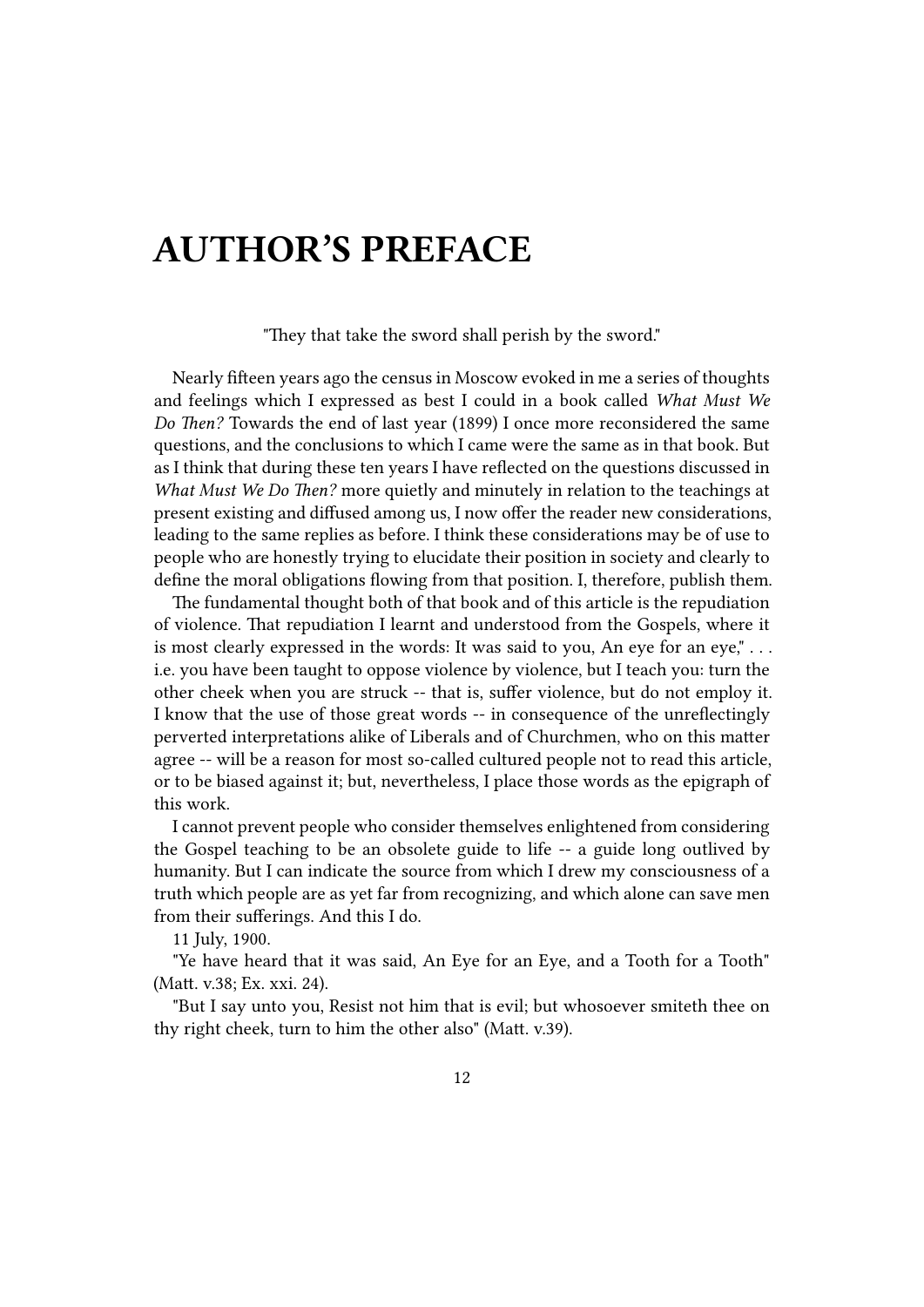# AUTHOR'S PREFACE

"They that take the sword shall perish by the sword."

Nearly fifteen years ago the census in Moscow evoked in me a series of thoughts and feelings which I expressed as best I could in a book called *What Must We Do Then?* Towards the end of last year (1899) I once more reconsidered the same questions, and the conclusions to which I came were the same as in that book. But as I think that during these ten years I have reflected on the questions discussed in *What Must We Do Then?* more quietly and minutely in relation to the teachings at present existing and diffused among us, I now offer the reader new considerations, leading to the same replies as before. I think these considerations may be of use to people who are honestly trying to elucidate their position in society and clearly to define the moral obligations flowing from that position. I, therefore, publish them.

The fundamental thought both of that book and of this article is the repudiation of violence. That repudiation I learnt and understood from the Gospels, where it is most clearly expressed in the words: It was said to you, An eye for an eye," . . . i.e. you have been taught to oppose violence by violence, but I teach you: turn the other cheek when you are struck -- that is, suffer violence, but do not employ it. I know that the use of those great words -- in consequence of the unreflectingly perverted interpretations alike of Liberals and of Churchmen, who on this matter agree -- will be a reason for most so-called cultured people not to read this article, or to be biased against it; but, nevertheless, I place those words as the epigraph of this work.

I cannot prevent people who consider themselves enlightened from considering the Gospel teaching to be an obsolete guide to life -- a guide long outlived by humanity. But I can indicate the source from which I drew my consciousness of a truth which people are as yet far from recognizing, and which alone can save men from their sufferings. And this I do.

11 July, 1900.

"Ye have heard that it was said, An Eye for an Eye, and a Tooth for a Tooth" (Matt. v.38; Ex. xxi. 24).

"But I say unto you, Resist not him that is evil; but whosoever smiteth thee on thy right cheek, turn to him the other also" (Matt. v.39).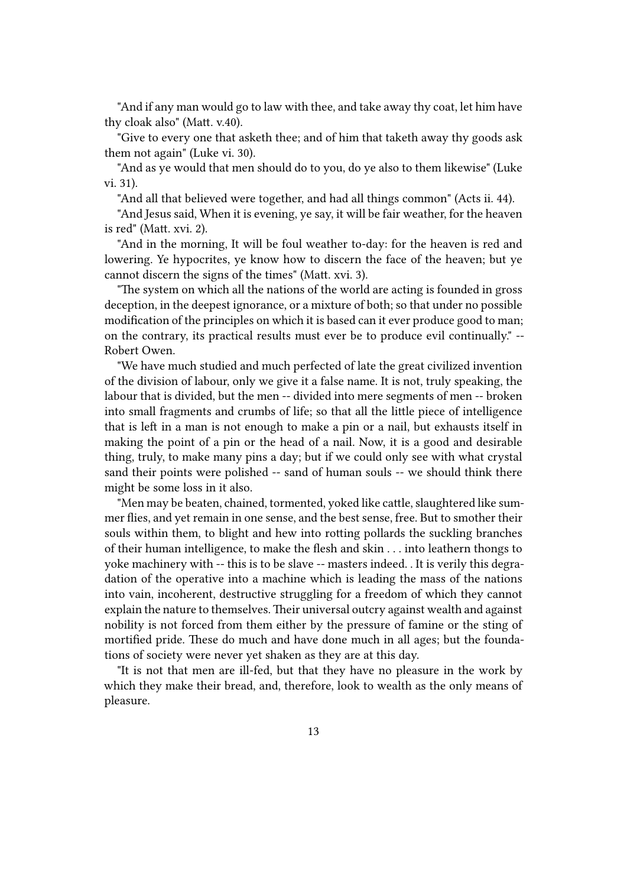"And if any man would go to law with thee, and take away thy coat, let him have thy cloak also" (Matt. v.40).

"Give to every one that asketh thee; and of him that taketh away thy goods ask them not again" (Luke vi. 30).

"And as ye would that men should do to you, do ye also to them likewise" (Luke vi. 31).

"And all that believed were together, and had all things common" (Acts ii. 44).

"And Jesus said, When it is evening, ye say, it will be fair weather, for the heaven is red" (Matt. xvi. 2).

"And in the morning, It will be foul weather to-day: for the heaven is red and lowering. Ye hypocrites, ye know how to discern the face of the heaven; but ye cannot discern the signs of the times" (Matt. xvi. 3).

"The system on which all the nations of the world are acting is founded in gross deception, in the deepest ignorance, or a mixture of both; so that under no possible modification of the principles on which it is based can it ever produce good to man; on the contrary, its practical results must ever be to produce evil continually." -- Robert Owen.

"We have much studied and much perfected of late the great civilized invention of the division of labour, only we give it a false name. It is not, truly speaking, the labour that is divided, but the men -- divided into mere segments of men -- broken into small fragments and crumbs of life; so that all the little piece of intelligence that is left in a man is not enough to make a pin or a nail, but exhausts itself in making the point of a pin or the head of a nail. Now, it is a good and desirable thing, truly, to make many pins a day; but if we could only see with what crystal sand their points were polished -- sand of human souls -- we should think there might be some loss in it also.

"Men may be beaten, chained, tormented, yoked like cattle, slaughtered like summer flies, and yet remain in one sense, and the best sense, free. But to smother their souls within them, to blight and hew into rotting pollards the suckling branches of their human intelligence, to make the flesh and skin . . . into leathern thongs to yoke machinery with -- this is to be slave -- masters indeed. . It is verily this degradation of the operative into a machine which is leading the mass of the nations into vain, incoherent, destructive struggling for a freedom of which they cannot explain the nature to themselves. Their universal outcry against wealth and against nobility is not forced from them either by the pressure of famine or the sting of mortified pride. These do much and have done much in all ages; but the foundations of society were never yet shaken as they are at this day.

"It is not that men are ill-fed, but that they have no pleasure in the work by which they make their bread, and, therefore, look to wealth as the only means of pleasure.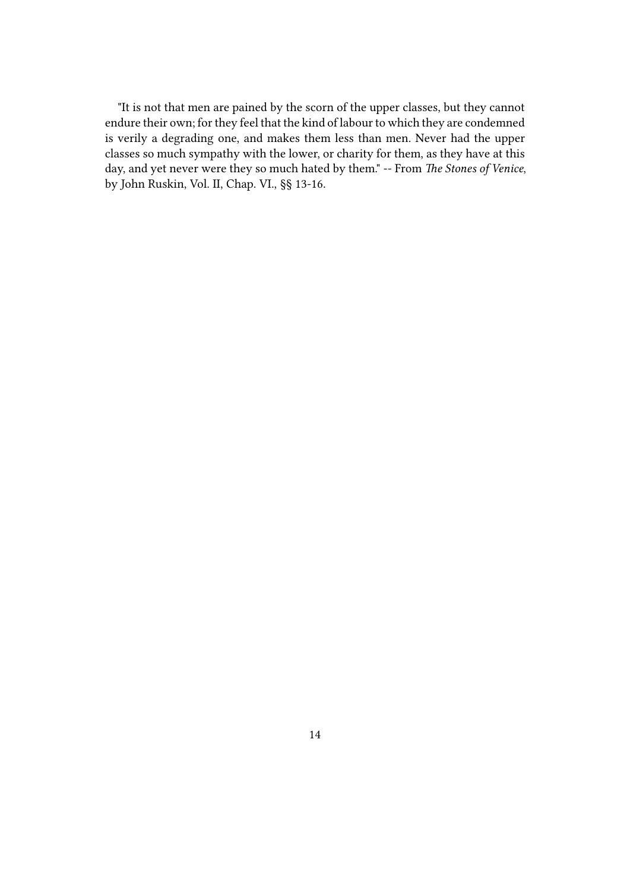"It is not that men are pained by the scorn of the upper classes, but they cannot endure their own; for they feel that the kind of labour to which they are condemned is verily a degrading one, and makes them less than men. Never had the upper classes so much sympathy with the lower, or charity for them, as they have at this day, and yet never were they so much hated by them." -- From *The Stones of Venice*, by John Ruskin, Vol. II, Chap. VI., §§ 13-16.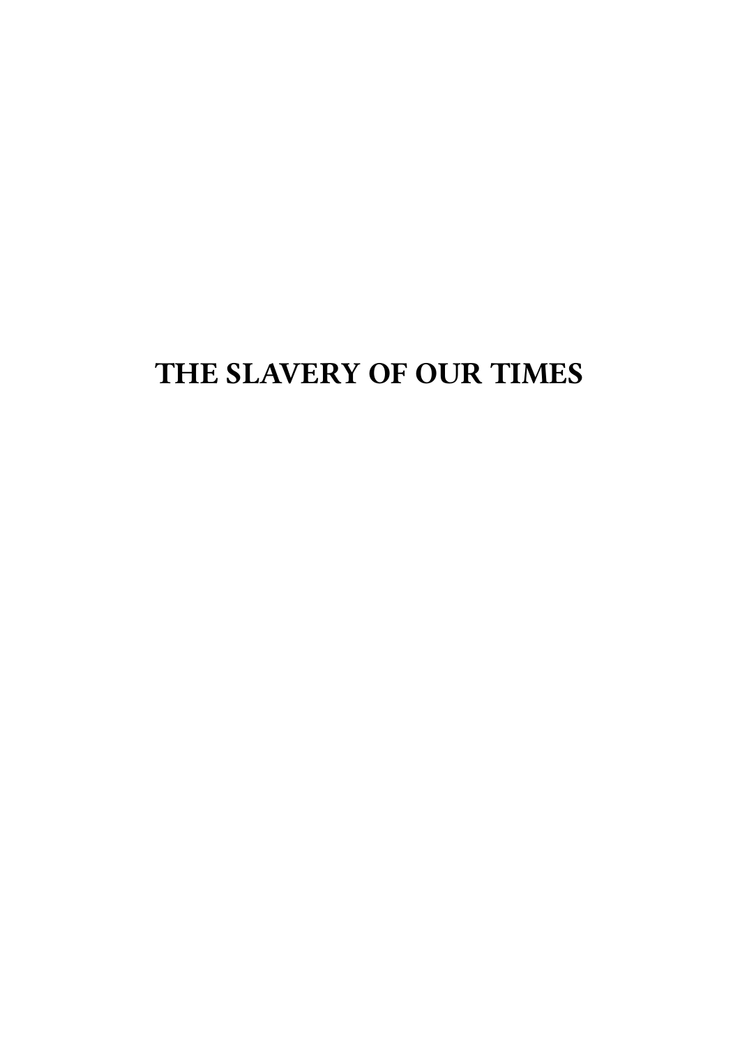# THE SLAVERY OF OUR TIMES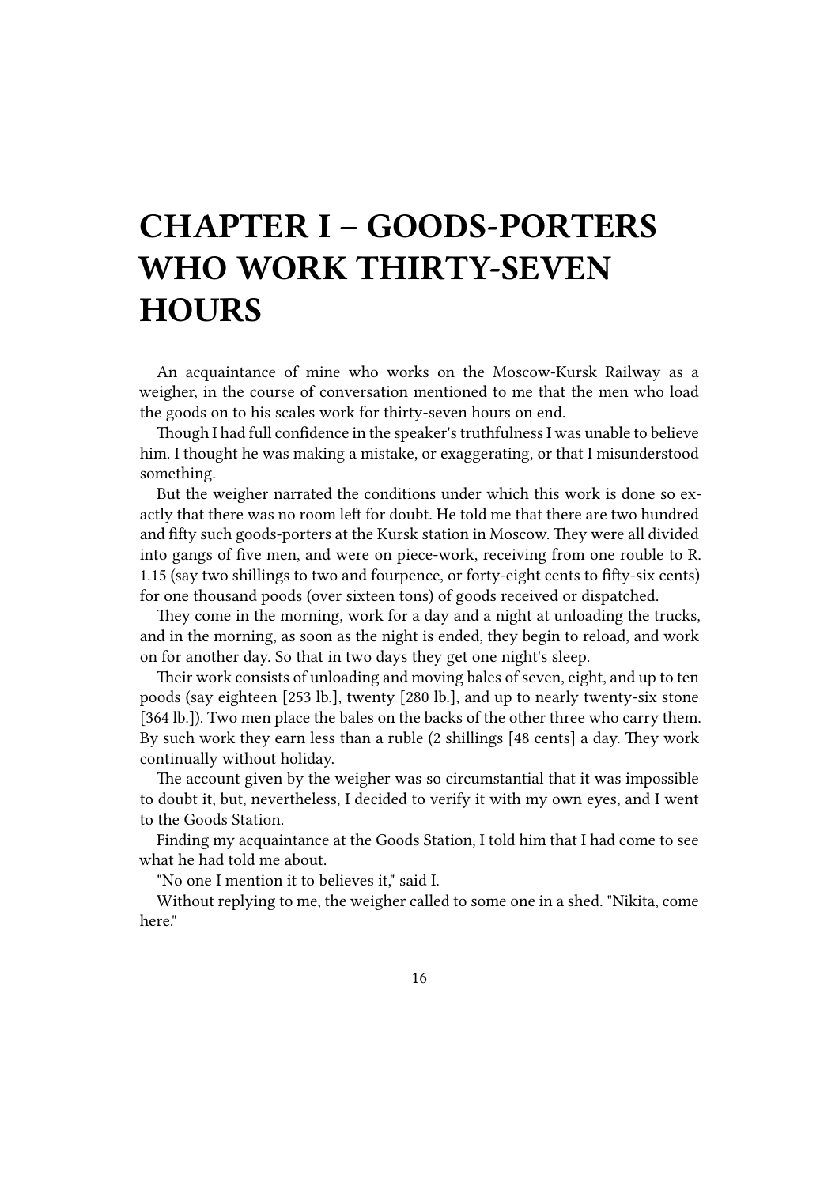# CHAPTER I – GOODS-PORTERS WHO WORK THIRTY-SEVEN HOURS

An acquaintance of mine who works on the Moscow-Kursk Railway as a weigher, in the course of conversation mentioned to me that the men who load the goods on to his scales work for thirty-seven hours on end.

Though I had full confidence in the speaker's truthfulness I was unable to believe him. I thought he was making a mistake, or exaggerating, or that I misunderstood something.

But the weigher narrated the conditions under which this work is done so exactly that there was no room left for doubt. He told me that there are two hundred and fifty such goods-porters at the Kursk station in Moscow. They were all divided into gangs of five men, and were on piece-work, receiving from one rouble to R. 1.15 (say two shillings to two and fourpence, or forty-eight cents to fifty-six cents) for one thousand poods (over sixteen tons) of goods received or dispatched.

They come in the morning, work for a day and a night at unloading the trucks, and in the morning, as soon as the night is ended, they begin to reload, and work on for another day. So that in two days they get one night's sleep.

Their work consists of unloading and moving bales of seven, eight, and up to ten poods (say eighteen [253 lb.], twenty [280 lb.], and up to nearly twenty-six stone [364 lb.]). Two men place the bales on the backs of the other three who carry them. By such work they earn less than a ruble (2 shillings [48 cents] a day. They work continually without holiday.

The account given by the weigher was so circumstantial that it was impossible to doubt it, but, nevertheless, I decided to verify it with my own eyes, and I went to the Goods Station.

Finding my acquaintance at the Goods Station, I told him that I had come to see what he had told me about.

"No one I mention it to believes it," said I.

Without replying to me, the weigher called to some one in a shed. "Nikita, come here."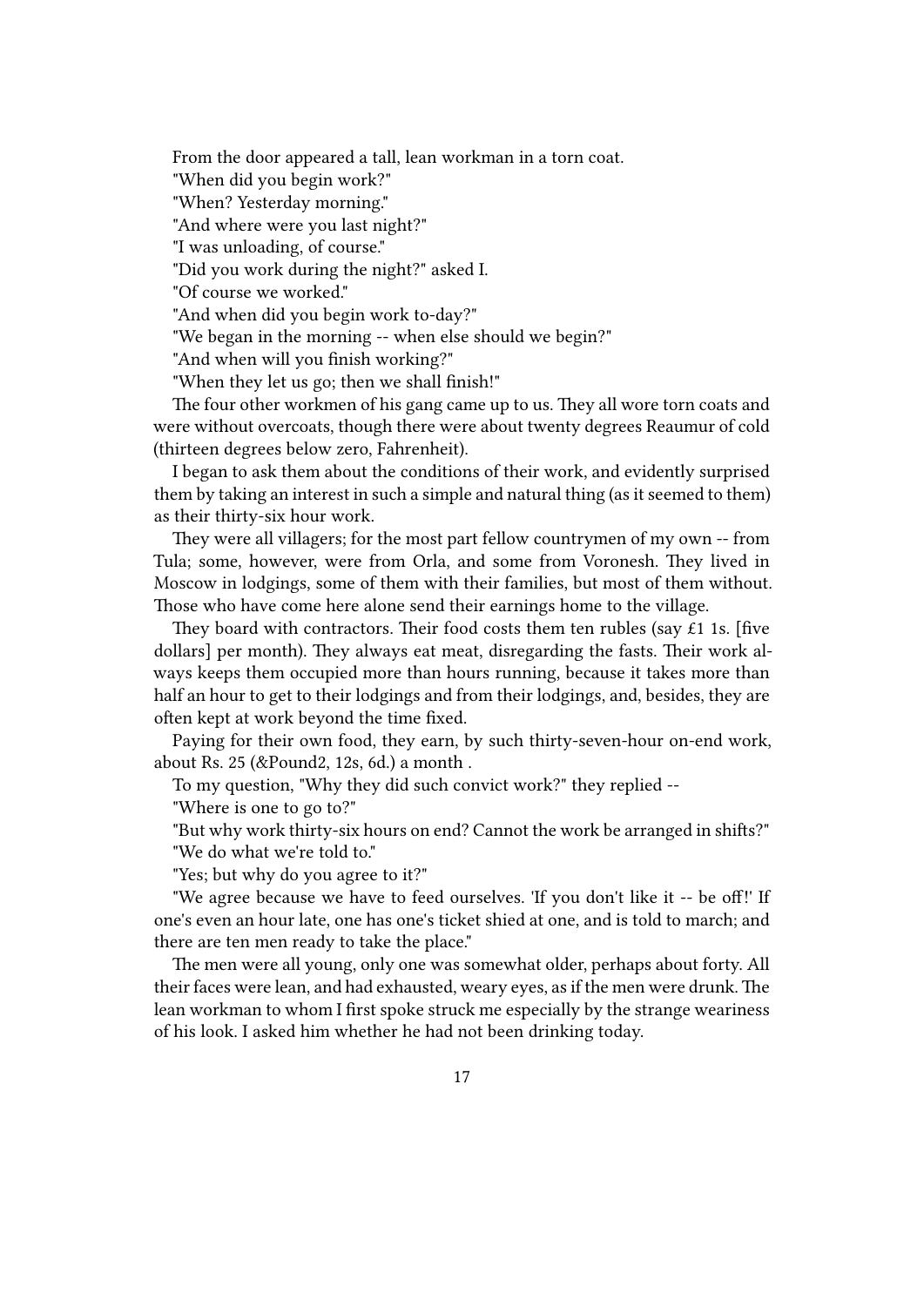From the door appeared a tall, lean workman in a torn coat.

"When did you begin work?"

"When? Yesterday morning."

"And where were you last night?"

"I was unloading, of course."

"Did you work during the night?" asked I.

"Of course we worked."

"And when did you begin work to-day?"

"We began in the morning -- when else should we begin?"

"And when will you finish working?"

"When they let us go; then we shall finish!"

The four other workmen of his gang came up to us. They all wore torn coats and were without overcoats, though there were about twenty degrees Reaumur of cold (thirteen degrees below zero, Fahrenheit).

I began to ask them about the conditions of their work, and evidently surprised them by taking an interest in such a simple and natural thing (as it seemed to them) as their thirty-six hour work.

They were all villagers; for the most part fellow countrymen of my own -- from Tula; some, however, were from Orla, and some from Voronesh. They lived in Moscow in lodgings, some of them with their families, but most of them without. Those who have come here alone send their earnings home to the village.

They board with contractors. Their food costs them ten rubles (say £1 1s. [five dollars] per month). They always eat meat, disregarding the fasts. Their work always keeps them occupied more than hours running, because it takes more than half an hour to get to their lodgings and from their lodgings, and, besides, they are often kept at work beyond the time fixed.

Paying for their own food, they earn, by such thirty-seven-hour on-end work, about Rs. 25 (&Pound2, 12s, 6d.) a month .

To my question, "Why they did such convict work?" they replied --

"Where is one to go to?"

"But why work thirty-six hours on end? Cannot the work be arranged in shifts?"

"We do what we're told to."

"Yes; but why do you agree to it?"

"We agree because we have to feed ourselves. 'If you don't like it -- be off!' If one's even an hour late, one has one's ticket shied at one, and is told to march; and there are ten men ready to take the place."

The men were all young, only one was somewhat older, perhaps about forty. All their faces were lean, and had exhausted, weary eyes, as if the men were drunk. The lean workman to whom I first spoke struck me especially by the strange weariness of his look. I asked him whether he had not been drinking today.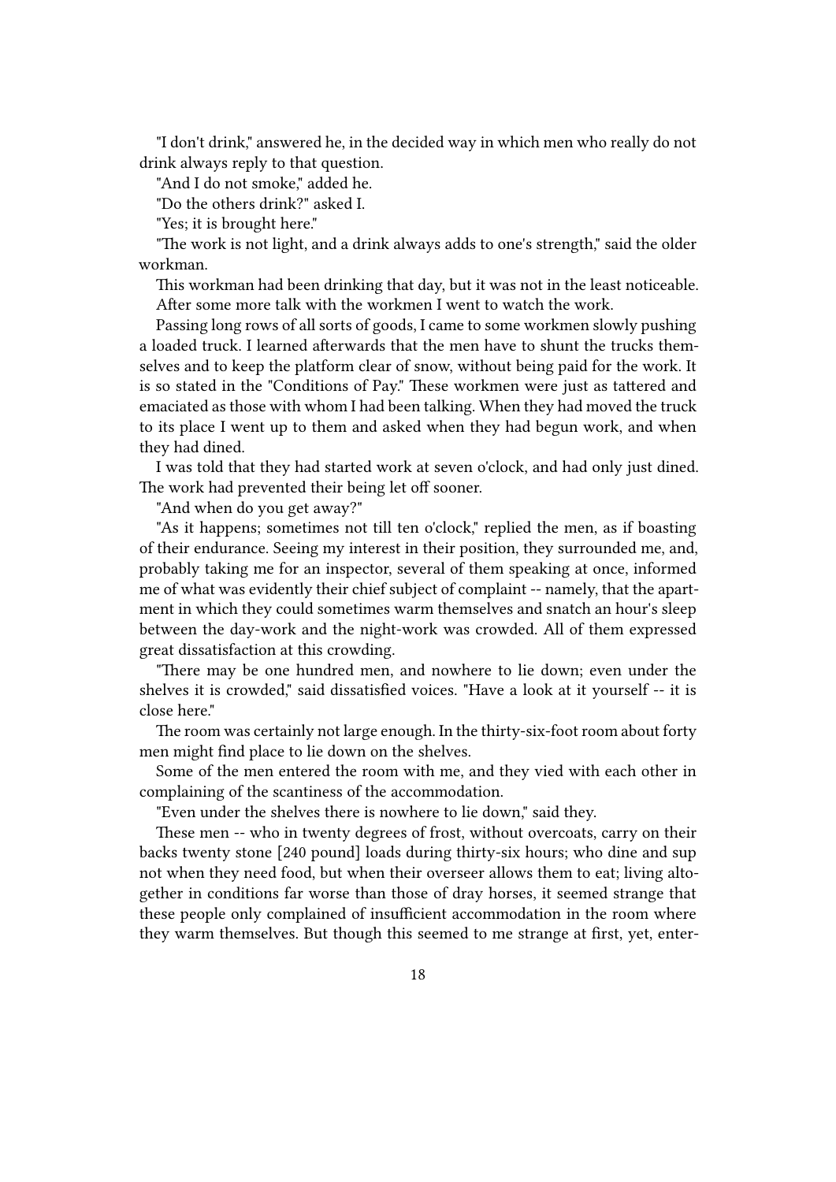"I don't drink," answered he, in the decided way in which men who really do not drink always reply to that question.

"And I do not smoke," added he.

"Do the others drink?" asked I.

"Yes; it is brought here."

"The work is not light, and a drink always adds to one's strength," said the older workman.

This workman had been drinking that day, but it was not in the least noticeable.

After some more talk with the workmen I went to watch the work.

Passing long rows of all sorts of goods, I came to some workmen slowly pushing a loaded truck. I learned afterwards that the men have to shunt the trucks themselves and to keep the platform clear of snow, without being paid for the work. It is so stated in the "Conditions of Pay." These workmen were just as tattered and emaciated as those with whom I had been talking. When they had moved the truck to its place I went up to them and asked when they had begun work, and when they had dined.

I was told that they had started work at seven o'clock, and had only just dined. The work had prevented their being let off sooner.

"And when do you get away?"

"As it happens; sometimes not till ten o'clock," replied the men, as if boasting of their endurance. Seeing my interest in their position, they surrounded me, and, probably taking me for an inspector, several of them speaking at once, informed me of what was evidently their chief subject of complaint -- namely, that the apartment in which they could sometimes warm themselves and snatch an hour's sleep between the day-work and the night-work was crowded. All of them expressed great dissatisfaction at this crowding.

"There may be one hundred men, and nowhere to lie down; even under the shelves it is crowded," said dissatisfied voices. "Have a look at it yourself -- it is close here."

The room was certainly not large enough. In the thirty-six-foot room about forty men might find place to lie down on the shelves.

Some of the men entered the room with me, and they vied with each other in complaining of the scantiness of the accommodation.

"Even under the shelves there is nowhere to lie down," said they.

These men -- who in twenty degrees of frost, without overcoats, carry on their backs twenty stone [240 pound] loads during thirty-six hours; who dine and sup not when they need food, but when their overseer allows them to eat; living altogether in conditions far worse than those of dray horses, it seemed strange that these people only complained of insufficient accommodation in the room where they warm themselves. But though this seemed to me strange at first, yet, enter-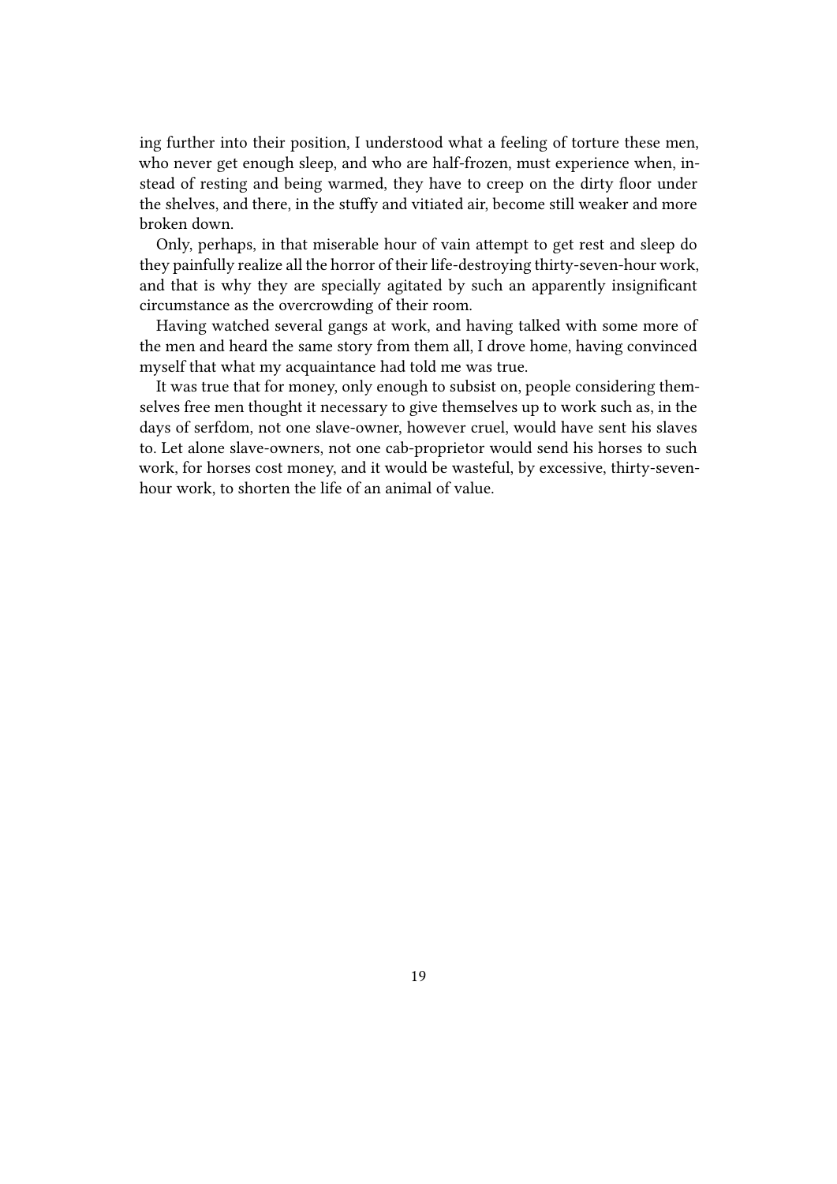ing further into their position, I understood what a feeling of torture these men, who never get enough sleep, and who are half-frozen, must experience when, instead of resting and being warmed, they have to creep on the dirty floor under the shelves, and there, in the stuffy and vitiated air, become still weaker and more broken down.

Only, perhaps, in that miserable hour of vain attempt to get rest and sleep do they painfully realize all the horror of their life-destroying thirty-seven-hour work, and that is why they are specially agitated by such an apparently insignificant circumstance as the overcrowding of their room.

Having watched several gangs at work, and having talked with some more of the men and heard the same story from them all, I drove home, having convinced myself that what my acquaintance had told me was true.

It was true that for money, only enough to subsist on, people considering themselves free men thought it necessary to give themselves up to work such as, in the days of serfdom, not one slave-owner, however cruel, would have sent his slaves to. Let alone slave-owners, not one cab-proprietor would send his horses to such work, for horses cost money, and it would be wasteful, by excessive, thirty-seven-hour work, to shorten the life of an animal of value.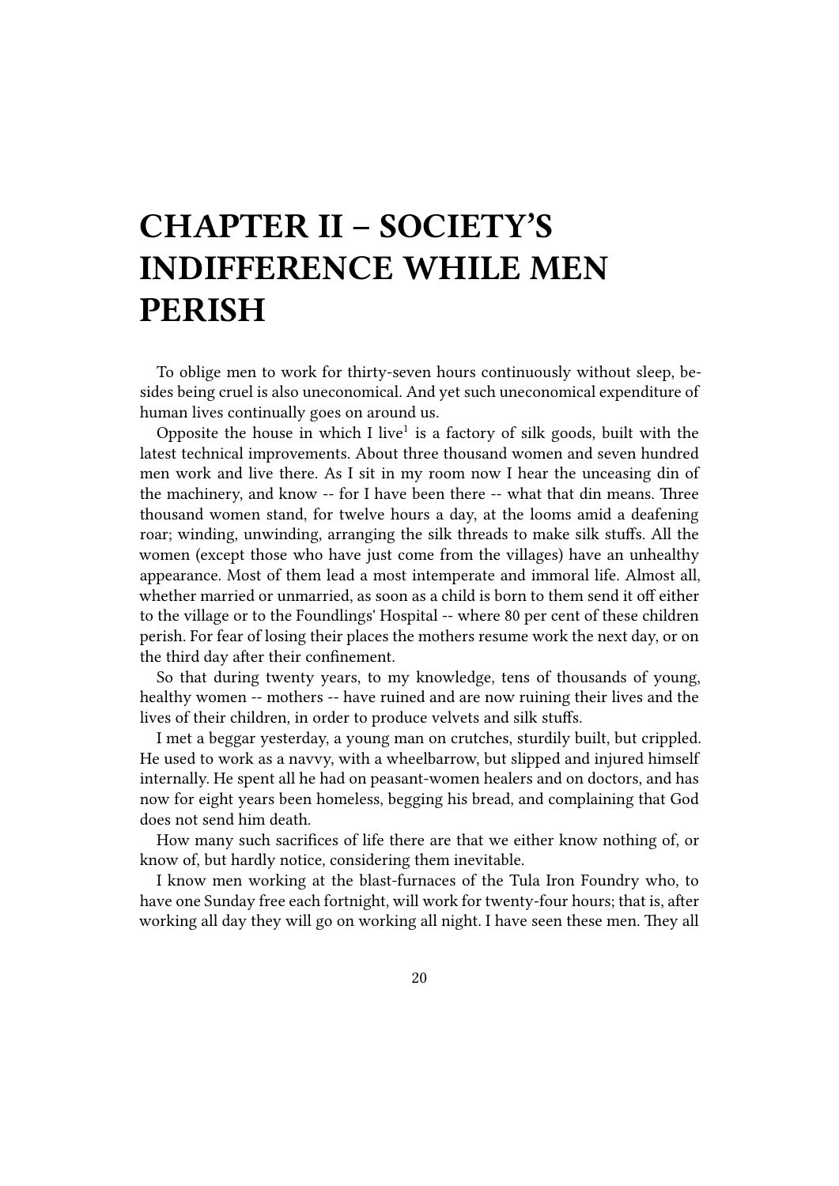# CHAPTER II – SOCIETY'S INDIFFERENCE WHILE MEN PERISH

To oblige men to work for thirty-seven hours continuously without sleep, besides being cruel is also uneconomical. And yet such uneconomical expenditure of human lives continually goes on around us.

Opposite the house in which I live[1] is a factory of silk goods, built with the latest technical improvements. About three thousand women and seven hundred men work and live there. As I sit in my room now I hear the unceasing din of the machinery, and know -- for I have been there -- what that din means. Three thousand women stand, for twelve hours a day, at the looms amid a deafening roar; winding, unwinding, arranging the silk threads to make silk stuffs. All the women (except those who have just come from the villages) have an unhealthy appearance. Most of them lead a most intemperate and immoral life. Almost all, whether married or unmarried, as soon as a child is born to them send it off either to the village or to the Foundlings' Hospital -- where 80 per cent of these children perish. For fear of losing their places the mothers resume work the next day, or on the third day after their confinement.

So that during twenty years, to my knowledge, tens of thousands of young, healthy women -- mothers -- have ruined and are now ruining their lives and the lives of their children, in order to produce velvets and silk stuffs.

I met a beggar yesterday, a young man on crutches, sturdily built, but crippled. He used to work as a navvy, with a wheelbarrow, but slipped and injured himself internally. He spent all he had on peasant-women healers and on doctors, and has now for eight years been homeless, begging his bread, and complaining that God does not send him death.

How many such sacrifices of life there are that we either know nothing of, or know of, but hardly notice, considering them inevitable.

I know men working at the blast-furnaces of the Tula Iron Foundry who, to have one Sunday free each fortnight, will work for twenty-four hours; that is, after working all day they will go on working all night. I have seen these men. They all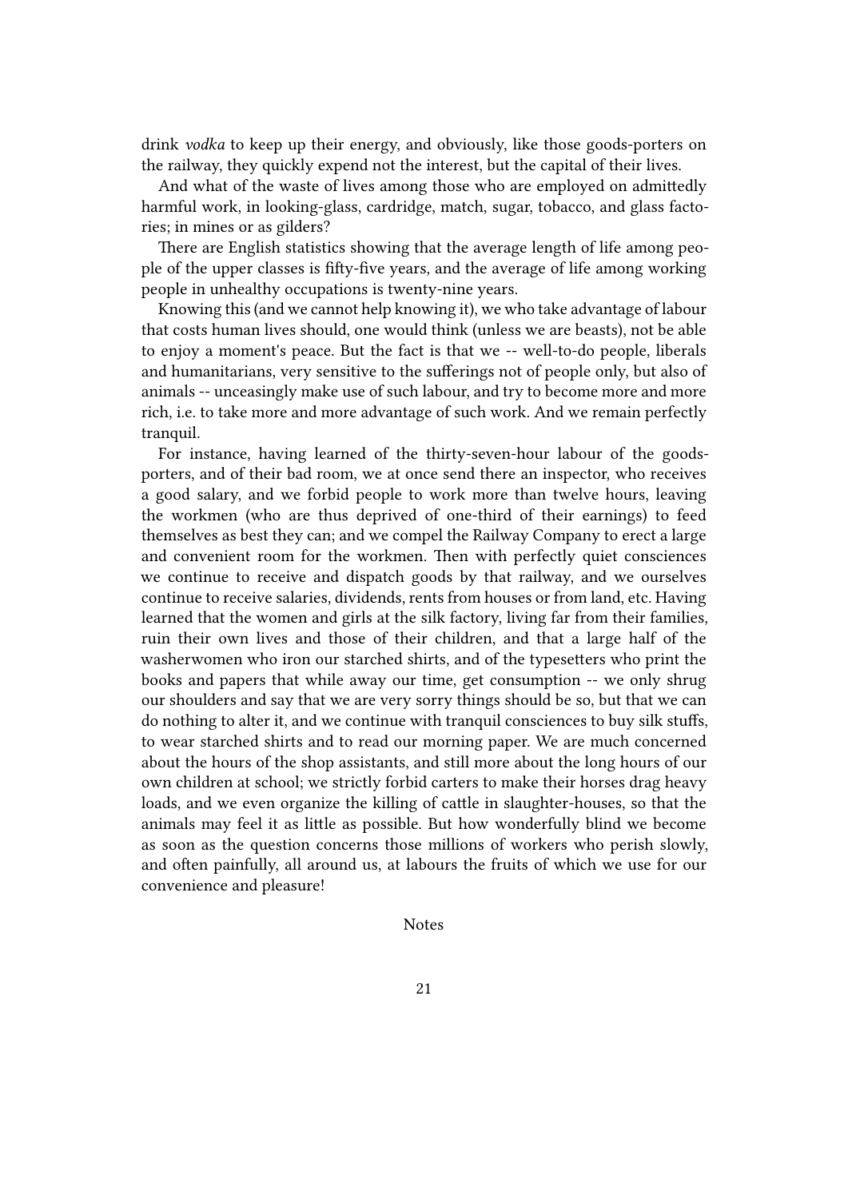drink *vodka* to keep up their energy, and obviously, like those goods-porters on the railway, they quickly expend not the interest, but the capital of their lives.

And what of the waste of lives among those who are employed on admittedly harmful work, in looking-glass, cardridge, match, sugar, tobacco, and glass factories; in mines or as gilders?

There are English statistics showing that the average length of life among people of the upper classes is fifty-five years, and the average of life among working people in unhealthy occupations is twenty-nine years.

Knowing this (and we cannot help knowing it), we who take advantage of labour that costs human lives should, one would think (unless we are beasts), not be able to enjoy a moment's peace. But the fact is that we -- well-to-do people, liberals and humanitarians, very sensitive to the sufferings not of people only, but also of animals -- unceasingly make use of such labour, and try to become more and more rich, i.e. to take more and more advantage of such work. And we remain perfectly tranquil.

For instance, having learned of the thirty-seven-hour labour of the goods-porters, and of their bad room, we at once send there an inspector, who receives a good salary, and we forbid people to work more than twelve hours, leaving the workmen (who are thus deprived of one-third of their earnings) to feed themselves as best they can; and we compel the Railway Company to erect a large and convenient room for the workmen. Then with perfectly quiet consciences we continue to receive and dispatch goods by that railway, and we ourselves continue to receive salaries, dividends, rents from houses or from land, etc. Having learned that the women and girls at the silk factory, living far from their families, ruin their own lives and those of their children, and that a large half of the washerwomen who iron our starched shirts, and of the typesetters who print the books and papers that while away our time, get consumption -- we only shrug our shoulders and say that we are very sorry things should be so, but that we can do nothing to alter it, and we continue with tranquil consciences to buy silk stuffs, to wear starched shirts and to read our morning paper. We are much concerned about the hours of the shop assistants, and still more about the long hours of our own children at school; we strictly forbid carters to make their horses drag heavy loads, and we even organize the killing of cattle in slaughter-houses, so that the animals may feel it as little as possible. But how wonderfully blind we become as soon as the question concerns those millions of workers who perish slowly, and often painfully, all around us, at labours the fruits of which we use for our convenience and pleasure!

Notes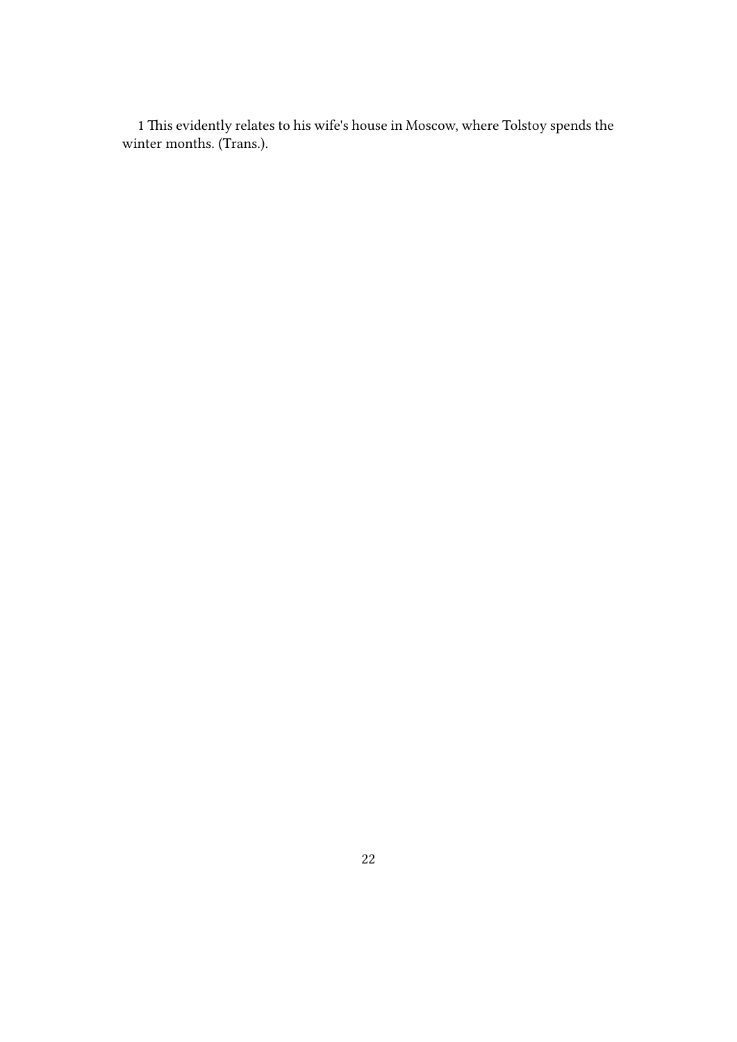1 This evidently relates to his wife's house in Moscow, where Tolstoy spends the winter months. (Trans.).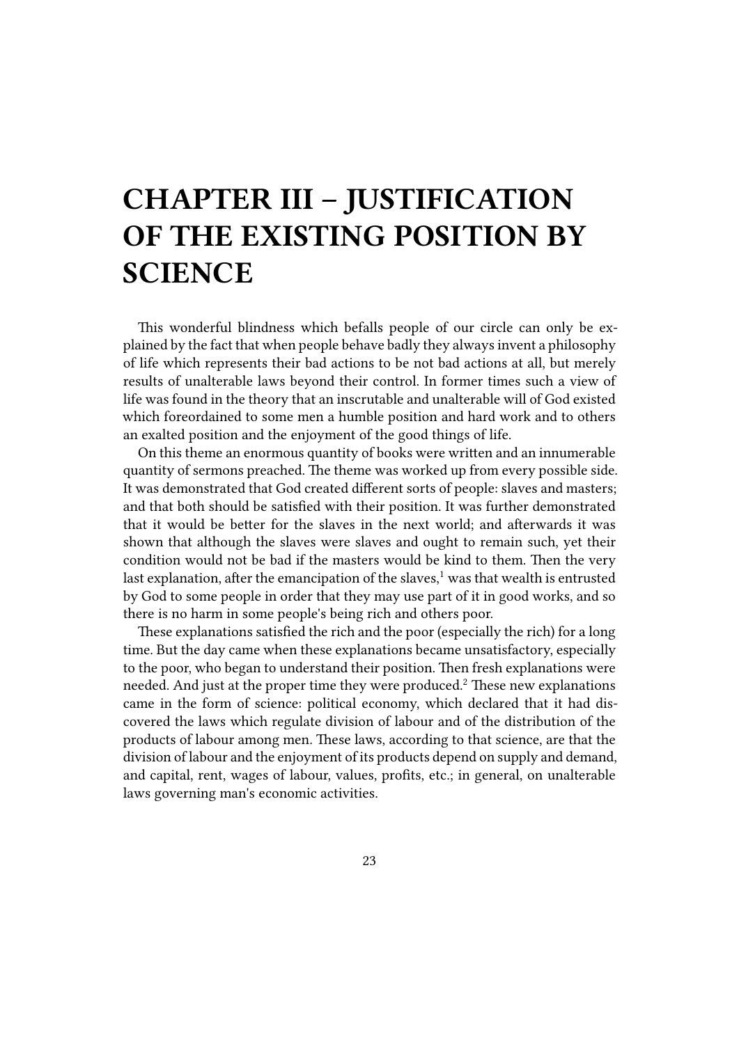# CHAPTER III – JUSTIFICATION OF THE EXISTING POSITION BY SCIENCE

This wonderful blindness which befalls people of our circle can only be explained by the fact that when people behave badly they always invent a philosophy of life which represents their bad actions to be not bad actions at all, but merely results of unalterable laws beyond their control. In former times such a view of life was found in the theory that an inscrutable and unalterable will of God existed which foreordained to some men a humble position and hard work and to others an exalted position and the enjoyment of the good things of life.

On this theme an enormous quantity of books were written and an innumerable quantity of sermons preached. The theme was worked up from every possible side. It was demonstrated that God created different sorts of people: slaves and masters; and that both should be satisfied with their position. It was further demonstrated that it would be better for the slaves in the next world; and afterwards it was shown that although the slaves were slaves and ought to remain such, yet their condition would not be bad if the masters would be kind to them. Then the very last explanation, after the emancipation of the slaves,[1] was that wealth is entrusted by God to some people in order that they may use part of it in good works, and so there is no harm in some people's being rich and others poor.

These explanations satisfied the rich and the poor (especially the rich) for a long time. But the day came when these explanations became unsatisfactory, especially to the poor, who began to understand their position. Then fresh explanations were needed. And just at the proper time they were produced.[2] These new explanations came in the form of science: political economy, which declared that it had discovered the laws which regulate division of labour and of the distribution of the products of labour among men. These laws, according to that science, are that the division of labour and the enjoyment of its products depend on supply and demand, and capital, rent, wages of labour, values, profits, etc.; in general, on unalterable laws governing man's economic activities.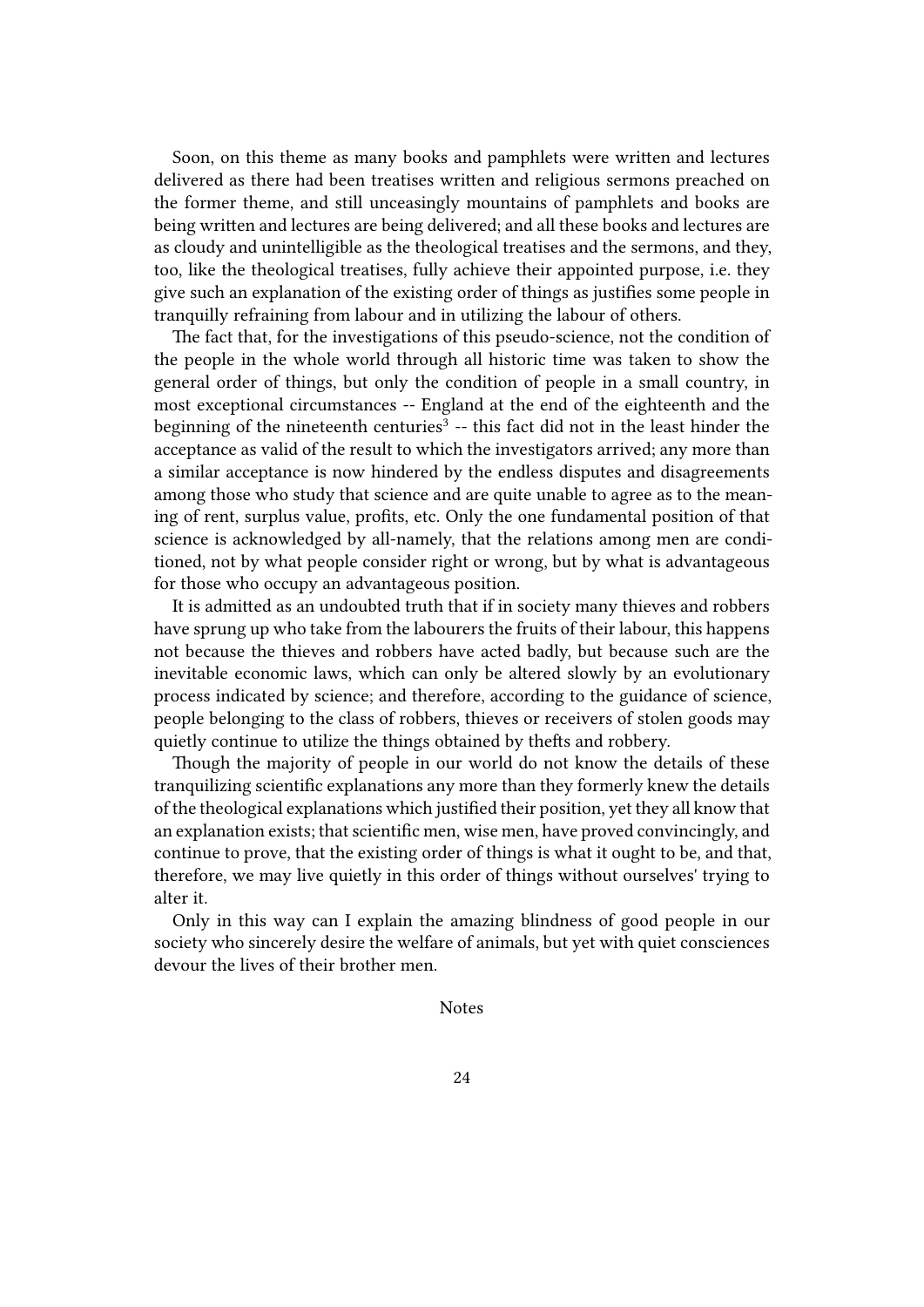Soon, on this theme as many books and pamphlets were written and lectures delivered as there had been treatises written and religious sermons preached on the former theme, and still unceasingly mountains of pamphlets and books are being written and lectures are being delivered; and all these books and lectures are as cloudy and unintelligible as the theological treatises and the sermons, and they, too, like the theological treatises, fully achieve their appointed purpose, i.e. they give such an explanation of the existing order of things as justifies some people in tranquilly refraining from labour and in utilizing the labour of others.

The fact that, for the investigations of this pseudo-science, not the condition of the people in the whole world through all historic time was taken to show the general order of things, but only the condition of people in a small country, in most exceptional circumstances -- England at the end of the eighteenth and the beginning of the nineteenth centuries[3] -- this fact did not in the least hinder the acceptance as valid of the result to which the investigators arrived; any more than a similar acceptance is now hindered by the endless disputes and disagreements among those who study that science and are quite unable to agree as to the meaning of rent, surplus value, profits, etc. Only the one fundamental position of that science is acknowledged by all-namely, that the relations among men are conditioned, not by what people consider right or wrong, but by what is advantageous for those who occupy an advantageous position.

It is admitted as an undoubted truth that if in society many thieves and robbers have sprung up who take from the labourers the fruits of their labour, this happens not because the thieves and robbers have acted badly, but because such are the inevitable economic laws, which can only be altered slowly by an evolutionary process indicated by science; and therefore, according to the guidance of science, people belonging to the class of robbers, thieves or receivers of stolen goods may quietly continue to utilize the things obtained by thefts and robbery.

Though the majority of people in our world do not know the details of these tranquilizing scientific explanations any more than they formerly knew the details of the theological explanations which justified their position, yet they all know that an explanation exists; that scientific men, wise men, have proved convincingly, and continue to prove, that the existing order of things is what it ought to be, and that, therefore, we may live quietly in this order of things without ourselves' trying to alter it.

Only in this way can I explain the amazing blindness of good people in our society who sincerely desire the welfare of animals, but yet with quiet consciences devour the lives of their brother men.

Notes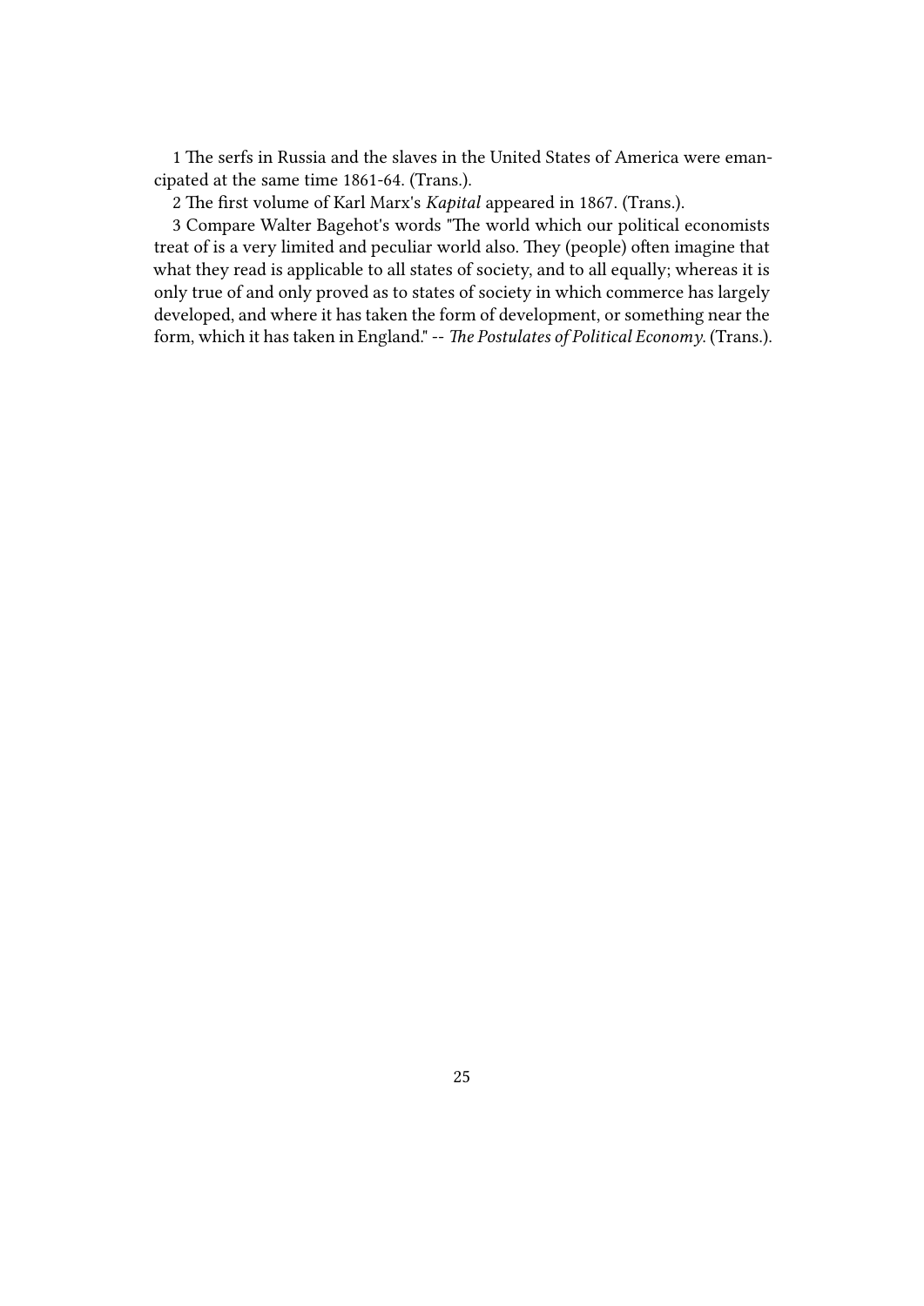1 The serfs in Russia and the slaves in the United States of America were emancipated at the same time 1861-64. (Trans.).

2 The first volume of Karl Marx's *Kapital* appeared in 1867. (Trans.).

3 Compare Walter Bagehot's words "The world which our political economists treat of is a very limited and peculiar world also. They (people) often imagine that what they read is applicable to all states of society, and to all equally; whereas it is only true of and only proved as to states of society in which commerce has largely developed, and where it has taken the form of development, or something near the form, which it has taken in England." -- *The Postulates of Political Economy.* (Trans.).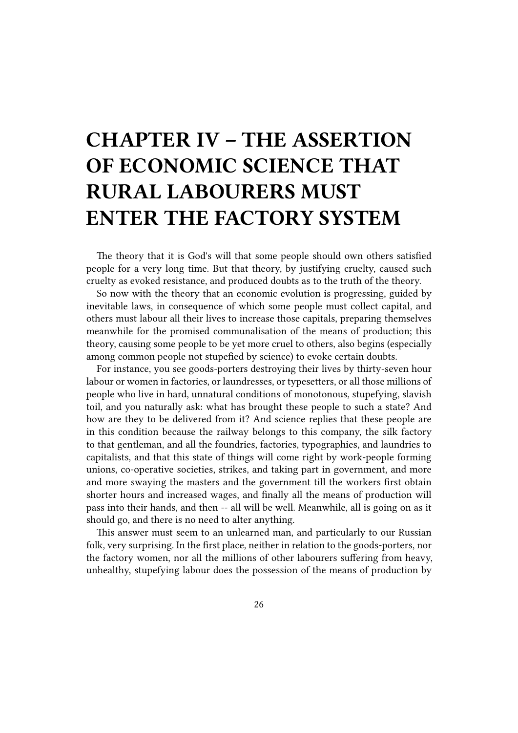# CHAPTER IV – THE ASSERTION OF ECONOMIC SCIENCE THAT RURAL LABOURERS MUST ENTER THE FACTORY SYSTEM

The theory that it is God's will that some people should own others satisfied people for a very long time. But that theory, by justifying cruelty, caused such cruelty as evoked resistance, and produced doubts as to the truth of the theory.

So now with the theory that an economic evolution is progressing, guided by inevitable laws, in consequence of which some people must collect capital, and others must labour all their lives to increase those capitals, preparing themselves meanwhile for the promised communalisation of the means of production; this theory, causing some people to be yet more cruel to others, also begins (especially among common people not stupefied by science) to evoke certain doubts.

For instance, you see goods-porters destroying their lives by thirty-seven hour labour or women in factories, or laundresses, or typesetters, or all those millions of people who live in hard, unnatural conditions of monotonous, stupefying, slavish toil, and you naturally ask: what has brought these people to such a state? And how are they to be delivered from it? And science replies that these people are in this condition because the railway belongs to this company, the silk factory to that gentleman, and all the foundries, factories, typographies, and laundries to capitalists, and that this state of things will come right by work-people forming unions, co-operative societies, strikes, and taking part in government, and more and more swaying the masters and the government till the workers first obtain shorter hours and increased wages, and finally all the means of production will pass into their hands, and then -- all will be well. Meanwhile, all is going on as it should go, and there is no need to alter anything.

This answer must seem to an unlearned man, and particularly to our Russian folk, very surprising. In the first place, neither in relation to the goods-porters, nor the factory women, nor all the millions of other labourers suffering from heavy, unhealthy, stupefying labour does the possession of the means of production by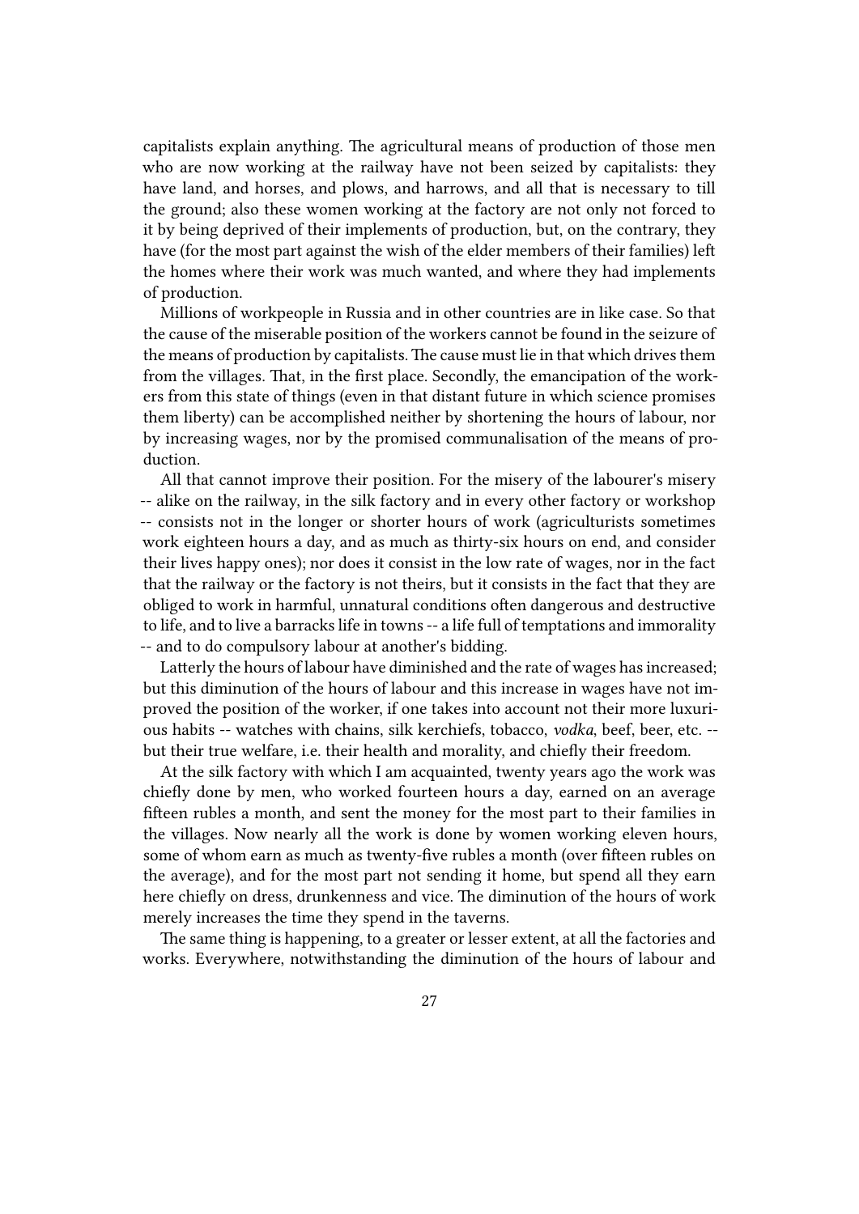capitalists explain anything. The agricultural means of production of those men who are now working at the railway have not been seized by capitalists: they have land, and horses, and plows, and harrows, and all that is necessary to till the ground; also these women working at the factory are not only not forced to it by being deprived of their implements of production, but, on the contrary, they have (for the most part against the wish of the elder members of their families) left the homes where their work was much wanted, and where they had implements of production.

Millions of workpeople in Russia and in other countries are in like case. So that the cause of the miserable position of the workers cannot be found in the seizure of the means of production by capitalists. The cause must lie in that which drives them from the villages. That, in the first place. Secondly, the emancipation of the workers from this state of things (even in that distant future in which science promises them liberty) can be accomplished neither by shortening the hours of labour, nor by increasing wages, nor by the promised communalisation of the means of production.

All that cannot improve their position. For the misery of the labourer's misery -- alike on the railway, in the silk factory and in every other factory or workshop -- consists not in the longer or shorter hours of work (agriculturists sometimes work eighteen hours a day, and as much as thirty-six hours on end, and consider their lives happy ones); nor does it consist in the low rate of wages, nor in the fact that the railway or the factory is not theirs, but it consists in the fact that they are obliged to work in harmful, unnatural conditions often dangerous and destructive to life, and to live a barracks life in towns -- a life full of temptations and immorality -- and to do compulsory labour at another's bidding.

Latterly the hours of labour have diminished and the rate of wages has increased; but this diminution of the hours of labour and this increase in wages have not improved the position of the worker, if one takes into account not their more luxurious habits -- watches with chains, silk kerchiefs, tobacco, *vodka*, beef, beer, etc. -- but their true welfare, i.e. their health and morality, and chiefly their freedom.

At the silk factory with which I am acquainted, twenty years ago the work was chiefly done by men, who worked fourteen hours a day, earned on an average fifteen rubles a month, and sent the money for the most part to their families in the villages. Now nearly all the work is done by women working eleven hours, some of whom earn as much as twenty-five rubles a month (over fifteen rubles on the average), and for the most part not sending it home, but spend all they earn here chiefly on dress, drunkenness and vice. The diminution of the hours of work merely increases the time they spend in the taverns.

The same thing is happening, to a greater or lesser extent, at all the factories and works. Everywhere, notwithstanding the diminution of the hours of labour and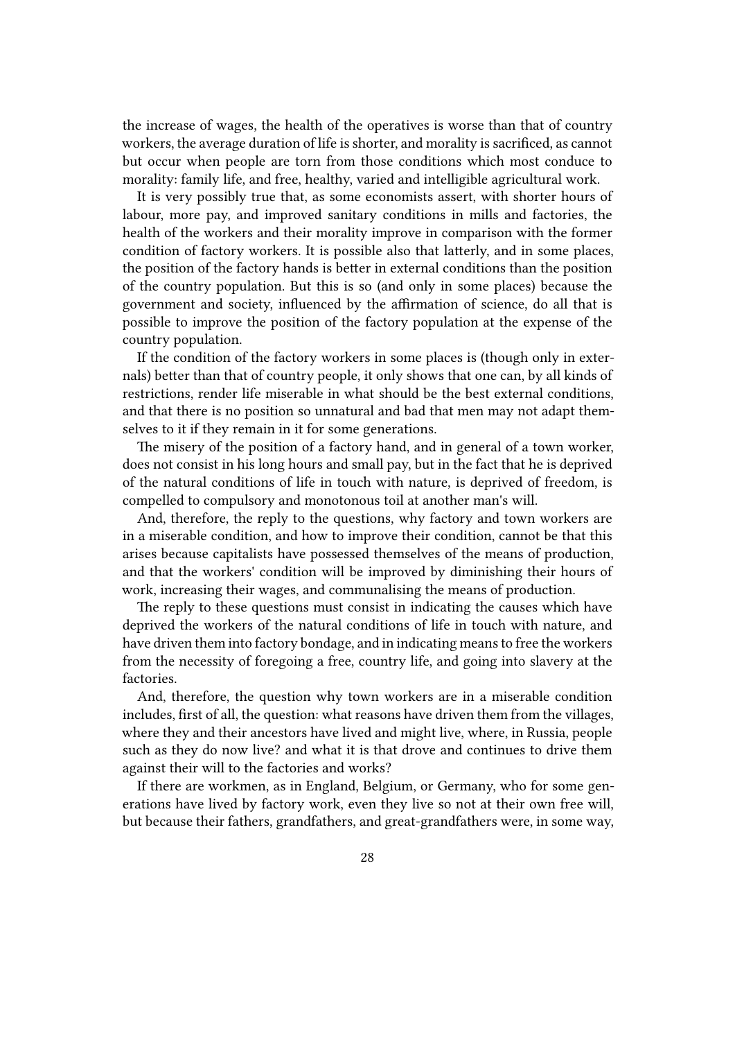the increase of wages, the health of the operatives is worse than that of country workers, the average duration of life is shorter, and morality is sacrificed, as cannot but occur when people are torn from those conditions which most conduce to morality: family life, and free, healthy, varied and intelligible agricultural work.

It is very possibly true that, as some economists assert, with shorter hours of labour, more pay, and improved sanitary conditions in mills and factories, the health of the workers and their morality improve in comparison with the former condition of factory workers. It is possible also that latterly, and in some places, the position of the factory hands is better in external conditions than the position of the country population. But this is so (and only in some places) because the government and society, influenced by the affirmation of science, do all that is possible to improve the position of the factory population at the expense of the country population.

If the condition of the factory workers in some places is (though only in externals) better than that of country people, it only shows that one can, by all kinds of restrictions, render life miserable in what should be the best external conditions, and that there is no position so unnatural and bad that men may not adapt themselves to it if they remain in it for some generations.

The misery of the position of a factory hand, and in general of a town worker, does not consist in his long hours and small pay, but in the fact that he is deprived of the natural conditions of life in touch with nature, is deprived of freedom, is compelled to compulsory and monotonous toil at another man's will.

And, therefore, the reply to the questions, why factory and town workers are in a miserable condition, and how to improve their condition, cannot be that this arises because capitalists have possessed themselves of the means of production, and that the workers' condition will be improved by diminishing their hours of work, increasing their wages, and communalising the means of production.

The reply to these questions must consist in indicating the causes which have deprived the workers of the natural conditions of life in touch with nature, and have driven them into factory bondage, and in indicating means to free the workers from the necessity of foregoing a free, country life, and going into slavery at the factories.

And, therefore, the question why town workers are in a miserable condition includes, first of all, the question: what reasons have driven them from the villages, where they and their ancestors have lived and might live, where, in Russia, people such as they do now live? and what it is that drove and continues to drive them against their will to the factories and works?

If there are workmen, as in England, Belgium, or Germany, who for some generations have lived by factory work, even they live so not at their own free will, but because their fathers, grandfathers, and great-grandfathers were, in some way,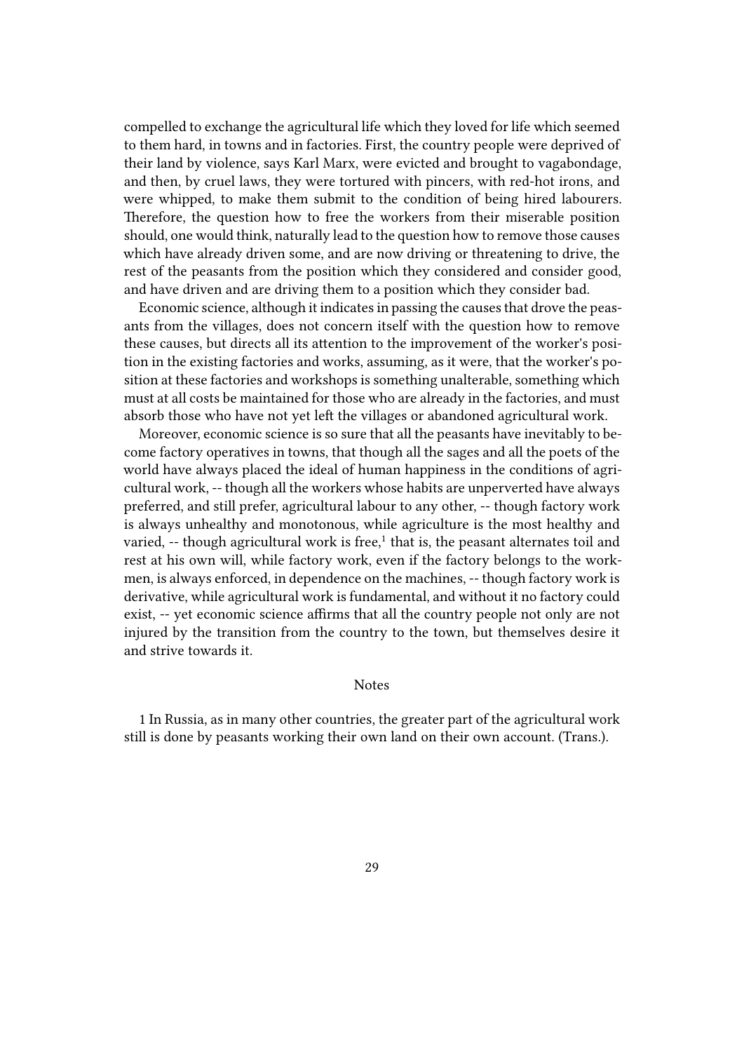compelled to exchange the agricultural life which they loved for life which seemed to them hard, in towns and in factories. First, the country people were deprived of their land by violence, says Karl Marx, were evicted and brought to vagabondage, and then, by cruel laws, they were tortured with pincers, with red-hot irons, and were whipped, to make them submit to the condition of being hired labourers. Therefore, the question how to free the workers from their miserable position should, one would think, naturally lead to the question how to remove those causes which have already driven some, and are now driving or threatening to drive, the rest of the peasants from the position which they considered and consider good, and have driven and are driving them to a position which they consider bad.

Economic science, although it indicates in passing the causes that drove the peasants from the villages, does not concern itself with the question how to remove these causes, but directs all its attention to the improvement of the worker's position in the existing factories and works, assuming, as it were, that the worker's position at these factories and workshops is something unalterable, something which must at all costs be maintained for those who are already in the factories, and must absorb those who have not yet left the villages or abandoned agricultural work.

Moreover, economic science is so sure that all the peasants have inevitably to become factory operatives in towns, that though all the sages and all the poets of the world have always placed the ideal of human happiness in the conditions of agricultural work, -- though all the workers whose habits are unperverted have always preferred, and still prefer, agricultural labour to any other, -- though factory work is always unhealthy and monotonous, while agriculture is the most healthy and varied, -- though agricultural work is free,[1] that is, the peasant alternates toil and rest at his own will, while factory work, even if the factory belongs to the workmen, is always enforced, in dependence on the machines, -- though factory work is derivative, while agricultural work is fundamental, and without it no factory could exist, -- yet economic science affirms that all the country people not only are not injured by the transition from the country to the town, but themselves desire it and strive towards it.

Notes

1 In Russia, as in many other countries, the greater part of the agricultural work still is done by peasants working their own land on their own account. (Trans.).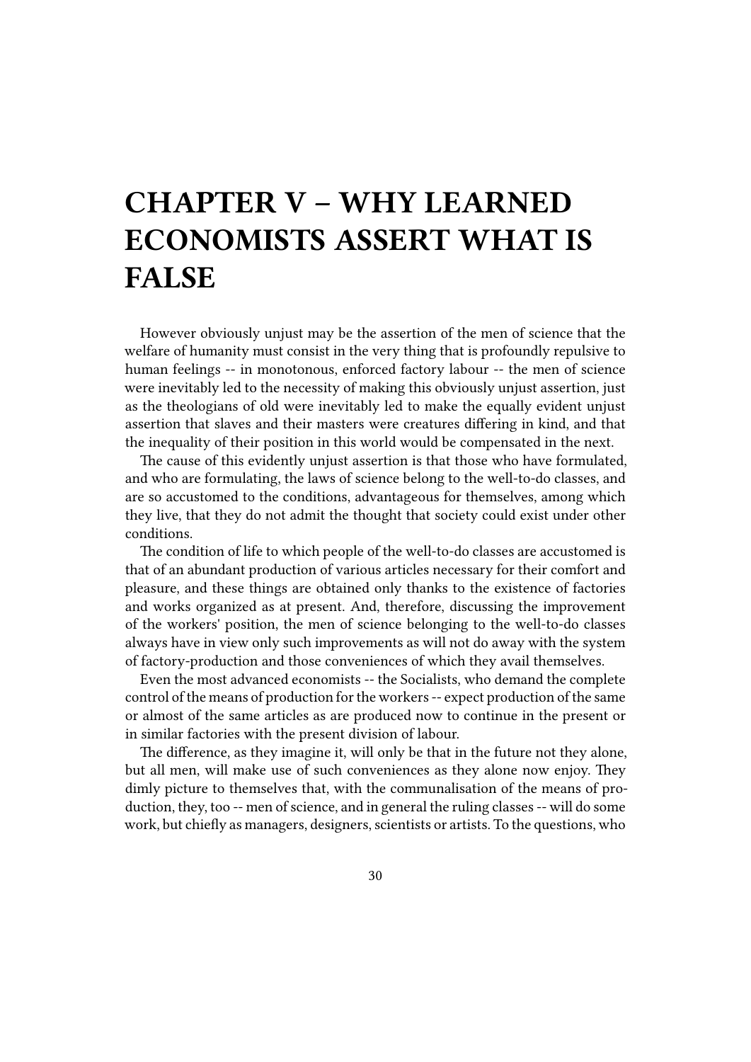# CHAPTER V – WHY LEARNED ECONOMISTS ASSERT WHAT IS FALSE

However obviously unjust may be the assertion of the men of science that the welfare of humanity must consist in the very thing that is profoundly repulsive to human feelings -- in monotonous, enforced factory labour -- the men of science were inevitably led to the necessity of making this obviously unjust assertion, just as the theologians of old were inevitably led to make the equally evident unjust assertion that slaves and their masters were creatures differing in kind, and that the inequality of their position in this world would be compensated in the next.

The cause of this evidently unjust assertion is that those who have formulated, and who are formulating, the laws of science belong to the well-to-do classes, and are so accustomed to the conditions, advantageous for themselves, among which they live, that they do not admit the thought that society could exist under other conditions.

The condition of life to which people of the well-to-do classes are accustomed is that of an abundant production of various articles necessary for their comfort and pleasure, and these things are obtained only thanks to the existence of factories and works organized as at present. And, therefore, discussing the improvement of the workers' position, the men of science belonging to the well-to-do classes always have in view only such improvements as will not do away with the system of factory-production and those conveniences of which they avail themselves.

Even the most advanced economists -- the Socialists, who demand the complete control of the means of production for the workers -- expect production of the same or almost of the same articles as are produced now to continue in the present or in similar factories with the present division of labour.

The difference, as they imagine it, will only be that in the future not they alone, but all men, will make use of such conveniences as they alone now enjoy. They dimly picture to themselves that, with the communalisation of the means of production, they, too -- men of science, and in general the ruling classes -- will do some work, but chiefly as managers, designers, scientists or artists. To the questions, who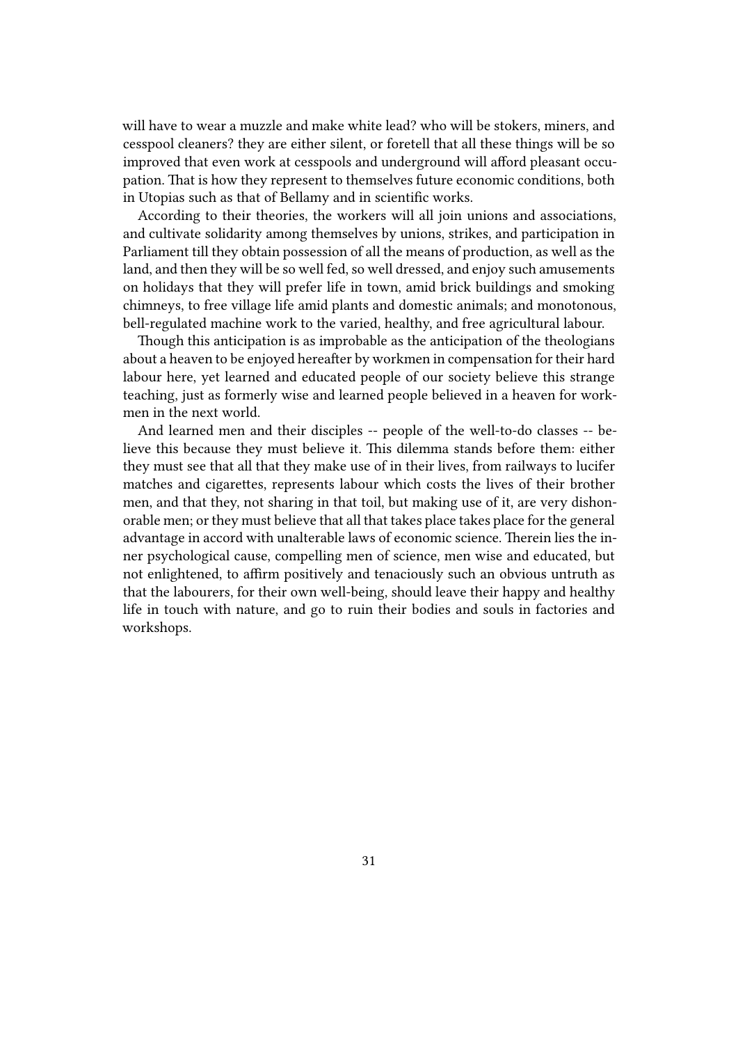will have to wear a muzzle and make white lead? who will be stokers, miners, and cesspool cleaners? they are either silent, or foretell that all these things will be so improved that even work at cesspools and underground will afford pleasant occupation. That is how they represent to themselves future economic conditions, both in Utopias such as that of Bellamy and in scientific works.

According to their theories, the workers will all join unions and associations, and cultivate solidarity among themselves by unions, strikes, and participation in Parliament till they obtain possession of all the means of production, as well as the land, and then they will be so well fed, so well dressed, and enjoy such amusements on holidays that they will prefer life in town, amid brick buildings and smoking chimneys, to free village life amid plants and domestic animals; and monotonous, bell-regulated machine work to the varied, healthy, and free agricultural labour.

Though this anticipation is as improbable as the anticipation of the theologians about a heaven to be enjoyed hereafter by workmen in compensation for their hard labour here, yet learned and educated people of our society believe this strange teaching, just as formerly wise and learned people believed in a heaven for workmen in the next world.

And learned men and their disciples -- people of the well-to-do classes -- believe this because they must believe it. This dilemma stands before them: either they must see that all that they make use of in their lives, from railways to lucifer matches and cigarettes, represents labour which costs the lives of their brother men, and that they, not sharing in that toil, but making use of it, are very dishonorable men; or they must believe that all that takes place takes place for the general advantage in accord with unalterable laws of economic science. Therein lies the inner psychological cause, compelling men of science, men wise and educated, but not enlightened, to affirm positively and tenaciously such an obvious untruth as that the labourers, for their own well-being, should leave their happy and healthy life in touch with nature, and go to ruin their bodies and souls in factories and workshops.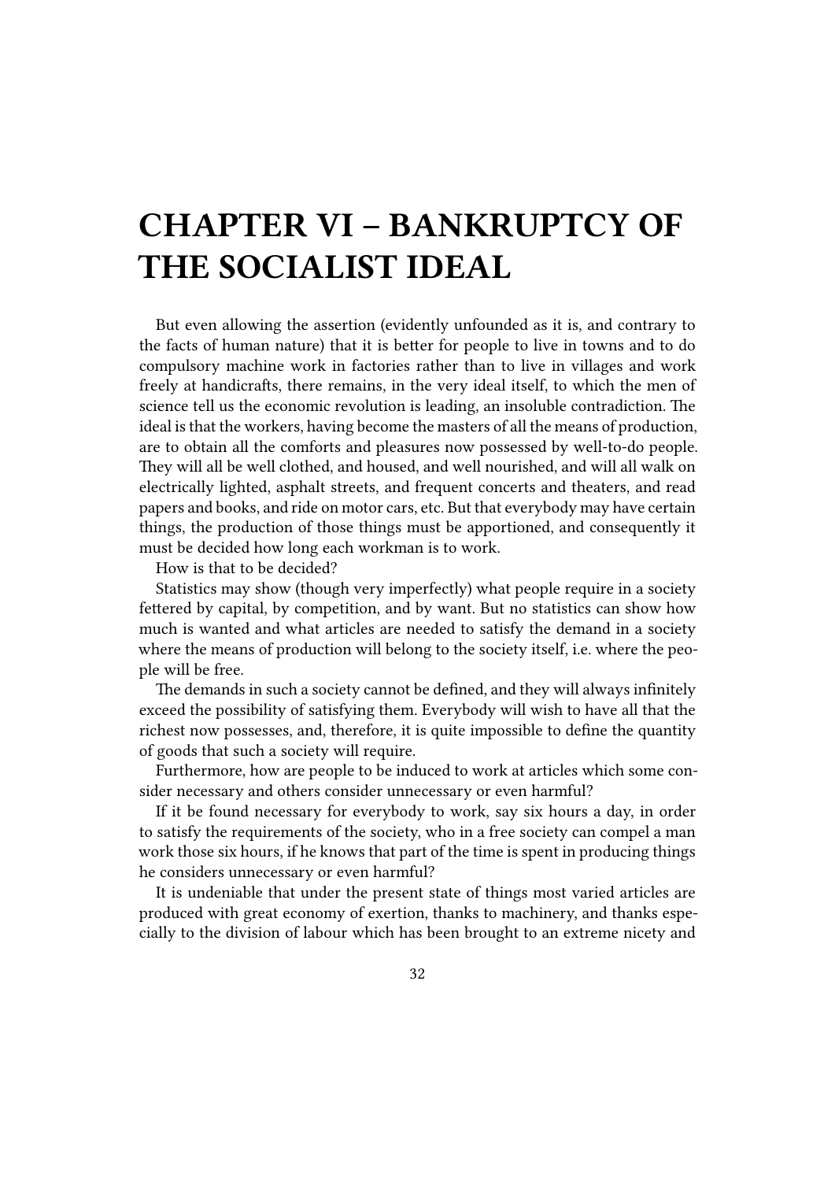# CHAPTER VI – BANKRUPTCY OF THE SOCIALIST IDEAL

But even allowing the assertion (evidently unfounded as it is, and contrary to the facts of human nature) that it is better for people to live in towns and to do compulsory machine work in factories rather than to live in villages and work freely at handicrafts, there remains, in the very ideal itself, to which the men of science tell us the economic revolution is leading, an insoluble contradiction. The ideal is that the workers, having become the masters of all the means of production, are to obtain all the comforts and pleasures now possessed by well-to-do people. They will all be well clothed, and housed, and well nourished, and will all walk on electrically lighted, asphalt streets, and frequent concerts and theaters, and read papers and books, and ride on motor cars, etc. But that everybody may have certain things, the production of those things must be apportioned, and consequently it must be decided how long each workman is to work.

How is that to be decided?

Statistics may show (though very imperfectly) what people require in a society fettered by capital, by competition, and by want. But no statistics can show how much is wanted and what articles are needed to satisfy the demand in a society where the means of production will belong to the society itself, i.e. where the people will be free.

The demands in such a society cannot be defined, and they will always infinitely exceed the possibility of satisfying them. Everybody will wish to have all that the richest now possesses, and, therefore, it is quite impossible to define the quantity of goods that such a society will require.

Furthermore, how are people to be induced to work at articles which some consider necessary and others consider unnecessary or even harmful?

If it be found necessary for everybody to work, say six hours a day, in order to satisfy the requirements of the society, who in a free society can compel a man work those six hours, if he knows that part of the time is spent in producing things he considers unnecessary or even harmful?

It is undeniable that under the present state of things most varied articles are produced with great economy of exertion, thanks to machinery, and thanks especially to the division of labour which has been brought to an extreme nicety and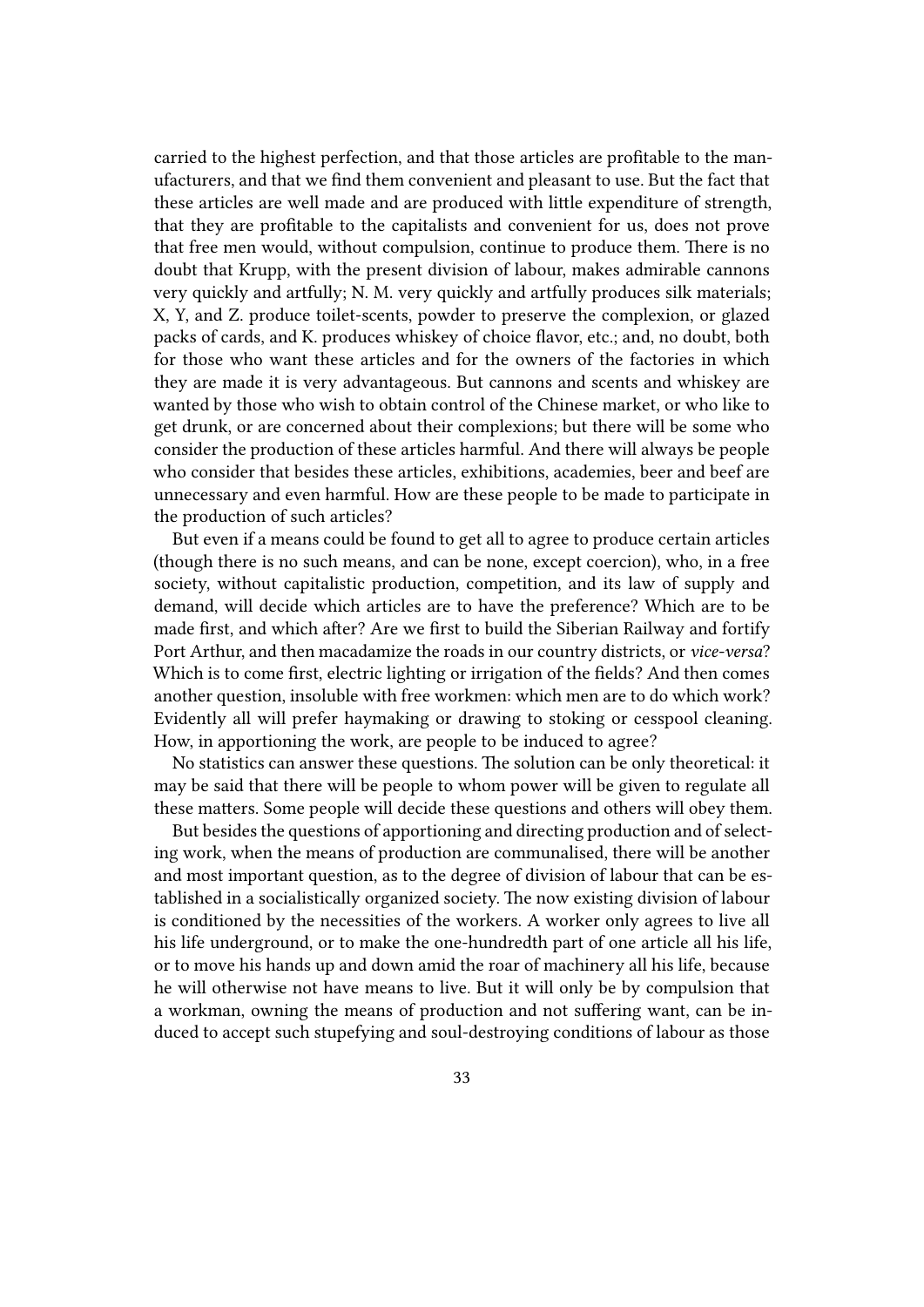carried to the highest perfection, and that those articles are profitable to the manufacturers, and that we find them convenient and pleasant to use. But the fact that these articles are well made and are produced with little expenditure of strength, that they are profitable to the capitalists and convenient for us, does not prove that free men would, without compulsion, continue to produce them. There is no doubt that Krupp, with the present division of labour, makes admirable cannons very quickly and artfully; N. M. very quickly and artfully produces silk materials; X, Y, and Z. produce toilet-scents, powder to preserve the complexion, or glazed packs of cards, and K. produces whiskey of choice flavor, etc.; and, no doubt, both for those who want these articles and for the owners of the factories in which they are made it is very advantageous. But cannons and scents and whiskey are wanted by those who wish to obtain control of the Chinese market, or who like to get drunk, or are concerned about their complexions; but there will be some who consider the production of these articles harmful. And there will always be people who consider that besides these articles, exhibitions, academies, beer and beef are unnecessary and even harmful. How are these people to be made to participate in the production of such articles?

But even if a means could be found to get all to agree to produce certain articles (though there is no such means, and can be none, except coercion), who, in a free society, without capitalistic production, competition, and its law of supply and demand, will decide which articles are to have the preference? Which are to be made first, and which after? Are we first to build the Siberian Railway and fortify Port Arthur, and then macadamize the roads in our country districts, or *vice-versa*? Which is to come first, electric lighting or irrigation of the fields? And then comes another question, insoluble with free workmen: which men are to do which work? Evidently all will prefer haymaking or drawing to stoking or cesspool cleaning. How, in apportioning the work, are people to be induced to agree?

No statistics can answer these questions. The solution can be only theoretical: it may be said that there will be people to whom power will be given to regulate all these matters. Some people will decide these questions and others will obey them.

But besides the questions of apportioning and directing production and of selecting work, when the means of production are communalised, there will be another and most important question, as to the degree of division of labour that can be established in a socialistically organized society. The now existing division of labour is conditioned by the necessities of the workers. A worker only agrees to live all his life underground, or to make the one-hundredth part of one article all his life, or to move his hands up and down amid the roar of machinery all his life, because he will otherwise not have means to live. But it will only be by compulsion that a workman, owning the means of production and not suffering want, can be induced to accept such stupefying and soul-destroying conditions of labour as those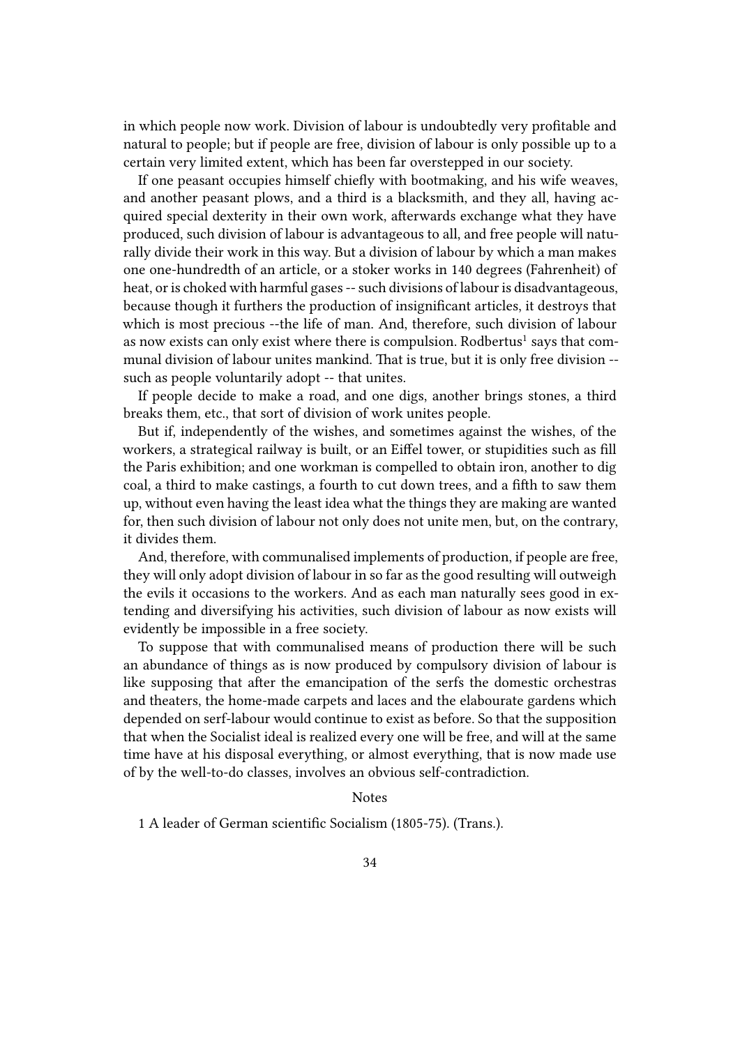in which people now work. Division of labour is undoubtedly very profitable and natural to people; but if people are free, division of labour is only possible up to a certain very limited extent, which has been far overstepped in our society.

If one peasant occupies himself chiefly with bootmaking, and his wife weaves, and another peasant plows, and a third is a blacksmith, and they all, having acquired special dexterity in their own work, afterwards exchange what they have produced, such division of labour is advantageous to all, and free people will naturally divide their work in this way. But a division of labour by which a man makes one one-hundredth of an article, or a stoker works in 140 degrees (Fahrenheit) of heat, or is choked with harmful gases -- such divisions of labour is disadvantageous, because though it furthers the production of insignificant articles, it destroys that which is most precious --the life of man. And, therefore, such division of labour as now exists can only exist where there is compulsion. Rodbertus[1] says that communal division of labour unites mankind. That is true, but it is only free division -- such as people voluntarily adopt -- that unites.

If people decide to make a road, and one digs, another brings stones, a third breaks them, etc., that sort of division of work unites people.

But if, independently of the wishes, and sometimes against the wishes, of the workers, a strategical railway is built, or an Eiffel tower, or stupidities such as fill the Paris exhibition; and one workman is compelled to obtain iron, another to dig coal, a third to make castings, a fourth to cut down trees, and a fifth to saw them up, without even having the least idea what the things they are making are wanted for, then such division of labour not only does not unite men, but, on the contrary, it divides them.

And, therefore, with communalised implements of production, if people are free, they will only adopt division of labour in so far as the good resulting will outweigh the evils it occasions to the workers. And as each man naturally sees good in extending and diversifying his activities, such division of labour as now exists will evidently be impossible in a free society.

To suppose that with communalised means of production there will be such an abundance of things as is now produced by compulsory division of labour is like supposing that after the emancipation of the serfs the domestic orchestras and theaters, the home-made carpets and laces and the elabourate gardens which depended on serf-labour would continue to exist as before. So that the supposition that when the Socialist ideal is realized every one will be free, and will at the same time have at his disposal everything, or almost everything, that is now made use of by the well-to-do classes, involves an obvious self-contradiction.

Notes

1 A leader of German scientific Socialism (1805-75). (Trans.).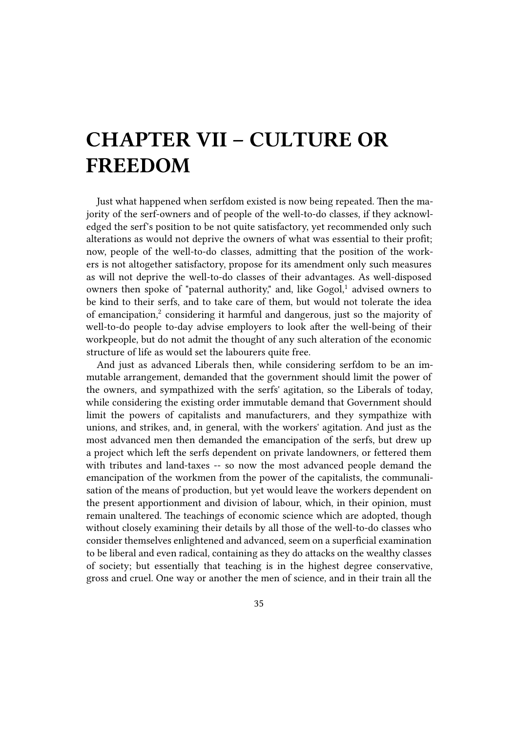# CHAPTER VII – CULTURE OR FREEDOM

Just what happened when serfdom existed is now being repeated. Then the majority of the serf-owners and of people of the well-to-do classes, if they acknowledged the serf's position to be not quite satisfactory, yet recommended only such alterations as would not deprive the owners of what was essential to their profit; now, people of the well-to-do classes, admitting that the position of the workers is not altogether satisfactory, propose for its amendment only such measures as will not deprive the well-to-do classes of their advantages. As well-disposed owners then spoke of "paternal authority," and, like Gogol,[1] advised owners to be kind to their serfs, and to take care of them, but would not tolerate the idea of emancipation,[2] considering it harmful and dangerous, just so the majority of well-to-do people to-day advise employers to look after the well-being of their workpeople, but do not admit the thought of any such alteration of the economic structure of life as would set the labourers quite free.

And just as advanced Liberals then, while considering serfdom to be an immutable arrangement, demanded that the government should limit the power of the owners, and sympathized with the serfs' agitation, so the Liberals of today, while considering the existing order immutable demand that Government should limit the powers of capitalists and manufacturers, and they sympathize with unions, and strikes, and, in general, with the workers' agitation. And just as the most advanced men then demanded the emancipation of the serfs, but drew up a project which left the serfs dependent on private landowners, or fettered them with tributes and land-taxes -- so now the most advanced people demand the emancipation of the workmen from the power of the capitalists, the communalisation of the means of production, but yet would leave the workers dependent on the present apportionment and division of labour, which, in their opinion, must remain unaltered. The teachings of economic science which are adopted, though without closely examining their details by all those of the well-to-do classes who consider themselves enlightened and advanced, seem on a superficial examination to be liberal and even radical, containing as they do attacks on the wealthy classes of society; but essentially that teaching is in the highest degree conservative, gross and cruel. One way or another the men of science, and in their train all the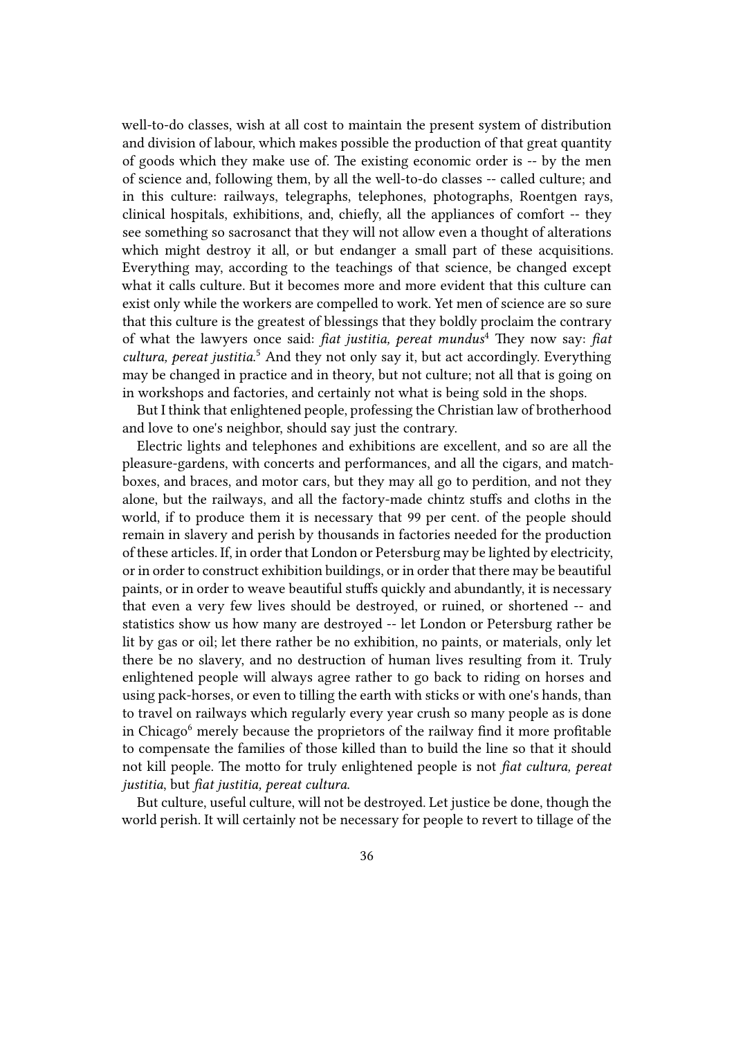well-to-do classes, wish at all cost to maintain the present system of distribution and division of labour, which makes possible the production of that great quantity of goods which they make use of. The existing economic order is -- by the men of science and, following them, by all the well-to-do classes -- called culture; and in this culture: railways, telegraphs, telephones, photographs, Roentgen rays, clinical hospitals, exhibitions, and, chiefly, all the appliances of comfort -- they see something so sacrosanct that they will not allow even a thought of alterations which might destroy it all, or but endanger a small part of these acquisitions. Everything may, according to the teachings of that science, be changed except what it calls culture. But it becomes more and more evident that this culture can exist only while the workers are compelled to work. Yet men of science are so sure that this culture is the greatest of blessings that they boldly proclaim the contrary of what the lawyers once said: *fiat justitia, pereat mundus*[4] They now say: *fiat cultura, pereat justitia.*[5] And they not only say it, but act accordingly. Everything may be changed in practice and in theory, but not culture; not all that is going on in workshops and factories, and certainly not what is being sold in the shops.

But I think that enlightened people, professing the Christian law of brotherhood and love to one's neighbor, should say just the contrary.

Electric lights and telephones and exhibitions are excellent, and so are all the pleasure-gardens, with concerts and performances, and all the cigars, and match-boxes, and braces, and motor cars, but they may all go to perdition, and not they alone, but the railways, and all the factory-made chintz stuffs and cloths in the world, if to produce them it is necessary that 99 per cent. of the people should remain in slavery and perish by thousands in factories needed for the production of these articles. If, in order that London or Petersburg may be lighted by electricity, or in order to construct exhibition buildings, or in order that there may be beautiful paints, or in order to weave beautiful stuffs quickly and abundantly, it is necessary that even a very few lives should be destroyed, or ruined, or shortened -- and statistics show us how many are destroyed -- let London or Petersburg rather be lit by gas or oil; let there rather be no exhibition, no paints, or materials, only let there be no slavery, and no destruction of human lives resulting from it. Truly enlightened people will always agree rather to go back to riding on horses and using pack-horses, or even to tilling the earth with sticks or with one's hands, than to travel on railways which regularly every year crush so many people as is done in Chicago[6] merely because the proprietors of the railway find it more profitable to compensate the families of those killed than to build the line so that it should not kill people. The motto for truly enlightened people is not *fiat cultura, pereat justitia*, but *fiat justitia, pereat cultura*.

But culture, useful culture, will not be destroyed. Let justice be done, though the world perish. It will certainly not be necessary for people to revert to tillage of the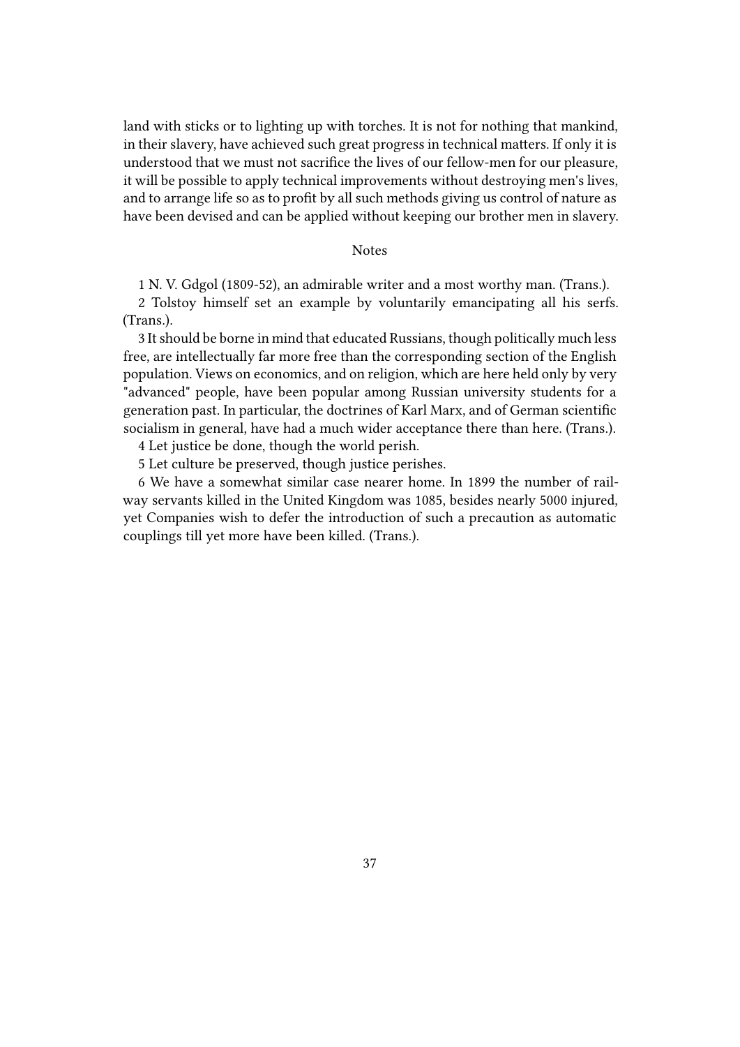land with sticks or to lighting up with torches. It is not for nothing that mankind, in their slavery, have achieved such great progress in technical matters. If only it is understood that we must not sacrifice the lives of our fellow-men for our pleasure, it will be possible to apply technical improvements without destroying men's lives, and to arrange life so as to profit by all such methods giving us control of nature as have been devised and can be applied without keeping our brother men in slavery.

### Notes

1 N. V. Gdgol (1809-52), an admirable writer and a most worthy man. (Trans.).

2 Tolstoy himself set an example by voluntarily emancipating all his serfs. (Trans.).

3 It should be borne in mind that educated Russians, though politically much less free, are intellectually far more free than the corresponding section of the English population. Views on economics, and on religion, which are here held only by very "advanced" people, have been popular among Russian university students for a generation past. In particular, the doctrines of Karl Marx, and of German scientific socialism in general, have had a much wider acceptance there than here. (Trans.).

4 Let justice be done, though the world perish.

5 Let culture be preserved, though justice perishes.

6 We have a somewhat similar case nearer home. In 1899 the number of railway servants killed in the United Kingdom was 1085, besides nearly 5000 injured, yet Companies wish to defer the introduction of such a precaution as automatic couplings till yet more have been killed. (Trans.).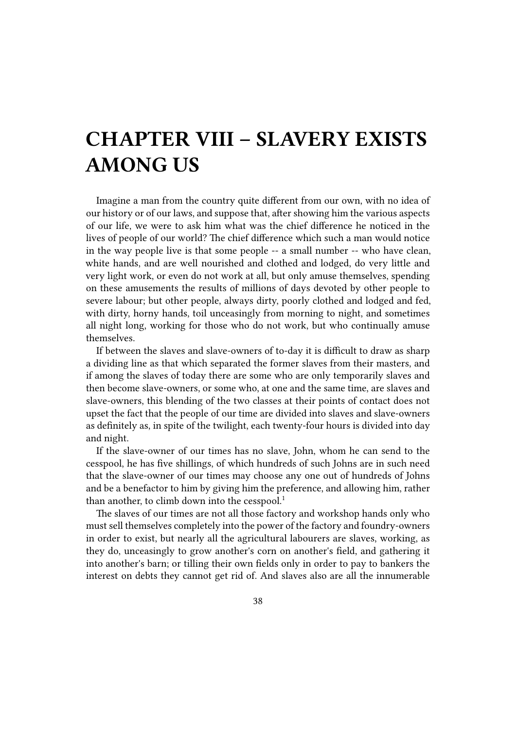# CHAPTER VIII – SLAVERY EXISTS AMONG US

Imagine a man from the country quite different from our own, with no idea of our history or of our laws, and suppose that, after showing him the various aspects of our life, we were to ask him what was the chief difference he noticed in the lives of people of our world? The chief difference which such a man would notice in the way people live is that some people -- a small number -- who have clean, white hands, and are well nourished and clothed and lodged, do very little and very light work, or even do not work at all, but only amuse themselves, spending on these amusements the results of millions of days devoted by other people to severe labour; but other people, always dirty, poorly clothed and lodged and fed, with dirty, horny hands, toil unceasingly from morning to night, and sometimes all night long, working for those who do not work, but who continually amuse themselves.

If between the slaves and slave-owners of to-day it is difficult to draw as sharp a dividing line as that which separated the former slaves from their masters, and if among the slaves of today there are some who are only temporarily slaves and then become slave-owners, or some who, at one and the same time, are slaves and slave-owners, this blending of the two classes at their points of contact does not upset the fact that the people of our time are divided into slaves and slave-owners as definitely as, in spite of the twilight, each twenty-four hours is divided into day and night.

If the slave-owner of our times has no slave, John, whom he can send to the cesspool, he has five shillings, of which hundreds of such Johns are in such need that the slave-owner of our times may choose any one out of hundreds of Johns and be a benefactor to him by giving him the preference, and allowing him, rather than another, to climb down into the cesspool.[1]

The slaves of our times are not all those factory and workshop hands only who must sell themselves completely into the power of the factory and foundry-owners in order to exist, but nearly all the agricultural labourers are slaves, working, as they do, unceasingly to grow another's corn on another's field, and gathering it into another's barn; or tilling their own fields only in order to pay to bankers the interest on debts they cannot get rid of. And slaves also are all the innumerable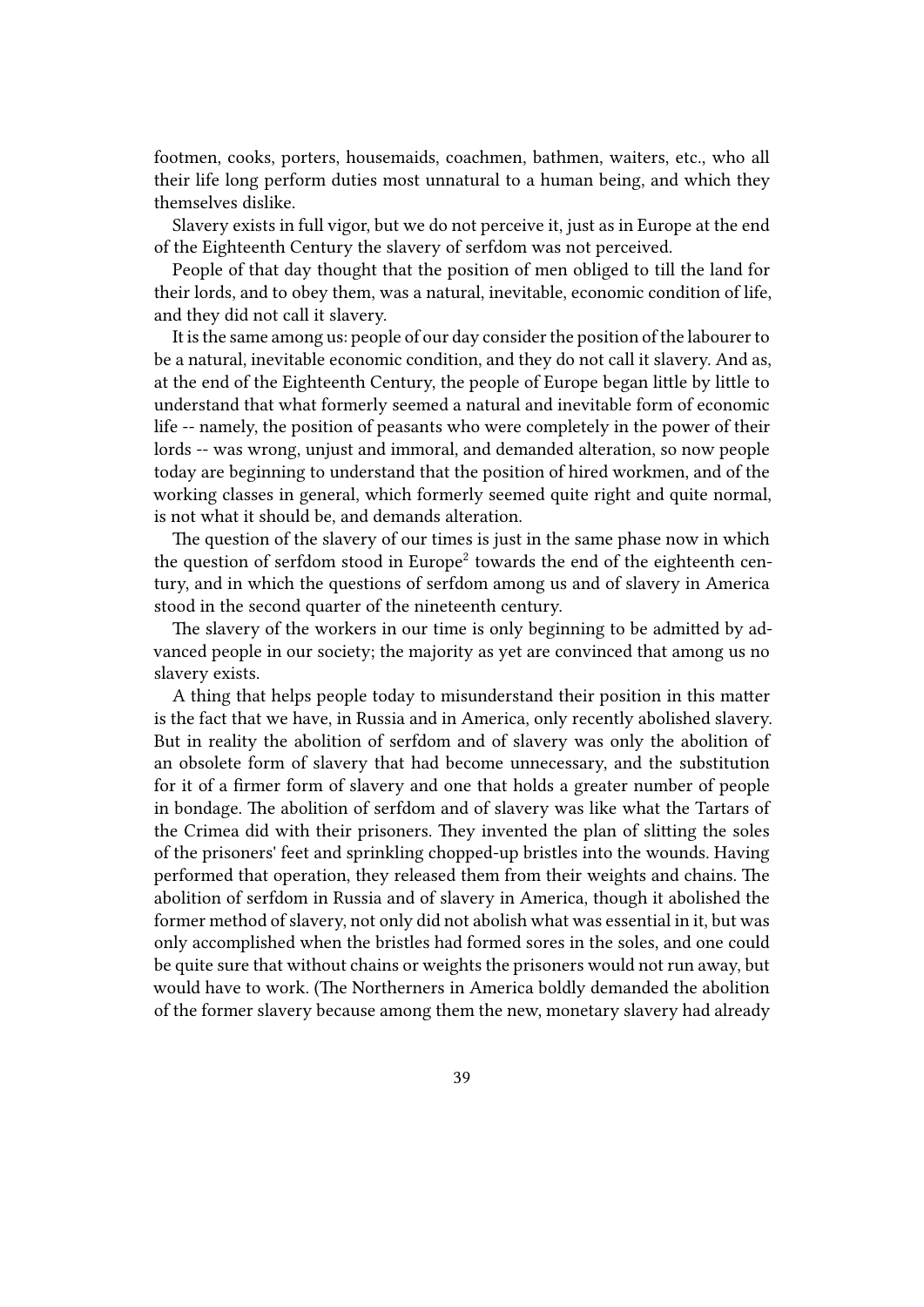footmen, cooks, porters, housemaids, coachmen, bathmen, waiters, etc., who all their life long perform duties most unnatural to a human being, and which they themselves dislike.

Slavery exists in full vigor, but we do not perceive it, just as in Europe at the end of the Eighteenth Century the slavery of serfdom was not perceived.

People of that day thought that the position of men obliged to till the land for their lords, and to obey them, was a natural, inevitable, economic condition of life, and they did not call it slavery.

It is the same among us: people of our day consider the position of the labourer to be a natural, inevitable economic condition, and they do not call it slavery. And as, at the end of the Eighteenth Century, the people of Europe began little by little to understand that what formerly seemed a natural and inevitable form of economic life -- namely, the position of peasants who were completely in the power of their lords -- was wrong, unjust and immoral, and demanded alteration, so now people today are beginning to understand that the position of hired workmen, and of the working classes in general, which formerly seemed quite right and quite normal, is not what it should be, and demands alteration.

The question of the slavery of our times is just in the same phase now in which the question of serfdom stood in Europe[2] towards the end of the eighteenth century, and in which the questions of serfdom among us and of slavery in America stood in the second quarter of the nineteenth century.

The slavery of the workers in our time is only beginning to be admitted by advanced people in our society; the majority as yet are convinced that among us no slavery exists.

A thing that helps people today to misunderstand their position in this matter is the fact that we have, in Russia and in America, only recently abolished slavery. But in reality the abolition of serfdom and of slavery was only the abolition of an obsolete form of slavery that had become unnecessary, and the substitution for it of a firmer form of slavery and one that holds a greater number of people in bondage. The abolition of serfdom and of slavery was like what the Tartars of the Crimea did with their prisoners. They invented the plan of slitting the soles of the prisoners' feet and sprinkling chopped-up bristles into the wounds. Having performed that operation, they released them from their weights and chains. The abolition of serfdom in Russia and of slavery in America, though it abolished the former method of slavery, not only did not abolish what was essential in it, but was only accomplished when the bristles had formed sores in the soles, and one could be quite sure that without chains or weights the prisoners would not run away, but would have to work. (The Northerners in America boldly demanded the abolition of the former slavery because among them the new, monetary slavery had already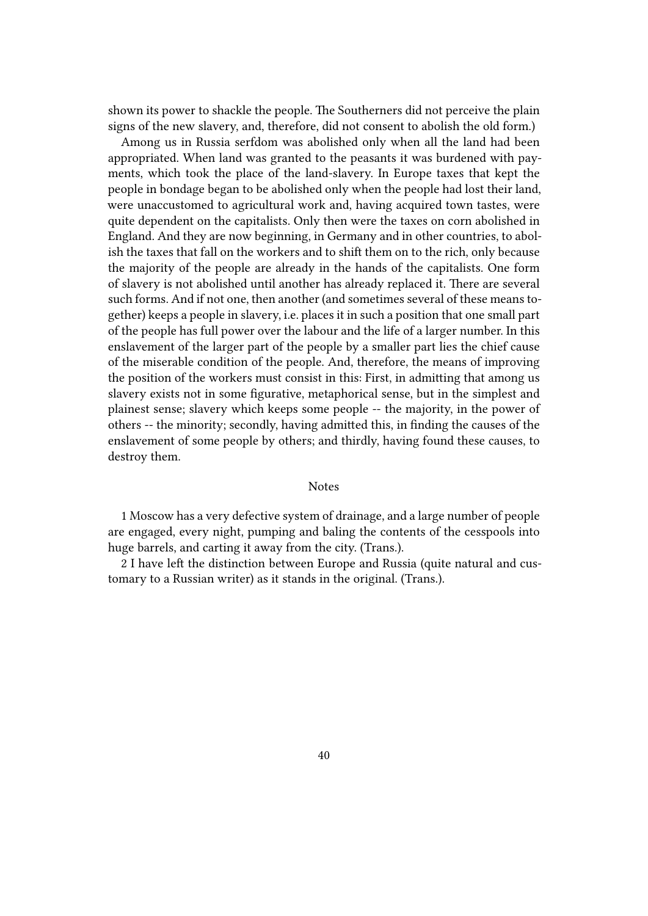shown its power to shackle the people. The Southerners did not perceive the plain signs of the new slavery, and, therefore, did not consent to abolish the old form.)

Among us in Russia serfdom was abolished only when all the land had been appropriated. When land was granted to the peasants it was burdened with payments, which took the place of the land-slavery. In Europe taxes that kept the people in bondage began to be abolished only when the people had lost their land, were unaccustomed to agricultural work and, having acquired town tastes, were quite dependent on the capitalists. Only then were the taxes on corn abolished in England. And they are now beginning, in Germany and in other countries, to abolish the taxes that fall on the workers and to shift them on to the rich, only because the majority of the people are already in the hands of the capitalists. One form of slavery is not abolished until another has already replaced it. There are several such forms. And if not one, then another (and sometimes several of these means together) keeps a people in slavery, i.e. places it in such a position that one small part of the people has full power over the labour and the life of a larger number. In this enslavement of the larger part of the people by a smaller part lies the chief cause of the miserable condition of the people. And, therefore, the means of improving the position of the workers must consist in this: First, in admitting that among us slavery exists not in some figurative, metaphorical sense, but in the simplest and plainest sense; slavery which keeps some people -- the majority, in the power of others -- the minority; secondly, having admitted this, in finding the causes of the enslavement of some people by others; and thirdly, having found these causes, to destroy them.

## Notes

1 Moscow has a very defective system of drainage, and a large number of people are engaged, every night, pumping and baling the contents of the cesspools into huge barrels, and carting it away from the city. (Trans.).

2 I have left the distinction between Europe and Russia (quite natural and customary to a Russian writer) as it stands in the original. (Trans.).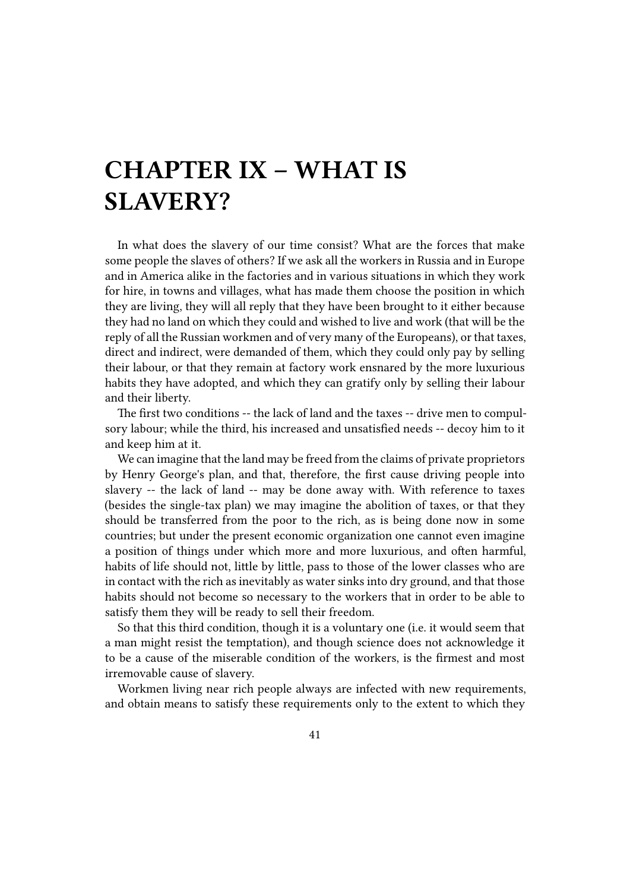# CHAPTER IX – WHAT IS SLAVERY?

In what does the slavery of our time consist? What are the forces that make some people the slaves of others? If we ask all the workers in Russia and in Europe and in America alike in the factories and in various situations in which they work for hire, in towns and villages, what has made them choose the position in which they are living, they will all reply that they have been brought to it either because they had no land on which they could and wished to live and work (that will be the reply of all the Russian workmen and of very many of the Europeans), or that taxes, direct and indirect, were demanded of them, which they could only pay by selling their labour, or that they remain at factory work ensnared by the more luxurious habits they have adopted, and which they can gratify only by selling their labour and their liberty.

The first two conditions -- the lack of land and the taxes -- drive men to compulsory labour; while the third, his increased and unsatisfied needs -- decoy him to it and keep him at it.

We can imagine that the land may be freed from the claims of private proprietors by Henry George's plan, and that, therefore, the first cause driving people into slavery -- the lack of land -- may be done away with. With reference to taxes (besides the single-tax plan) we may imagine the abolition of taxes, or that they should be transferred from the poor to the rich, as is being done now in some countries; but under the present economic organization one cannot even imagine a position of things under which more and more luxurious, and often harmful, habits of life should not, little by little, pass to those of the lower classes who are in contact with the rich as inevitably as water sinks into dry ground, and that those habits should not become so necessary to the workers that in order to be able to satisfy them they will be ready to sell their freedom.

So that this third condition, though it is a voluntary one (i.e. it would seem that a man might resist the temptation), and though science does not acknowledge it to be a cause of the miserable condition of the workers, is the firmest and most irremovable cause of slavery.

Workmen living near rich people always are infected with new requirements, and obtain means to satisfy these requirements only to the extent to which they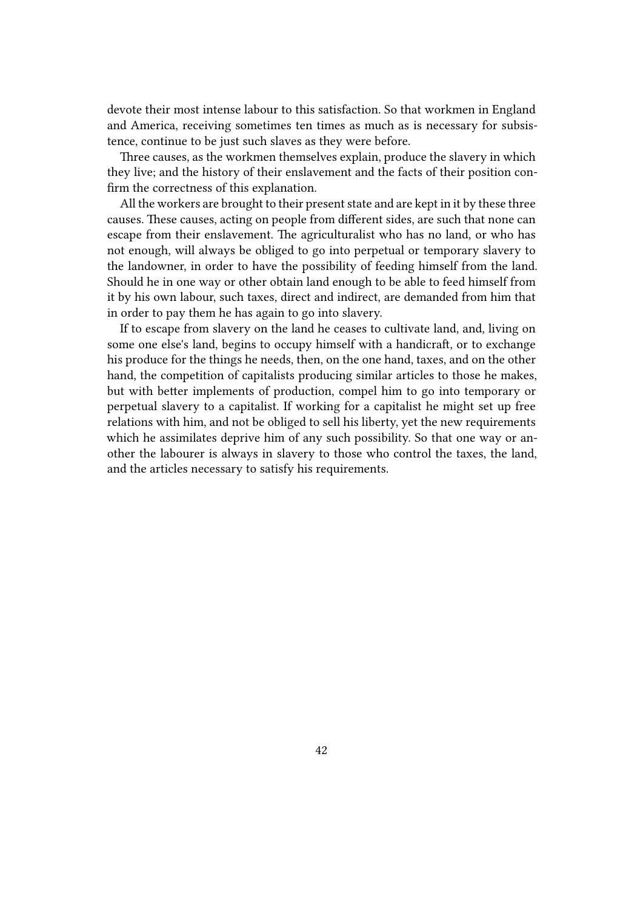devote their most intense labour to this satisfaction. So that workmen in England and America, receiving sometimes ten times as much as is necessary for subsistence, continue to be just such slaves as they were before.

Three causes, as the workmen themselves explain, produce the slavery in which they live; and the history of their enslavement and the facts of their position confirm the correctness of this explanation.

All the workers are brought to their present state and are kept in it by these three causes. These causes, acting on people from different sides, are such that none can escape from their enslavement. The agriculturalist who has no land, or who has not enough, will always be obliged to go into perpetual or temporary slavery to the landowner, in order to have the possibility of feeding himself from the land. Should he in one way or other obtain land enough to be able to feed himself from it by his own labour, such taxes, direct and indirect, are demanded from him that in order to pay them he has again to go into slavery.

If to escape from slavery on the land he ceases to cultivate land, and, living on some one else's land, begins to occupy himself with a handicraft, or to exchange his produce for the things he needs, then, on the one hand, taxes, and on the other hand, the competition of capitalists producing similar articles to those he makes, but with better implements of production, compel him to go into temporary or perpetual slavery to a capitalist. If working for a capitalist he might set up free relations with him, and not be obliged to sell his liberty, yet the new requirements which he assimilates deprive him of any such possibility. So that one way or another the labourer is always in slavery to those who control the taxes, the land, and the articles necessary to satisfy his requirements.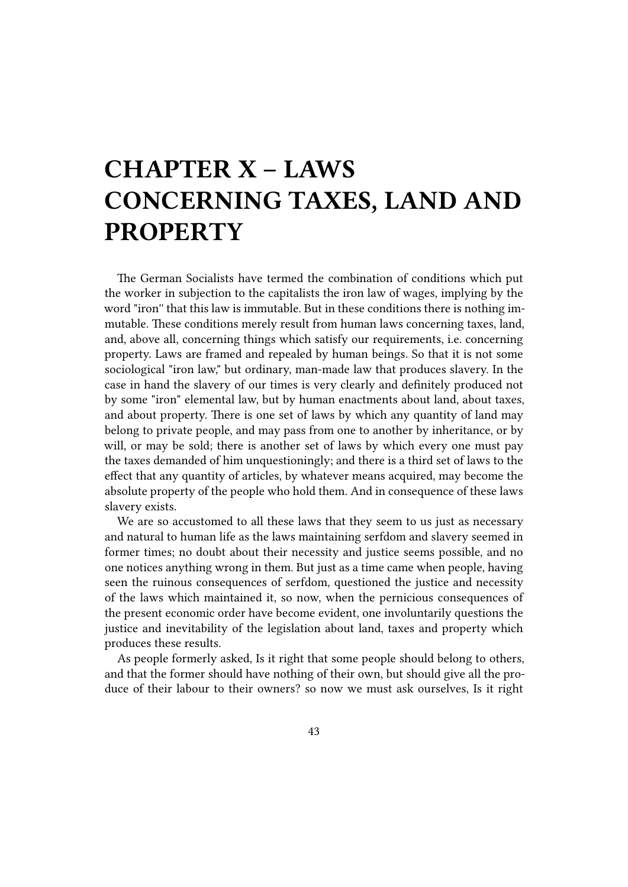# CHAPTER X – LAWS CONCERNING TAXES, LAND AND PROPERTY

The German Socialists have termed the combination of conditions which put the worker in subjection to the capitalists the iron law of wages, implying by the word "iron'' that this law is immutable. But in these conditions there is nothing immutable. These conditions merely result from human laws concerning taxes, land, and, above all, concerning things which satisfy our requirements, i.e. concerning property. Laws are framed and repealed by human beings. So that it is not some sociological "iron law," but ordinary, man-made law that produces slavery. In the case in hand the slavery of our times is very clearly and definitely produced not by some "iron" elemental law, but by human enactments about land, about taxes, and about property. There is one set of laws by which any quantity of land may belong to private people, and may pass from one to another by inheritance, or by will, or may be sold; there is another set of laws by which every one must pay the taxes demanded of him unquestioningly; and there is a third set of laws to the effect that any quantity of articles, by whatever means acquired, may become the absolute property of the people who hold them. And in consequence of these laws slavery exists.

We are so accustomed to all these laws that they seem to us just as necessary and natural to human life as the laws maintaining serfdom and slavery seemed in former times; no doubt about their necessity and justice seems possible, and no one notices anything wrong in them. But just as a time came when people, having seen the ruinous consequences of serfdom, questioned the justice and necessity of the laws which maintained it, so now, when the pernicious consequences of the present economic order have become evident, one involuntarily questions the justice and inevitability of the legislation about land, taxes and property which produces these results.

As people formerly asked, Is it right that some people should belong to others, and that the former should have nothing of their own, but should give all the produce of their labour to their owners? so now we must ask ourselves, Is it right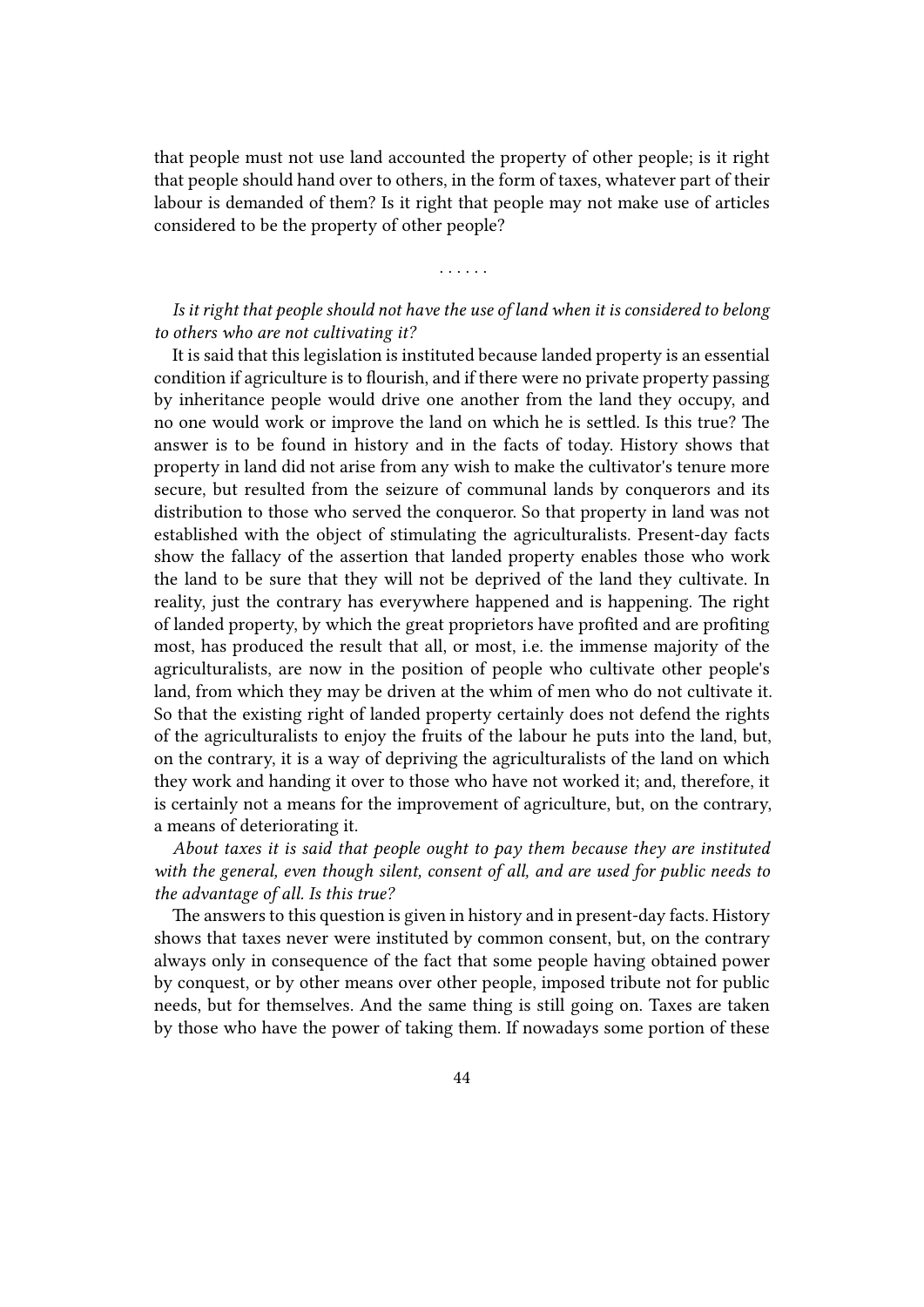that people must not use land accounted the property of other people; is it right that people should hand over to others, in the form of taxes, whatever part of their labour is demanded of them? Is it right that people may not make use of articles considered to be the property of other people?

. . . . . .

*Is it right that people should not have the use of land when it is considered to belong to others who are not cultivating it?*

It is said that this legislation is instituted because landed property is an essential condition if agriculture is to flourish, and if there were no private property passing by inheritance people would drive one another from the land they occupy, and no one would work or improve the land on which he is settled. Is this true? The answer is to be found in history and in the facts of today. History shows that property in land did not arise from any wish to make the cultivator's tenure more secure, but resulted from the seizure of communal lands by conquerors and its distribution to those who served the conqueror. So that property in land was not established with the object of stimulating the agriculturalists. Present-day facts show the fallacy of the assertion that landed property enables those who work the land to be sure that they will not be deprived of the land they cultivate. In reality, just the contrary has everywhere happened and is happening. The right of landed property, by which the great proprietors have profited and are profiting most, has produced the result that all, or most, i.e. the immense majority of the agriculturalists, are now in the position of people who cultivate other people's land, from which they may be driven at the whim of men who do not cultivate it. So that the existing right of landed property certainly does not defend the rights of the agriculturalists to enjoy the fruits of the labour he puts into the land, but, on the contrary, it is a way of depriving the agriculturalists of the land on which they work and handing it over to those who have not worked it; and, therefore, it is certainly not a means for the improvement of agriculture, but, on the contrary, a means of deteriorating it.

*About taxes it is said that people ought to pay them because they are instituted with the general, even though silent, consent of all, and are used for public needs to the advantage of all. Is this true?*

The answers to this question is given in history and in present-day facts. History shows that taxes never were instituted by common consent, but, on the contrary always only in consequence of the fact that some people having obtained power by conquest, or by other means over other people, imposed tribute not for public needs, but for themselves. And the same thing is still going on. Taxes are taken by those who have the power of taking them. If nowadays some portion of these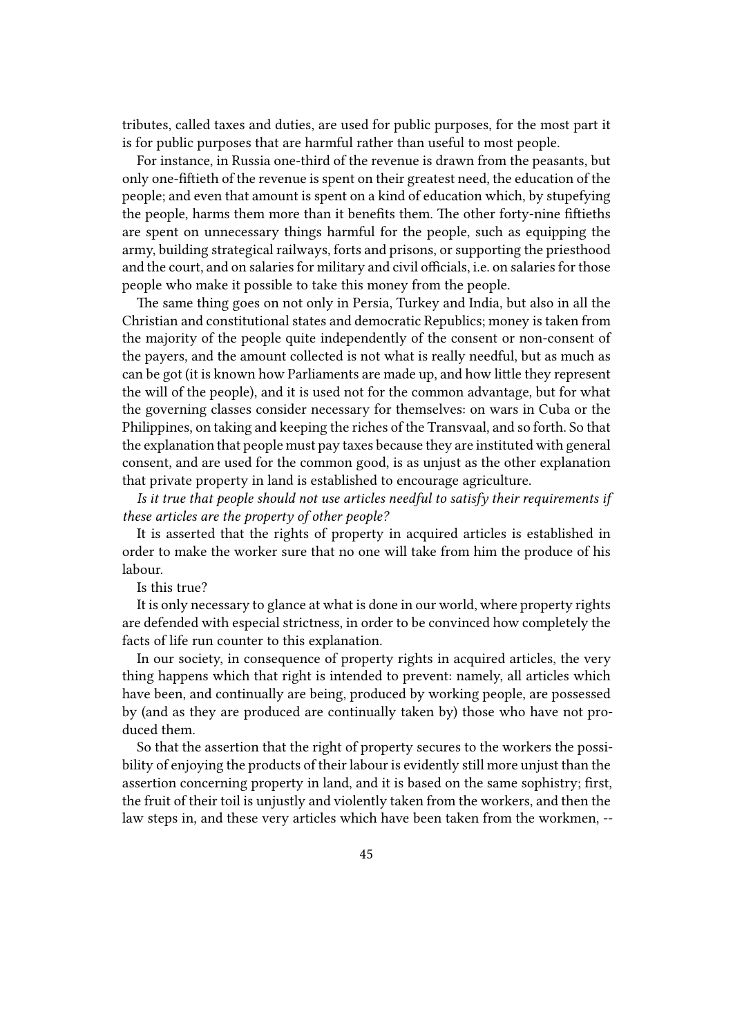tributes, called taxes and duties, are used for public purposes, for the most part it is for public purposes that are harmful rather than useful to most people.

For instance, in Russia one-third of the revenue is drawn from the peasants, but only one-fiftieth of the revenue is spent on their greatest need, the education of the people; and even that amount is spent on a kind of education which, by stupefying the people, harms them more than it benefits them. The other forty-nine fiftieths are spent on unnecessary things harmful for the people, such as equipping the army, building strategical railways, forts and prisons, or supporting the priesthood and the court, and on salaries for military and civil officials, i.e. on salaries for those people who make it possible to take this money from the people.

The same thing goes on not only in Persia, Turkey and India, but also in all the Christian and constitutional states and democratic Republics; money is taken from the majority of the people quite independently of the consent or non-consent of the payers, and the amount collected is not what is really needful, but as much as can be got (it is known how Parliaments are made up, and how little they represent the will of the people), and it is used not for the common advantage, but for what the governing classes consider necessary for themselves: on wars in Cuba or the Philippines, on taking and keeping the riches of the Transvaal, and so forth. So that the explanation that people must pay taxes because they are instituted with general consent, and are used for the common good, is as unjust as the other explanation that private property in land is established to encourage agriculture.

*Is it true that people should not use articles needful to satisfy their requirements if these articles are the property of other people?*

It is asserted that the rights of property in acquired articles is established in order to make the worker sure that no one will take from him the produce of his labour.

Is this true?

It is only necessary to glance at what is done in our world, where property rights are defended with especial strictness, in order to be convinced how completely the facts of life run counter to this explanation.

In our society, in consequence of property rights in acquired articles, the very thing happens which that right is intended to prevent: namely, all articles which have been, and continually are being, produced by working people, are possessed by (and as they are produced are continually taken by) those who have not produced them.

So that the assertion that the right of property secures to the workers the possibility of enjoying the products of their labour is evidently still more unjust than the assertion concerning property in land, and it is based on the same sophistry; first, the fruit of their toil is unjustly and violently taken from the workers, and then the law steps in, and these very articles which have been taken from the workmen, --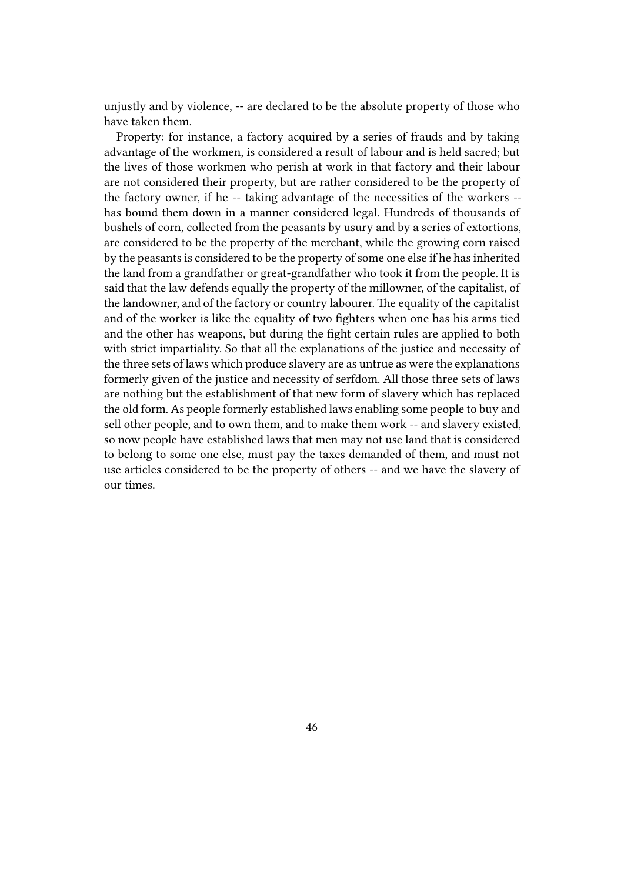unjustly and by violence, -- are declared to be the absolute property of those who have taken them.

Property: for instance, a factory acquired by a series of frauds and by taking advantage of the workmen, is considered a result of labour and is held sacred; but the lives of those workmen who perish at work in that factory and their labour are not considered their property, but are rather considered to be the property of the factory owner, if he -- taking advantage of the necessities of the workers -- has bound them down in a manner considered legal. Hundreds of thousands of bushels of corn, collected from the peasants by usury and by a series of extortions, are considered to be the property of the merchant, while the growing corn raised by the peasants is considered to be the property of some one else if he has inherited the land from a grandfather or great-grandfather who took it from the people. It is said that the law defends equally the property of the millowner, of the capitalist, of the landowner, and of the factory or country labourer. The equality of the capitalist and of the worker is like the equality of two fighters when one has his arms tied and the other has weapons, but during the fight certain rules are applied to both with strict impartiality. So that all the explanations of the justice and necessity of the three sets of laws which produce slavery are as untrue as were the explanations formerly given of the justice and necessity of serfdom. All those three sets of laws are nothing but the establishment of that new form of slavery which has replaced the old form. As people formerly established laws enabling some people to buy and sell other people, and to own them, and to make them work -- and slavery existed, so now people have established laws that men may not use land that is considered to belong to some one else, must pay the taxes demanded of them, and must not use articles considered to be the property of others -- and we have the slavery of our times.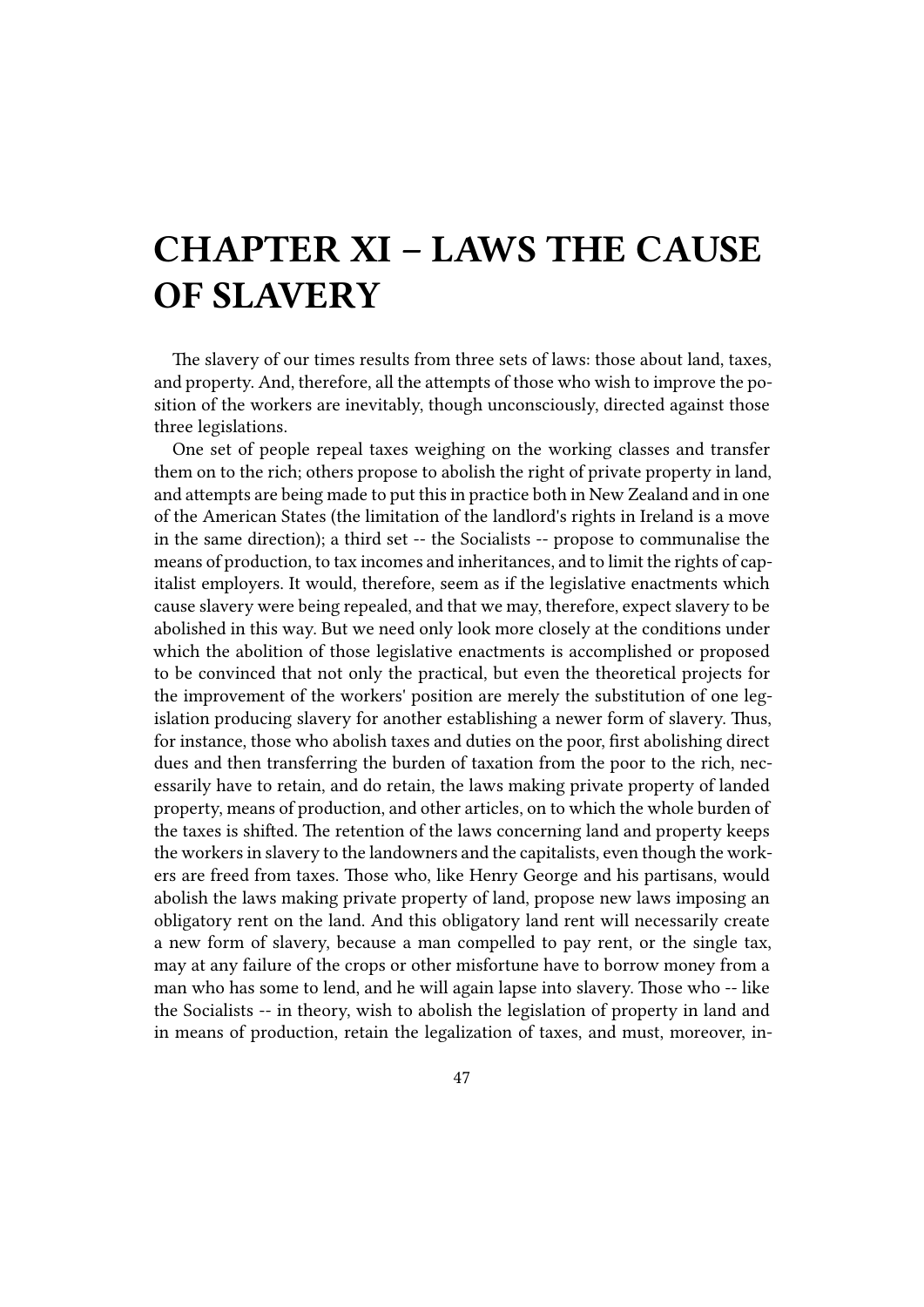# CHAPTER XI – LAWS THE CAUSE OF SLAVERY

The slavery of our times results from three sets of laws: those about land, taxes, and property. And, therefore, all the attempts of those who wish to improve the position of the workers are inevitably, though unconsciously, directed against those three legislations.

One set of people repeal taxes weighing on the working classes and transfer them on to the rich; others propose to abolish the right of private property in land, and attempts are being made to put this in practice both in New Zealand and in one of the American States (the limitation of the landlord's rights in Ireland is a move in the same direction); a third set -- the Socialists -- propose to communalise the means of production, to tax incomes and inheritances, and to limit the rights of capitalist employers. It would, therefore, seem as if the legislative enactments which cause slavery were being repealed, and that we may, therefore, expect slavery to be abolished in this way. But we need only look more closely at the conditions under which the abolition of those legislative enactments is accomplished or proposed to be convinced that not only the practical, but even the theoretical projects for the improvement of the workers' position are merely the substitution of one legislation producing slavery for another establishing a newer form of slavery. Thus, for instance, those who abolish taxes and duties on the poor, first abolishing direct dues and then transferring the burden of taxation from the poor to the rich, necessarily have to retain, and do retain, the laws making private property of landed property, means of production, and other articles, on to which the whole burden of the taxes is shifted. The retention of the laws concerning land and property keeps the workers in slavery to the landowners and the capitalists, even though the workers are freed from taxes. Those who, like Henry George and his partisans, would abolish the laws making private property of land, propose new laws imposing an obligatory rent on the land. And this obligatory land rent will necessarily create a new form of slavery, because a man compelled to pay rent, or the single tax, may at any failure of the crops or other misfortune have to borrow money from a man who has some to lend, and he will again lapse into slavery. Those who -- like the Socialists -- in theory, wish to abolish the legislation of property in land and in means of production, retain the legalization of taxes, and must, moreover, in-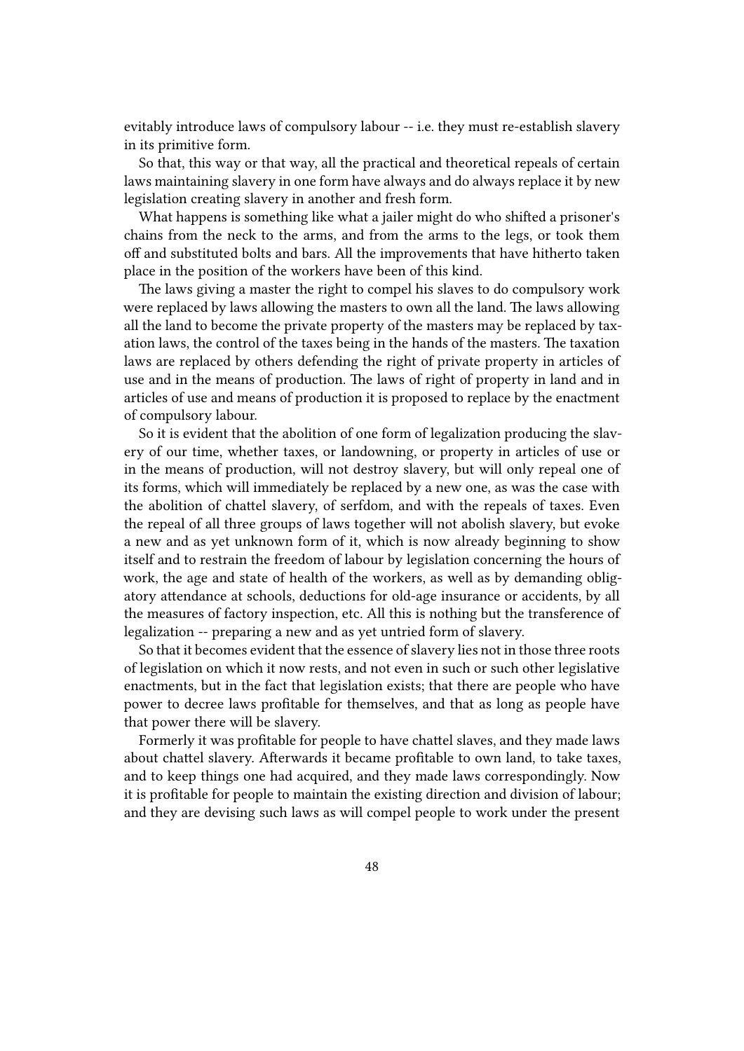evitably introduce laws of compulsory labour -- i.e. they must re-establish slavery in its primitive form.

So that, this way or that way, all the practical and theoretical repeals of certain laws maintaining slavery in one form have always and do always replace it by new legislation creating slavery in another and fresh form.

What happens is something like what a jailer might do who shifted a prisoner's chains from the neck to the arms, and from the arms to the legs, or took them off and substituted bolts and bars. All the improvements that have hitherto taken place in the position of the workers have been of this kind.

The laws giving a master the right to compel his slaves to do compulsory work were replaced by laws allowing the masters to own all the land. The laws allowing all the land to become the private property of the masters may be replaced by taxation laws, the control of the taxes being in the hands of the masters. The taxation laws are replaced by others defending the right of private property in articles of use and in the means of production. The laws of right of property in land and in articles of use and means of production it is proposed to replace by the enactment of compulsory labour.

So it is evident that the abolition of one form of legalization producing the slavery of our time, whether taxes, or landowning, or property in articles of use or in the means of production, will not destroy slavery, but will only repeal one of its forms, which will immediately be replaced by a new one, as was the case with the abolition of chattel slavery, of serfdom, and with the repeals of taxes. Even the repeal of all three groups of laws together will not abolish slavery, but evoke a new and as yet unknown form of it, which is now already beginning to show itself and to restrain the freedom of labour by legislation concerning the hours of work, the age and state of health of the workers, as well as by demanding obligatory attendance at schools, deductions for old-age insurance or accidents, by all the measures of factory inspection, etc. All this is nothing but the transference of legalization -- preparing a new and as yet untried form of slavery.

So that it becomes evident that the essence of slavery lies not in those three roots of legislation on which it now rests, and not even in such or such other legislative enactments, but in the fact that legislation exists; that there are people who have power to decree laws profitable for themselves, and that as long as people have that power there will be slavery.

Formerly it was profitable for people to have chattel slaves, and they made laws about chattel slavery. Afterwards it became profitable to own land, to take taxes, and to keep things one had acquired, and they made laws correspondingly. Now it is profitable for people to maintain the existing direction and division of labour; and they are devising such laws as will compel people to work under the present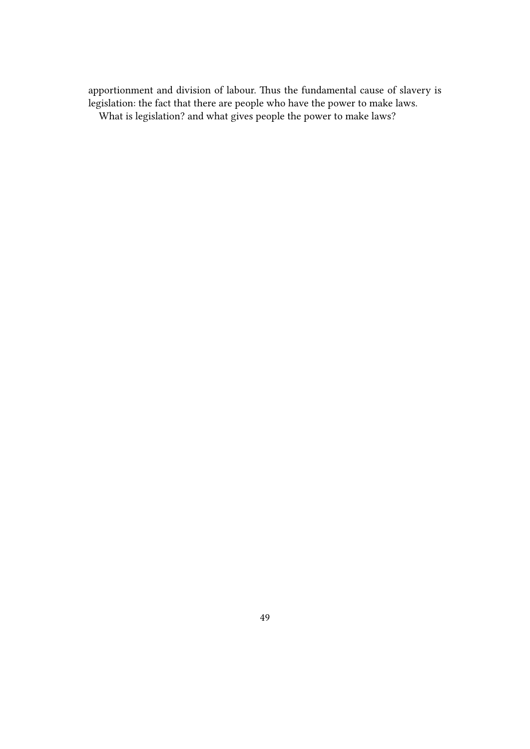apportionment and division of labour. Thus the fundamental cause of slavery is legislation: the fact that there are people who have the power to make laws.

What is legislation? and what gives people the power to make laws?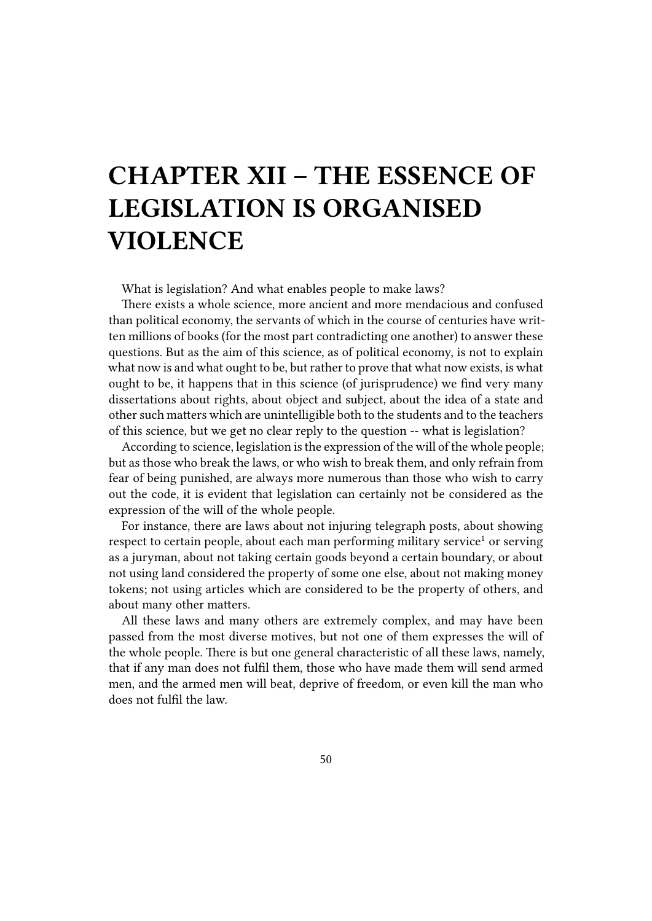# CHAPTER XII – THE ESSENCE OF LEGISLATION IS ORGANISED VIOLENCE

What is legislation? And what enables people to make laws?

There exists a whole science, more ancient and more mendacious and confused than political economy, the servants of which in the course of centuries have written millions of books (for the most part contradicting one another) to answer these questions. But as the aim of this science, as of political economy, is not to explain what now is and what ought to be, but rather to prove that what now exists, is what ought to be, it happens that in this science (of jurisprudence) we find very many dissertations about rights, about object and subject, about the idea of a state and other such matters which are unintelligible both to the students and to the teachers of this science, but we get no clear reply to the question -- what is legislation?

According to science, legislation is the expression of the will of the whole people; but as those who break the laws, or who wish to break them, and only refrain from fear of being punished, are always more numerous than those who wish to carry out the code, it is evident that legislation can certainly not be considered as the expression of the will of the whole people.

For instance, there are laws about not injuring telegraph posts, about showing respect to certain people, about each man performing military service[1] or serving as a juryman, about not taking certain goods beyond a certain boundary, or about not using land considered the property of some one else, about not making money tokens; not using articles which are considered to be the property of others, and about many other matters.

All these laws and many others are extremely complex, and may have been passed from the most diverse motives, but not one of them expresses the will of the whole people. There is but one general characteristic of all these laws, namely, that if any man does not fulfil them, those who have made them will send armed men, and the armed men will beat, deprive of freedom, or even kill the man who does not fulfil the law.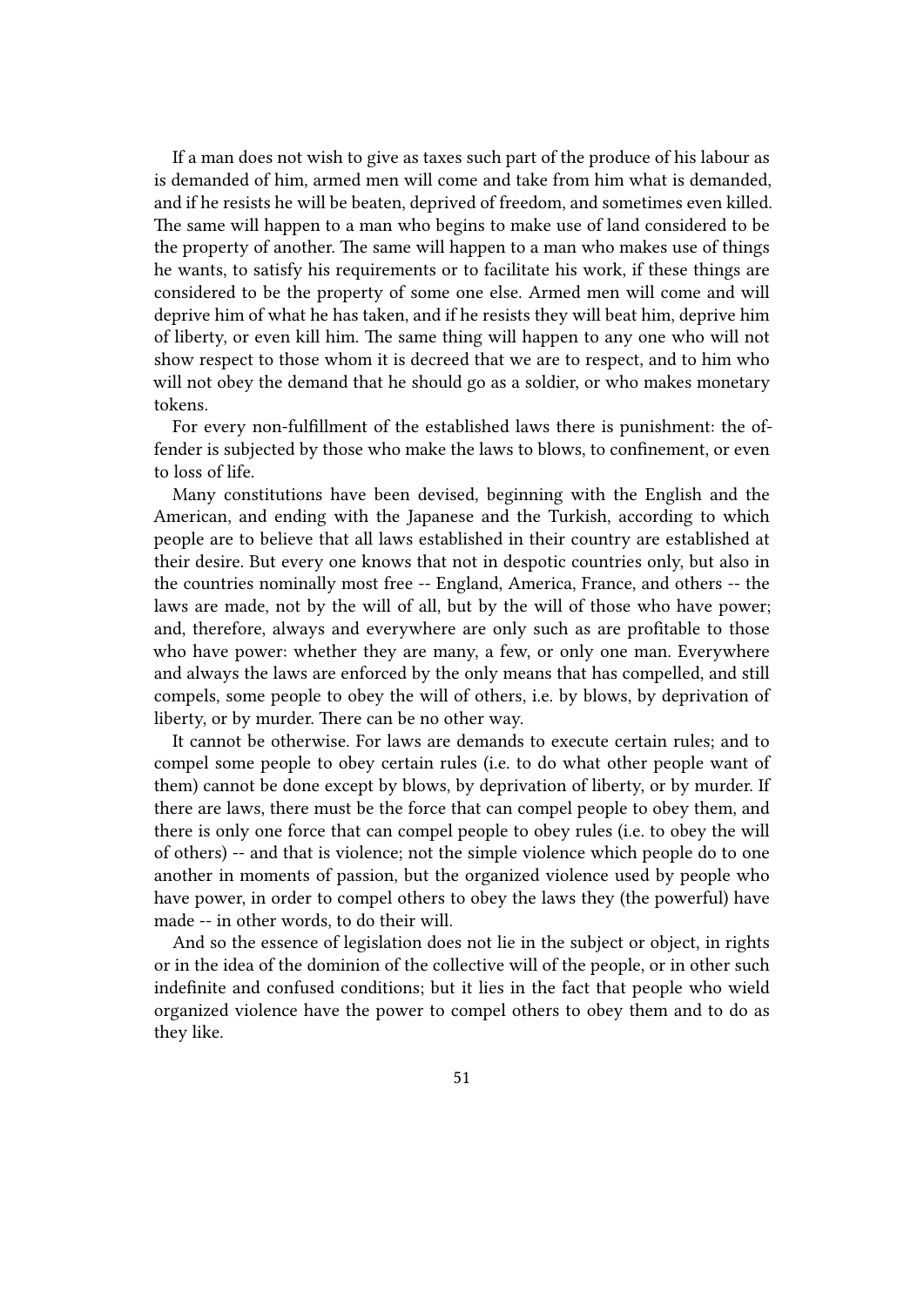If a man does not wish to give as taxes such part of the produce of his labour as is demanded of him, armed men will come and take from him what is demanded, and if he resists he will be beaten, deprived of freedom, and sometimes even killed. The same will happen to a man who begins to make use of land considered to be the property of another. The same will happen to a man who makes use of things he wants, to satisfy his requirements or to facilitate his work, if these things are considered to be the property of some one else. Armed men will come and will deprive him of what he has taken, and if he resists they will beat him, deprive him of liberty, or even kill him. The same thing will happen to any one who will not show respect to those whom it is decreed that we are to respect, and to him who will not obey the demand that he should go as a soldier, or who makes monetary tokens.

For every non-fulfillment of the established laws there is punishment: the offender is subjected by those who make the laws to blows, to confinement, or even to loss of life.

Many constitutions have been devised, beginning with the English and the American, and ending with the Japanese and the Turkish, according to which people are to believe that all laws established in their country are established at their desire. But every one knows that not in despotic countries only, but also in the countries nominally most free -- England, America, France, and others -- the laws are made, not by the will of all, but by the will of those who have power; and, therefore, always and everywhere are only such as are profitable to those who have power: whether they are many, a few, or only one man. Everywhere and always the laws are enforced by the only means that has compelled, and still compels, some people to obey the will of others, i.e. by blows, by deprivation of liberty, or by murder. There can be no other way.

It cannot be otherwise. For laws are demands to execute certain rules; and to compel some people to obey certain rules (i.e. to do what other people want of them) cannot be done except by blows, by deprivation of liberty, or by murder. If there are laws, there must be the force that can compel people to obey them, and there is only one force that can compel people to obey rules (i.e. to obey the will of others) -- and that is violence; not the simple violence which people do to one another in moments of passion, but the organized violence used by people who have power, in order to compel others to obey the laws they (the powerful) have made -- in other words, to do their will.

And so the essence of legislation does not lie in the subject or object, in rights or in the idea of the dominion of the collective will of the people, or in other such indefinite and confused conditions; but it lies in the fact that people who wield organized violence have the power to compel others to obey them and to do as they like.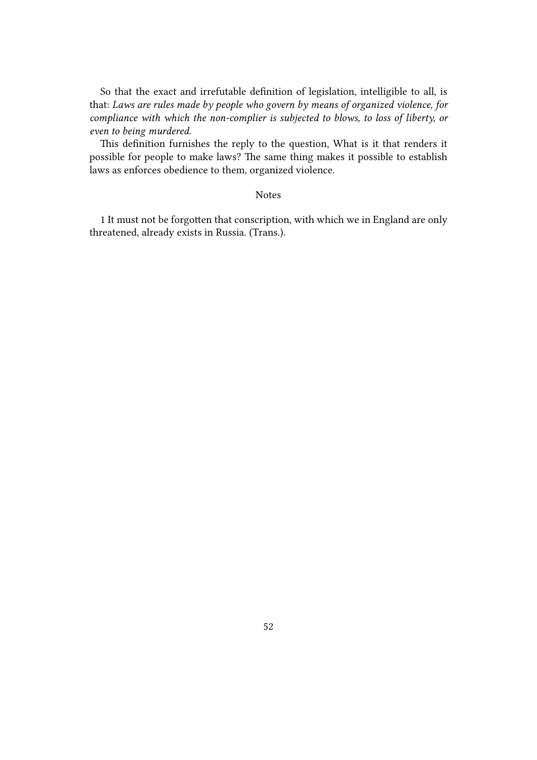So that the exact and irrefutable definition of legislation, intelligible to all, is that: *Laws are rules made by people who govern by means of organized violence, for compliance with which the non-complier is subjected to blows, to loss of liberty, or even to being murdered.*

This definition furnishes the reply to the question, What is it that renders it possible for people to make laws? The same thing makes it possible to establish laws as enforces obedience to them, organized violence.

## Notes

1 It must not be forgotten that conscription, with which we in England are only threatened, already exists in Russia. (Trans.).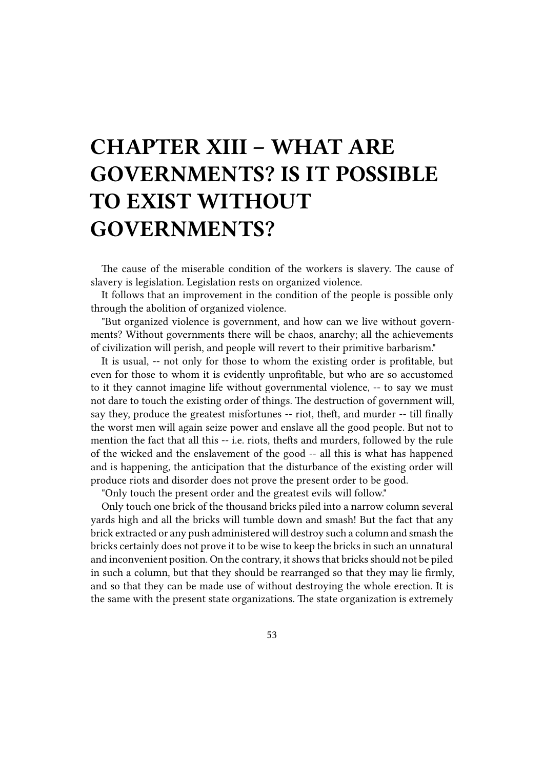# CHAPTER XIII – WHAT ARE GOVERNMENTS? IS IT POSSIBLE TO EXIST WITHOUT GOVERNMENTS?

The cause of the miserable condition of the workers is slavery. The cause of slavery is legislation. Legislation rests on organized violence.

It follows that an improvement in the condition of the people is possible only through the abolition of organized violence.

"But organized violence is government, and how can we live without governments? Without governments there will be chaos, anarchy; all the achievements of civilization will perish, and people will revert to their primitive barbarism."

It is usual, -- not only for those to whom the existing order is profitable, but even for those to whom it is evidently unprofitable, but who are so accustomed to it they cannot imagine life without governmental violence, -- to say we must not dare to touch the existing order of things. The destruction of government will, say they, produce the greatest misfortunes -- riot, theft, and murder -- till finally the worst men will again seize power and enslave all the good people. But not to mention the fact that all this -- i.e. riots, thefts and murders, followed by the rule of the wicked and the enslavement of the good -- all this is what has happened and is happening, the anticipation that the disturbance of the existing order will produce riots and disorder does not prove the present order to be good.

"Only touch the present order and the greatest evils will follow."

Only touch one brick of the thousand bricks piled into a narrow column several yards high and all the bricks will tumble down and smash! But the fact that any brick extracted or any push administered will destroy such a column and smash the bricks certainly does not prove it to be wise to keep the bricks in such an unnatural and inconvenient position. On the contrary, it shows that bricks should not be piled in such a column, but that they should be rearranged so that they may lie firmly, and so that they can be made use of without destroying the whole erection. It is the same with the present state organizations. The state organization is extremely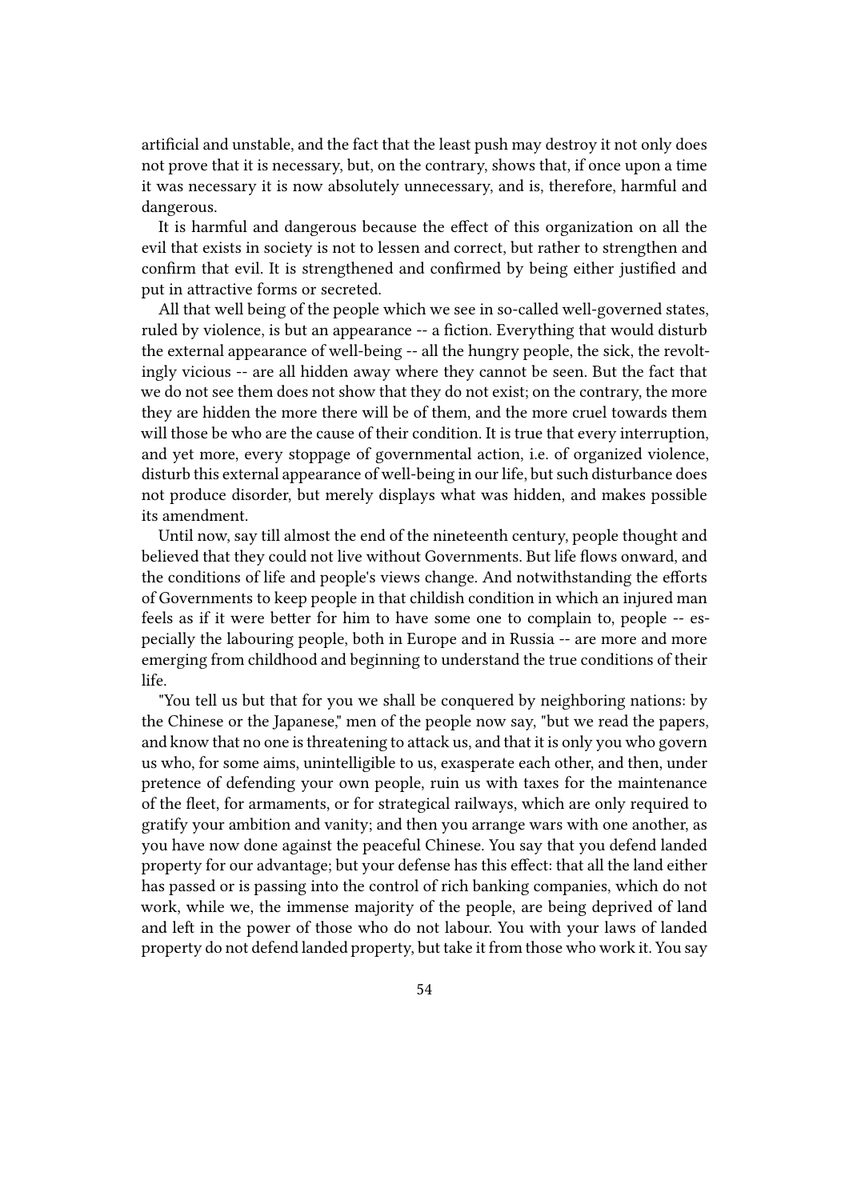artificial and unstable, and the fact that the least push may destroy it not only does not prove that it is necessary, but, on the contrary, shows that, if once upon a time it was necessary it is now absolutely unnecessary, and is, therefore, harmful and dangerous.

It is harmful and dangerous because the effect of this organization on all the evil that exists in society is not to lessen and correct, but rather to strengthen and confirm that evil. It is strengthened and confirmed by being either justified and put in attractive forms or secreted.

All that well being of the people which we see in so-called well-governed states, ruled by violence, is but an appearance -- a fiction. Everything that would disturb the external appearance of well-being -- all the hungry people, the sick, the revoltingly vicious -- are all hidden away where they cannot be seen. But the fact that we do not see them does not show that they do not exist; on the contrary, the more they are hidden the more there will be of them, and the more cruel towards them will those be who are the cause of their condition. It is true that every interruption, and yet more, every stoppage of governmental action, i.e. of organized violence, disturb this external appearance of well-being in our life, but such disturbance does not produce disorder, but merely displays what was hidden, and makes possible its amendment.

Until now, say till almost the end of the nineteenth century, people thought and believed that they could not live without Governments. But life flows onward, and the conditions of life and people's views change. And notwithstanding the efforts of Governments to keep people in that childish condition in which an injured man feels as if it were better for him to have some one to complain to, people -- especially the labouring people, both in Europe and in Russia -- are more and more emerging from childhood and beginning to understand the true conditions of their life.

"You tell us but that for you we shall be conquered by neighboring nations: by the Chinese or the Japanese," men of the people now say, "but we read the papers, and know that no one is threatening to attack us, and that it is only you who govern us who, for some aims, unintelligible to us, exasperate each other, and then, under pretence of defending your own people, ruin us with taxes for the maintenance of the fleet, for armaments, or for strategical railways, which are only required to gratify your ambition and vanity; and then you arrange wars with one another, as you have now done against the peaceful Chinese. You say that you defend landed property for our advantage; but your defense has this effect: that all the land either has passed or is passing into the control of rich banking companies, which do not work, while we, the immense majority of the people, are being deprived of land and left in the power of those who do not labour. You with your laws of landed property do not defend landed property, but take it from those who work it. You say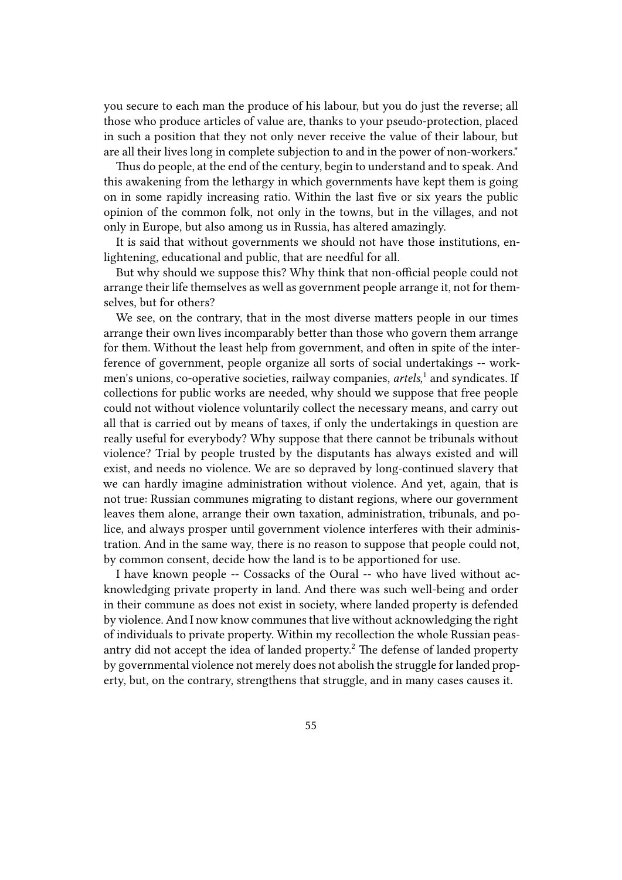you secure to each man the produce of his labour, but you do just the reverse; all those who produce articles of value are, thanks to your pseudo-protection, placed in such a position that they not only never receive the value of their labour, but are all their lives long in complete subjection to and in the power of non-workers."

Thus do people, at the end of the century, begin to understand and to speak. And this awakening from the lethargy in which governments have kept them is going on in some rapidly increasing ratio. Within the last five or six years the public opinion of the common folk, not only in the towns, but in the villages, and not only in Europe, but also among us in Russia, has altered amazingly.

It is said that without governments we should not have those institutions, enlightening, educational and public, that are needful for all.

But why should we suppose this? Why think that non-official people could not arrange their life themselves as well as government people arrange it, not for themselves, but for others?

We see, on the contrary, that in the most diverse matters people in our times arrange their own lives incomparably better than those who govern them arrange for them. Without the least help from government, and often in spite of the interference of government, people organize all sorts of social undertakings -- workmen's unions, co-operative societies, railway companies, *artels*,[1] and syndicates. If collections for public works are needed, why should we suppose that free people could not without violence voluntarily collect the necessary means, and carry out all that is carried out by means of taxes, if only the undertakings in question are really useful for everybody? Why suppose that there cannot be tribunals without violence? Trial by people trusted by the disputants has always existed and will exist, and needs no violence. We are so depraved by long-continued slavery that we can hardly imagine administration without violence. And yet, again, that is not true: Russian communes migrating to distant regions, where our government leaves them alone, arrange their own taxation, administration, tribunals, and police, and always prosper until government violence interferes with their administration. And in the same way, there is no reason to suppose that people could not, by common consent, decide how the land is to be apportioned for use.

I have known people -- Cossacks of the Oural -- who have lived without acknowledging private property in land. And there was such well-being and order in their commune as does not exist in society, where landed property is defended by violence. And I now know communes that live without acknowledging the right of individuals to private property. Within my recollection the whole Russian peasantry did not accept the idea of landed property.[2] The defense of landed property by governmental violence not merely does not abolish the struggle for landed property, but, on the contrary, strengthens that struggle, and in many cases causes it.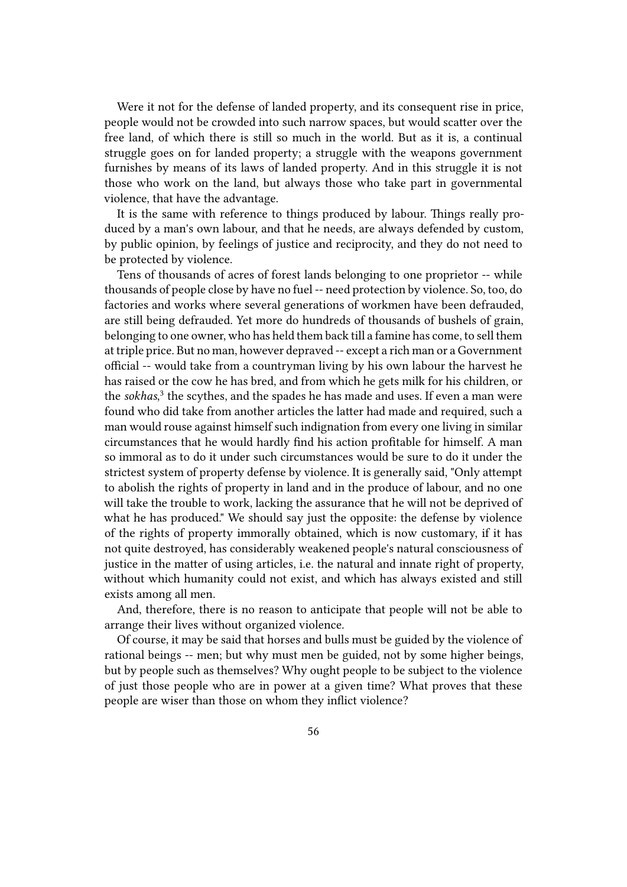Were it not for the defense of landed property, and its consequent rise in price, people would not be crowded into such narrow spaces, but would scatter over the free land, of which there is still so much in the world. But as it is, a continual struggle goes on for landed property; a struggle with the weapons government furnishes by means of its laws of landed property. And in this struggle it is not those who work on the land, but always those who take part in governmental violence, that have the advantage.

It is the same with reference to things produced by labour. Things really produced by a man's own labour, and that he needs, are always defended by custom, by public opinion, by feelings of justice and reciprocity, and they do not need to be protected by violence.

Tens of thousands of acres of forest lands belonging to one proprietor -- while thousands of people close by have no fuel -- need protection by violence. So, too, do factories and works where several generations of workmen have been defrauded, are still being defrauded. Yet more do hundreds of thousands of bushels of grain, belonging to one owner, who has held them back till a famine has come, to sell them at triple price. But no man, however depraved -- except a rich man or a Government official -- would take from a countryman living by his own labour the harvest he has raised or the cow he has bred, and from which he gets milk for his children, or the *sokhas*,[3] the scythes, and the spades he has made and uses. If even a man were found who did take from another articles the latter had made and required, such a man would rouse against himself such indignation from every one living in similar circumstances that he would hardly find his action profitable for himself. A man so immoral as to do it under such circumstances would be sure to do it under the strictest system of property defense by violence. It is generally said, "Only attempt to abolish the rights of property in land and in the produce of labour, and no one will take the trouble to work, lacking the assurance that he will not be deprived of what he has produced." We should say just the opposite: the defense by violence of the rights of property immorally obtained, which is now customary, if it has not quite destroyed, has considerably weakened people's natural consciousness of justice in the matter of using articles, i.e. the natural and innate right of property, without which humanity could not exist, and which has always existed and still exists among all men.

And, therefore, there is no reason to anticipate that people will not be able to arrange their lives without organized violence.

Of course, it may be said that horses and bulls must be guided by the violence of rational beings -- men; but why must men be guided, not by some higher beings, but by people such as themselves? Why ought people to be subject to the violence of just those people who are in power at a given time? What proves that these people are wiser than those on whom they inflict violence?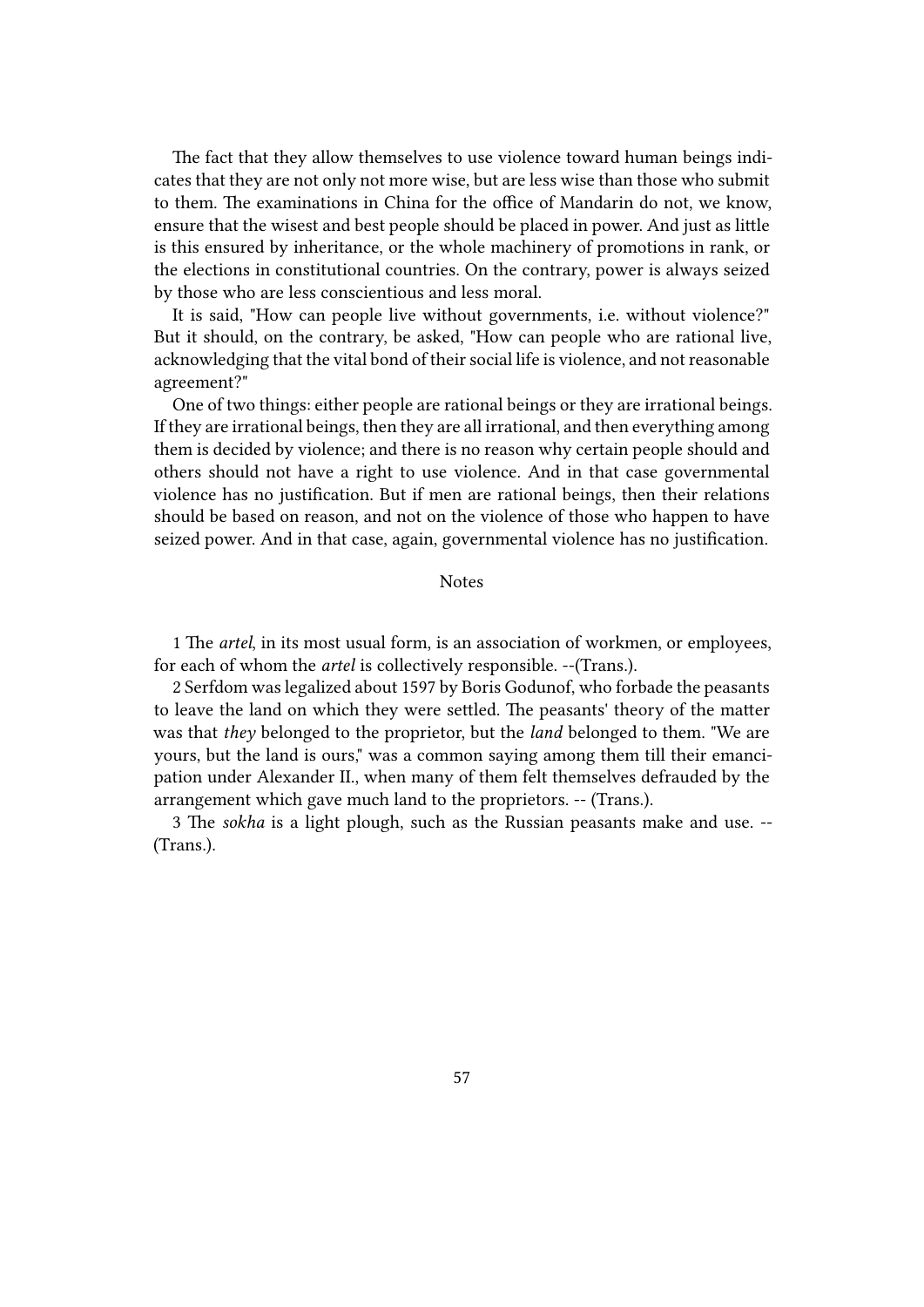The fact that they allow themselves to use violence toward human beings indicates that they are not only not more wise, but are less wise than those who submit to them. The examinations in China for the office of Mandarin do not, we know, ensure that the wisest and best people should be placed in power. And just as little is this ensured by inheritance, or the whole machinery of promotions in rank, or the elections in constitutional countries. On the contrary, power is always seized by those who are less conscientious and less moral.

It is said, "How can people live without governments, i.e. without violence?" But it should, on the contrary, be asked, "How can people who are rational live, acknowledging that the vital bond of their social life is violence, and not reasonable agreement?"

One of two things: either people are rational beings or they are irrational beings. If they are irrational beings, then they are all irrational, and then everything among them is decided by violence; and there is no reason why certain people should and others should not have a right to use violence. And in that case governmental violence has no justification. But if men are rational beings, then their relations should be based on reason, and not on the violence of those who happen to have seized power. And in that case, again, governmental violence has no justification.

## Notes

1 The *artel*, in its most usual form, is an association of workmen, or employees, for each of whom the *artel* is collectively responsible. --(Trans.).

2 Serfdom was legalized about 1597 by Boris Godunof, who forbade the peasants to leave the land on which they were settled. The peasants' theory of the matter was that *they* belonged to the proprietor, but the *land* belonged to them. "We are yours, but the land is ours," was a common saying among them till their emancipation under Alexander II., when many of them felt themselves defrauded by the arrangement which gave much land to the proprietors. -- (Trans.).

3 The *sokha* is a light plough, such as the Russian peasants make and use. -- (Trans.).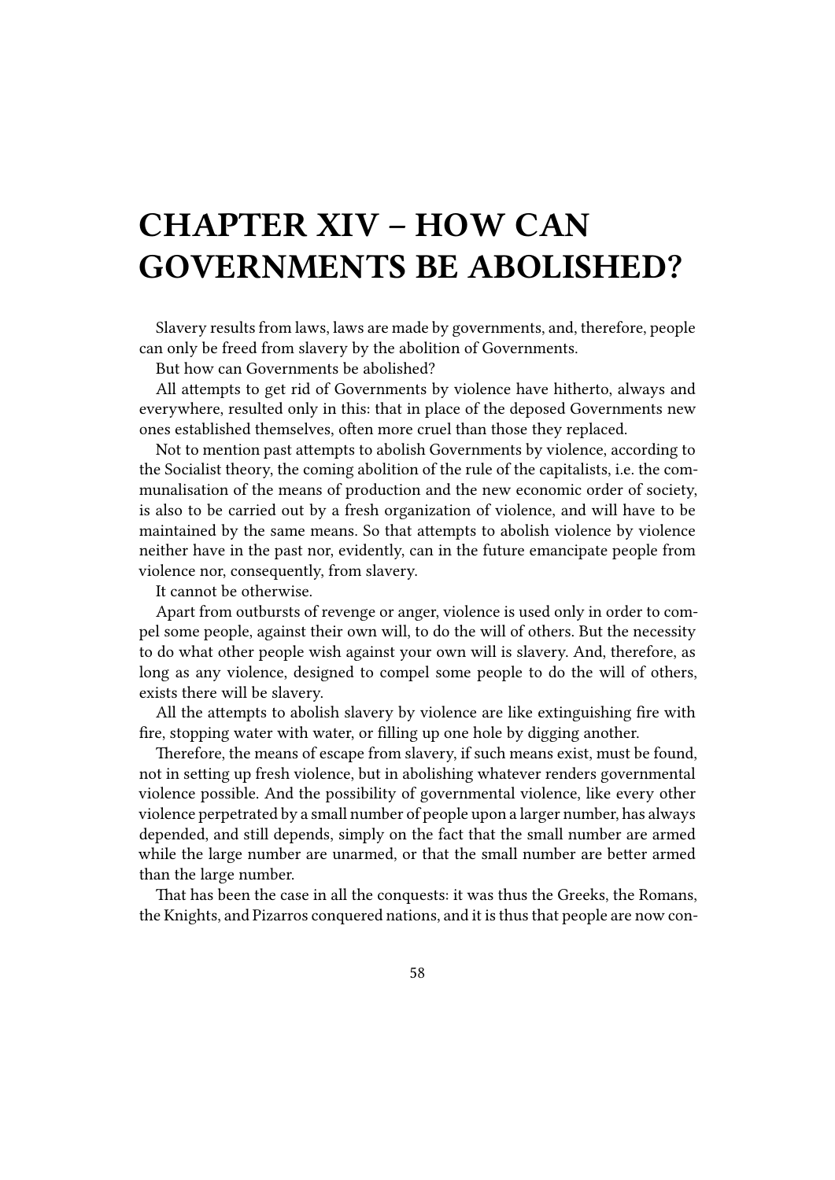# CHAPTER XIV – HOW CAN GOVERNMENTS BE ABOLISHED?

Slavery results from laws, laws are made by governments, and, therefore, people can only be freed from slavery by the abolition of Governments.

But how can Governments be abolished?

All attempts to get rid of Governments by violence have hitherto, always and everywhere, resulted only in this: that in place of the deposed Governments new ones established themselves, often more cruel than those they replaced.

Not to mention past attempts to abolish Governments by violence, according to the Socialist theory, the coming abolition of the rule of the capitalists, i.e. the communalisation of the means of production and the new economic order of society, is also to be carried out by a fresh organization of violence, and will have to be maintained by the same means. So that attempts to abolish violence by violence neither have in the past nor, evidently, can in the future emancipate people from violence nor, consequently, from slavery.

It cannot be otherwise.

Apart from outbursts of revenge or anger, violence is used only in order to compel some people, against their own will, to do the will of others. But the necessity to do what other people wish against your own will is slavery. And, therefore, as long as any violence, designed to compel some people to do the will of others, exists there will be slavery.

All the attempts to abolish slavery by violence are like extinguishing fire with fire, stopping water with water, or filling up one hole by digging another.

Therefore, the means of escape from slavery, if such means exist, must be found, not in setting up fresh violence, but in abolishing whatever renders governmental violence possible. And the possibility of governmental violence, like every other violence perpetrated by a small number of people upon a larger number, has always depended, and still depends, simply on the fact that the small number are armed while the large number are unarmed, or that the small number are better armed than the large number.

That has been the case in all the conquests: it was thus the Greeks, the Romans, the Knights, and Pizarros conquered nations, and it is thus that people are now con-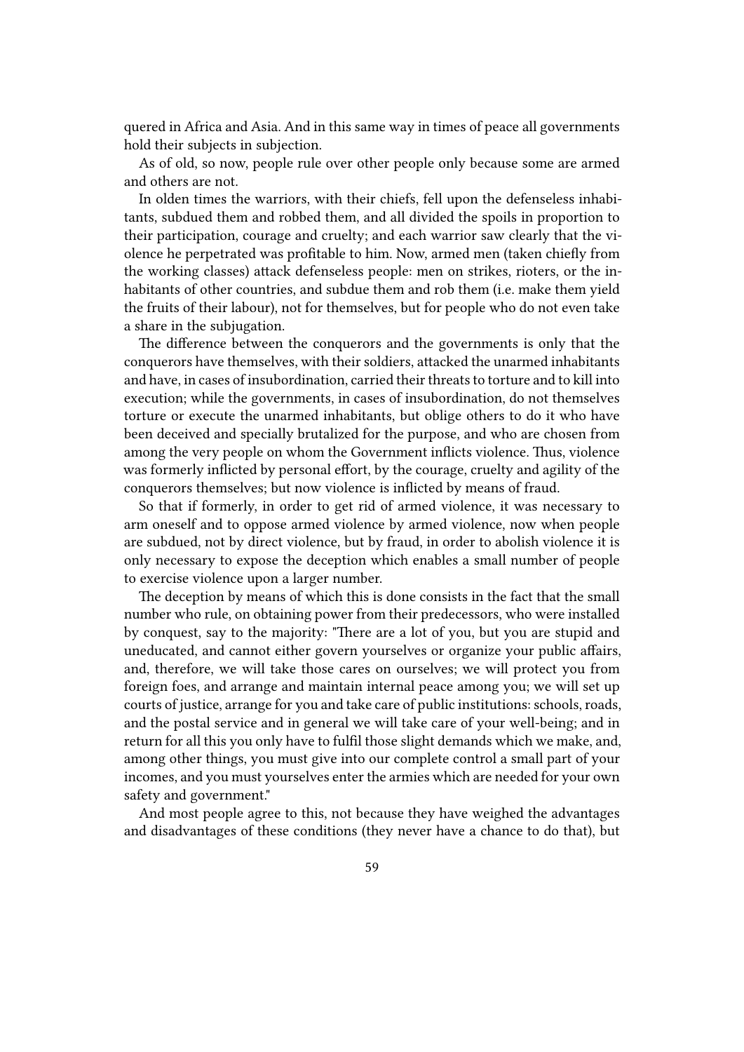quered in Africa and Asia. And in this same way in times of peace all governments hold their subjects in subjection.

As of old, so now, people rule over other people only because some are armed and others are not.

In olden times the warriors, with their chiefs, fell upon the defenseless inhabitants, subdued them and robbed them, and all divided the spoils in proportion to their participation, courage and cruelty; and each warrior saw clearly that the violence he perpetrated was profitable to him. Now, armed men (taken chiefly from the working classes) attack defenseless people: men on strikes, rioters, or the inhabitants of other countries, and subdue them and rob them (i.e. make them yield the fruits of their labour), not for themselves, but for people who do not even take a share in the subjugation.

The difference between the conquerors and the governments is only that the conquerors have themselves, with their soldiers, attacked the unarmed inhabitants and have, in cases of insubordination, carried their threats to torture and to kill into execution; while the governments, in cases of insubordination, do not themselves torture or execute the unarmed inhabitants, but oblige others to do it who have been deceived and specially brutalized for the purpose, and who are chosen from among the very people on whom the Government inflicts violence. Thus, violence was formerly inflicted by personal effort, by the courage, cruelty and agility of the conquerors themselves; but now violence is inflicted by means of fraud.

So that if formerly, in order to get rid of armed violence, it was necessary to arm oneself and to oppose armed violence by armed violence, now when people are subdued, not by direct violence, but by fraud, in order to abolish violence it is only necessary to expose the deception which enables a small number of people to exercise violence upon a larger number.

The deception by means of which this is done consists in the fact that the small number who rule, on obtaining power from their predecessors, who were installed by conquest, say to the majority: "There are a lot of you, but you are stupid and uneducated, and cannot either govern yourselves or organize your public affairs, and, therefore, we will take those cares on ourselves; we will protect you from foreign foes, and arrange and maintain internal peace among you; we will set up courts of justice, arrange for you and take care of public institutions: schools, roads, and the postal service and in general we will take care of your well-being; and in return for all this you only have to fulfil those slight demands which we make, and, among other things, you must give into our complete control a small part of your incomes, and you must yourselves enter the armies which are needed for your own safety and government."

And most people agree to this, not because they have weighed the advantages and disadvantages of these conditions (they never have a chance to do that), but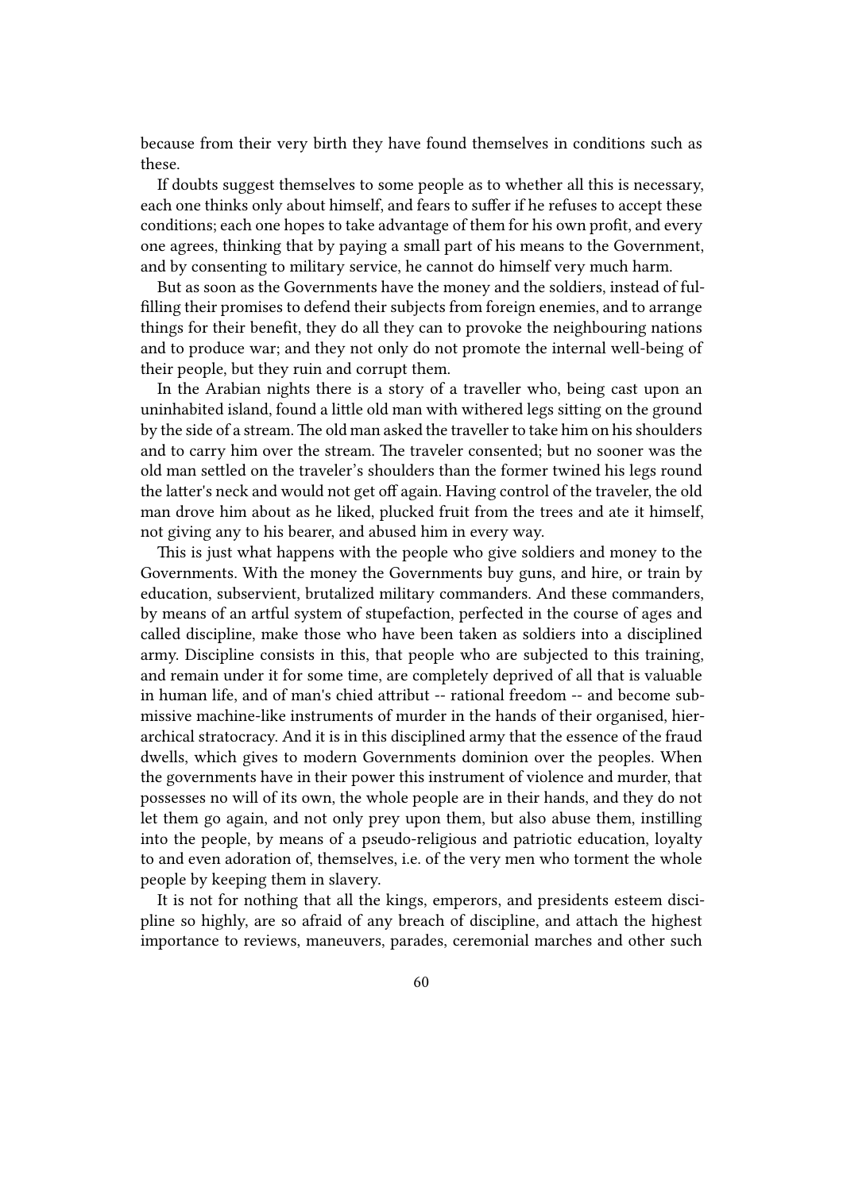because from their very birth they have found themselves in conditions such as these.

If doubts suggest themselves to some people as to whether all this is necessary, each one thinks only about himself, and fears to suffer if he refuses to accept these conditions; each one hopes to take advantage of them for his own profit, and every one agrees, thinking that by paying a small part of his means to the Government, and by consenting to military service, he cannot do himself very much harm.

But as soon as the Governments have the money and the soldiers, instead of fulfilling their promises to defend their subjects from foreign enemies, and to arrange things for their benefit, they do all they can to provoke the neighbouring nations and to produce war; and they not only do not promote the internal well-being of their people, but they ruin and corrupt them.

In the Arabian nights there is a story of a traveller who, being cast upon an uninhabited island, found a little old man with withered legs sitting on the ground by the side of a stream. The old man asked the traveller to take him on his shoulders and to carry him over the stream. The traveler consented; but no sooner was the old man settled on the traveler's shoulders than the former twined his legs round the latter's neck and would not get off again. Having control of the traveler, the old man drove him about as he liked, plucked fruit from the trees and ate it himself, not giving any to his bearer, and abused him in every way.

This is just what happens with the people who give soldiers and money to the Governments. With the money the Governments buy guns, and hire, or train by education, subservient, brutalized military commanders. And these commanders, by means of an artful system of stupefaction, perfected in the course of ages and called discipline, make those who have been taken as soldiers into a disciplined army. Discipline consists in this, that people who are subjected to this training, and remain under it for some time, are completely deprived of all that is valuable in human life, and of man's chied attribut -- rational freedom -- and become submissive machine-like instruments of murder in the hands of their organised, hierarchical stratocracy. And it is in this disciplined army that the essence of the fraud dwells, which gives to modern Governments dominion over the peoples. When the governments have in their power this instrument of violence and murder, that possesses no will of its own, the whole people are in their hands, and they do not let them go again, and not only prey upon them, but also abuse them, instilling into the people, by means of a pseudo-religious and patriotic education, loyalty to and even adoration of, themselves, i.e. of the very men who torment the whole people by keeping them in slavery.

It is not for nothing that all the kings, emperors, and presidents esteem discipline so highly, are so afraid of any breach of discipline, and attach the highest importance to reviews, maneuvers, parades, ceremonial marches and other such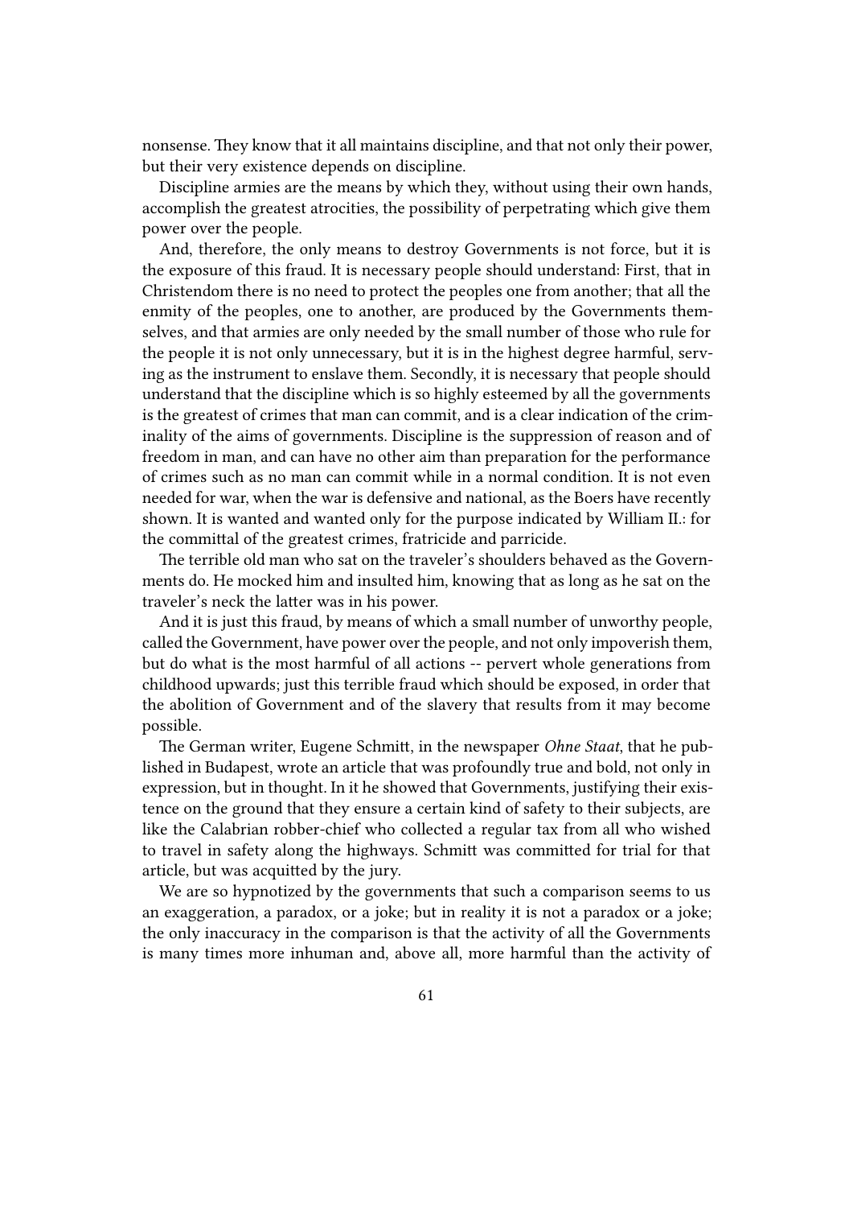nonsense. They know that it all maintains discipline, and that not only their power, but their very existence depends on discipline.

Discipline armies are the means by which they, without using their own hands, accomplish the greatest atrocities, the possibility of perpetrating which give them power over the people.

And, therefore, the only means to destroy Governments is not force, but it is the exposure of this fraud. It is necessary people should understand: First, that in Christendom there is no need to protect the peoples one from another; that all the enmity of the peoples, one to another, are produced by the Governments themselves, and that armies are only needed by the small number of those who rule for the people it is not only unnecessary, but it is in the highest degree harmful, serving as the instrument to enslave them. Secondly, it is necessary that people should understand that the discipline which is so highly esteemed by all the governments is the greatest of crimes that man can commit, and is a clear indication of the criminality of the aims of governments. Discipline is the suppression of reason and of freedom in man, and can have no other aim than preparation for the performance of crimes such as no man can commit while in a normal condition. It is not even needed for war, when the war is defensive and national, as the Boers have recently shown. It is wanted and wanted only for the purpose indicated by William II.: for the committal of the greatest crimes, fratricide and parricide.

The terrible old man who sat on the traveler's shoulders behaved as the Governments do. He mocked him and insulted him, knowing that as long as he sat on the traveler's neck the latter was in his power.

And it is just this fraud, by means of which a small number of unworthy people, called the Government, have power over the people, and not only impoverish them, but do what is the most harmful of all actions -- pervert whole generations from childhood upwards; just this terrible fraud which should be exposed, in order that the abolition of Government and of the slavery that results from it may become possible.

The German writer, Eugene Schmitt, in the newspaper *Ohne Staat*, that he published in Budapest, wrote an article that was profoundly true and bold, not only in expression, but in thought. In it he showed that Governments, justifying their existence on the ground that they ensure a certain kind of safety to their subjects, are like the Calabrian robber-chief who collected a regular tax from all who wished to travel in safety along the highways. Schmitt was committed for trial for that article, but was acquitted by the jury.

We are so hypnotized by the governments that such a comparison seems to us an exaggeration, a paradox, or a joke; but in reality it is not a paradox or a joke; the only inaccuracy in the comparison is that the activity of all the Governments is many times more inhuman and, above all, more harmful than the activity of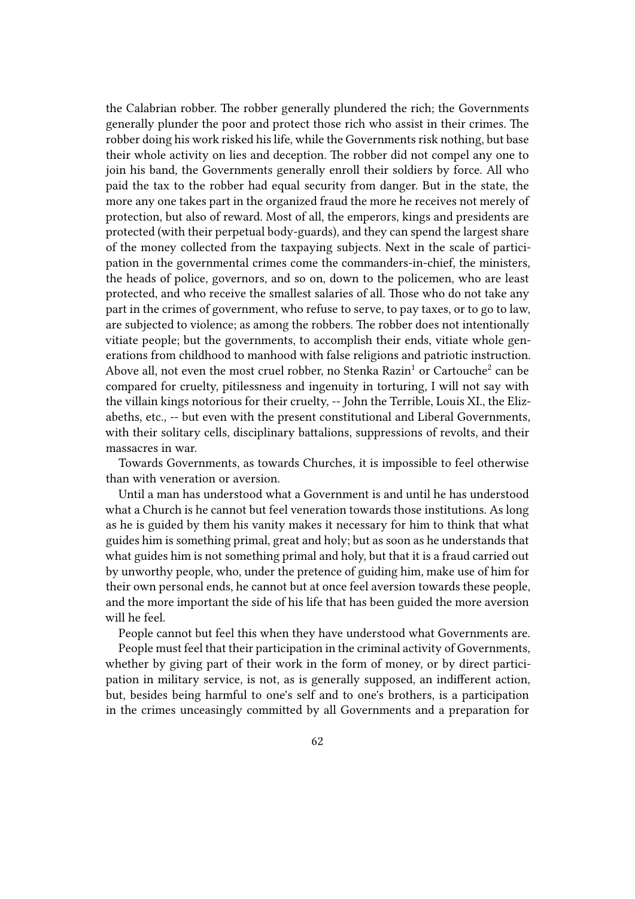the Calabrian robber. The robber generally plundered the rich; the Governments generally plunder the poor and protect those rich who assist in their crimes. The robber doing his work risked his life, while the Governments risk nothing, but base their whole activity on lies and deception. The robber did not compel any one to join his band, the Governments generally enroll their soldiers by force. All who paid the tax to the robber had equal security from danger. But in the state, the more any one takes part in the organized fraud the more he receives not merely of protection, but also of reward. Most of all, the emperors, kings and presidents are protected (with their perpetual body-guards), and they can spend the largest share of the money collected from the taxpaying subjects. Next in the scale of participation in the governmental crimes come the commanders-in-chief, the ministers, the heads of police, governors, and so on, down to the policemen, who are least protected, and who receive the smallest salaries of all. Those who do not take any part in the crimes of government, who refuse to serve, to pay taxes, or to go to law, are subjected to violence; as among the robbers. The robber does not intentionally vitiate people; but the governments, to accomplish their ends, vitiate whole generations from childhood to manhood with false religions and patriotic instruction. Above all, not even the most cruel robber, no Stenka Razin[1] or Cartouche[2] can be compared for cruelty, pitilessness and ingenuity in torturing, I will not say with the villain kings notorious for their cruelty, -- John the Terrible, Louis XI., the Elizabeths, etc., -- but even with the present constitutional and Liberal Governments, with their solitary cells, disciplinary battalions, suppressions of revolts, and their massacres in war.

Towards Governments, as towards Churches, it is impossible to feel otherwise than with veneration or aversion.

Until a man has understood what a Government is and until he has understood what a Church is he cannot but feel veneration towards those institutions. As long as he is guided by them his vanity makes it necessary for him to think that what guides him is something primal, great and holy; but as soon as he understands that what guides him is not something primal and holy, but that it is a fraud carried out by unworthy people, who, under the pretence of guiding him, make use of him for their own personal ends, he cannot but at once feel aversion towards these people, and the more important the side of his life that has been guided the more aversion will he feel.

People cannot but feel this when they have understood what Governments are.

People must feel that their participation in the criminal activity of Governments, whether by giving part of their work in the form of money, or by direct participation in military service, is not, as is generally supposed, an indifferent action, but, besides being harmful to one's self and to one's brothers, is a participation in the crimes unceasingly committed by all Governments and a preparation for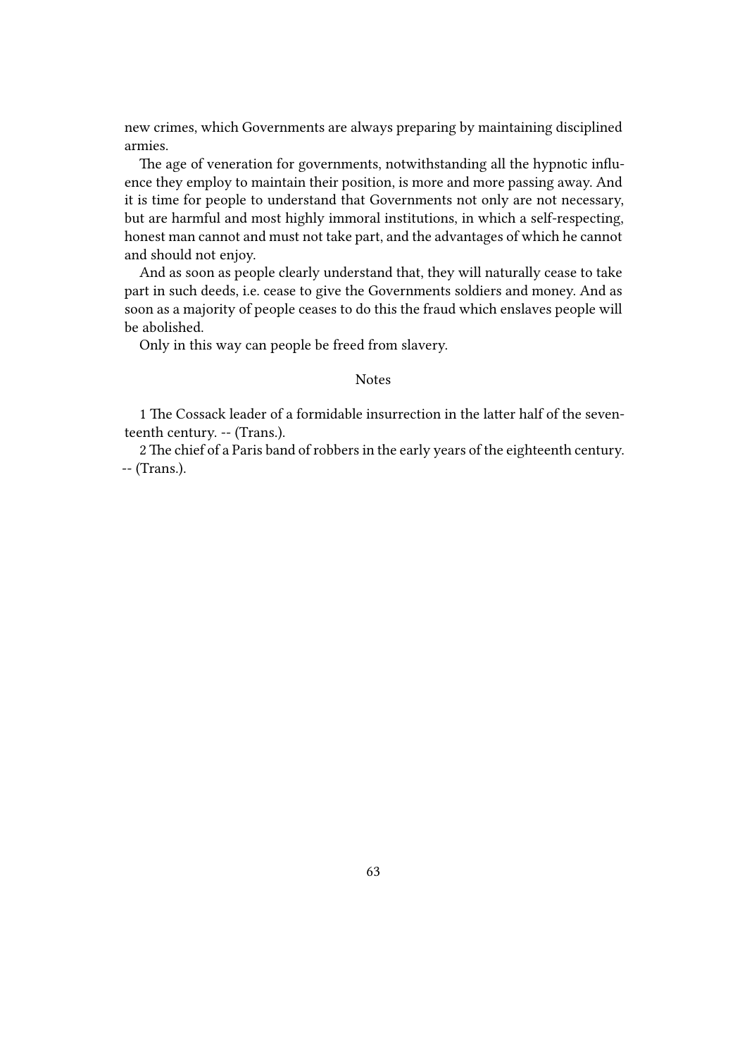new crimes, which Governments are always preparing by maintaining disciplined armies.

The age of veneration for governments, notwithstanding all the hypnotic influence they employ to maintain their position, is more and more passing away. And it is time for people to understand that Governments not only are not necessary, but are harmful and most highly immoral institutions, in which a self-respecting, honest man cannot and must not take part, and the advantages of which he cannot and should not enjoy.

And as soon as people clearly understand that, they will naturally cease to take part in such deeds, i.e. cease to give the Governments soldiers and money. And as soon as a majority of people ceases to do this the fraud which enslaves people will be abolished.

Only in this way can people be freed from slavery.

## Notes

1 The Cossack leader of a formidable insurrection in the latter half of the seventeenth century. -- (Trans.).

2 The chief of a Paris band of robbers in the early years of the eighteenth century. -- (Trans.).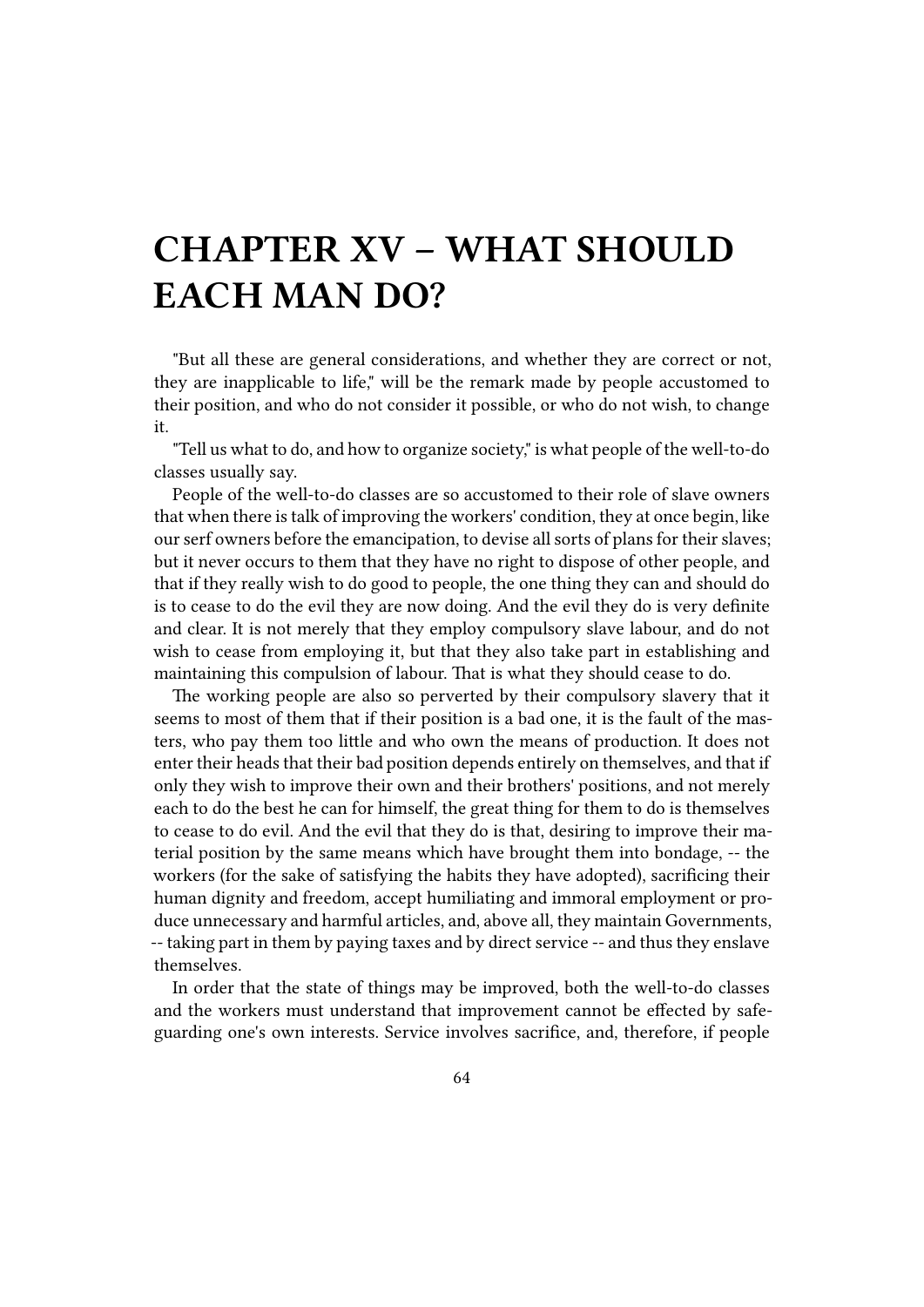# CHAPTER XV – WHAT SHOULD EACH MAN DO?

"But all these are general considerations, and whether they are correct or not, they are inapplicable to life," will be the remark made by people accustomed to their position, and who do not consider it possible, or who do not wish, to change it.

"Tell us what to do, and how to organize society," is what people of the well-to-do classes usually say.

People of the well-to-do classes are so accustomed to their role of slave owners that when there is talk of improving the workers' condition, they at once begin, like our serf owners before the emancipation, to devise all sorts of plans for their slaves; but it never occurs to them that they have no right to dispose of other people, and that if they really wish to do good to people, the one thing they can and should do is to cease to do the evil they are now doing. And the evil they do is very definite and clear. It is not merely that they employ compulsory slave labour, and do not wish to cease from employing it, but that they also take part in establishing and maintaining this compulsion of labour. That is what they should cease to do.

The working people are also so perverted by their compulsory slavery that it seems to most of them that if their position is a bad one, it is the fault of the masters, who pay them too little and who own the means of production. It does not enter their heads that their bad position depends entirely on themselves, and that if only they wish to improve their own and their brothers' positions, and not merely each to do the best he can for himself, the great thing for them to do is themselves to cease to do evil. And the evil that they do is that, desiring to improve their material position by the same means which have brought them into bondage, -- the workers (for the sake of satisfying the habits they have adopted), sacrificing their human dignity and freedom, accept humiliating and immoral employment or produce unnecessary and harmful articles, and, above all, they maintain Governments, -- taking part in them by paying taxes and by direct service -- and thus they enslave themselves.

In order that the state of things may be improved, both the well-to-do classes and the workers must understand that improvement cannot be effected by safeguarding one's own interests. Service involves sacrifice, and, therefore, if people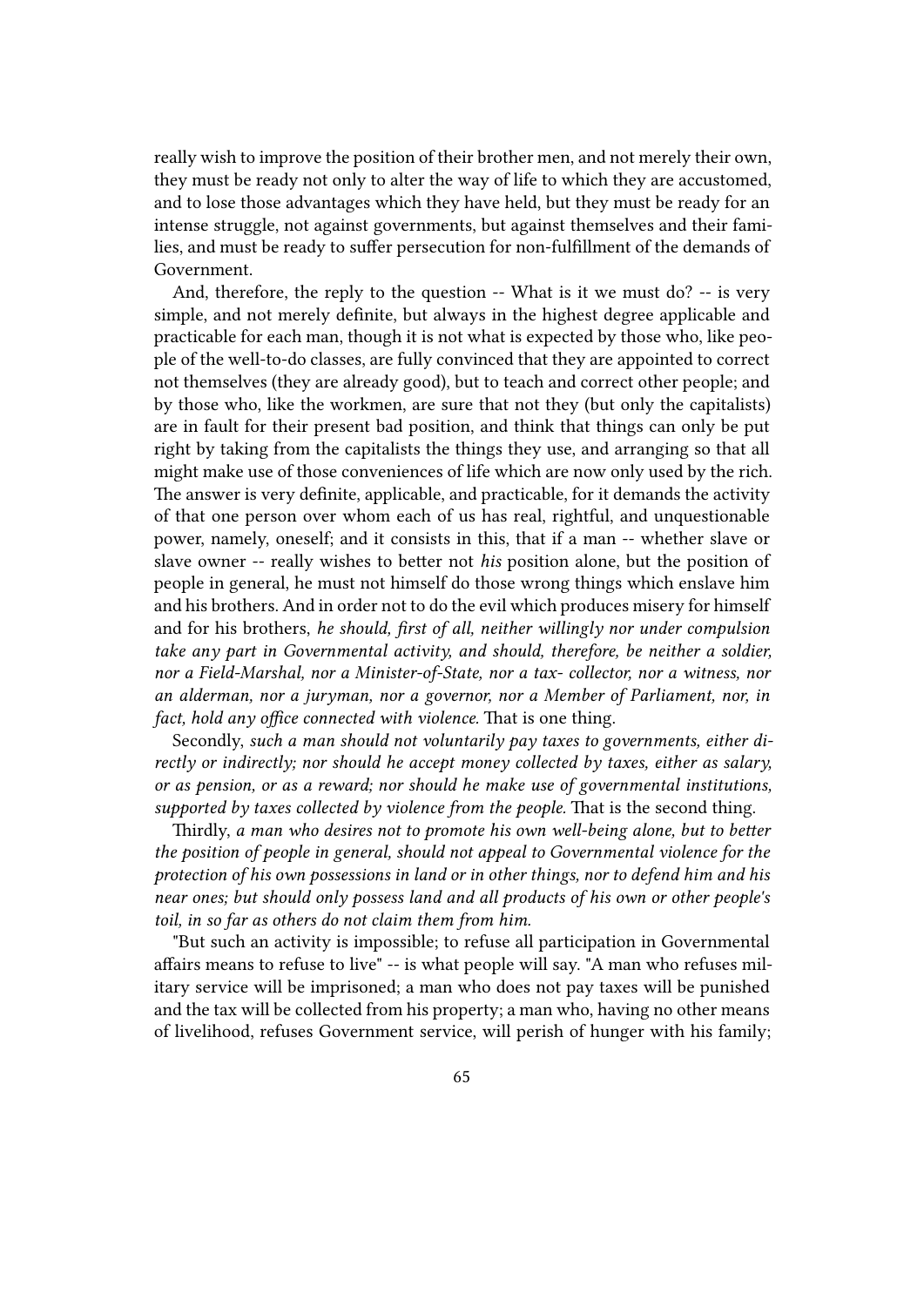really wish to improve the position of their brother men, and not merely their own, they must be ready not only to alter the way of life to which they are accustomed, and to lose those advantages which they have held, but they must be ready for an intense struggle, not against governments, but against themselves and their families, and must be ready to suffer persecution for non-fulfillment of the demands of Government.

And, therefore, the reply to the question -- What is it we must do? -- is very simple, and not merely definite, but always in the highest degree applicable and practicable for each man, though it is not what is expected by those who, like people of the well-to-do classes, are fully convinced that they are appointed to correct not themselves (they are already good), but to teach and correct other people; and by those who, like the workmen, are sure that not they (but only the capitalists) are in fault for their present bad position, and think that things can only be put right by taking from the capitalists the things they use, and arranging so that all might make use of those conveniences of life which are now only used by the rich. The answer is very definite, applicable, and practicable, for it demands the activity of that one person over whom each of us has real, rightful, and unquestionable power, namely, oneself; and it consists in this, that if a man -- whether slave or slave owner -- really wishes to better not *his* position alone, but the position of people in general, he must not himself do those wrong things which enslave him and his brothers. And in order not to do the evil which produces misery for himself and for his brothers, *he should, first of all, neither willingly nor under compulsion take any part in Governmental activity, and should, therefore, be neither a soldier, nor a Field-Marshal, nor a Minister-of-State, nor a tax- collector, nor a witness, nor an alderman, nor a juryman, nor a governor, nor a Member of Parliament, nor, in fact, hold any office connected with violence.* That is one thing.

Secondly, *such a man should not voluntarily pay taxes to governments, either directly or indirectly; nor should he accept money collected by taxes, either as salary, or as pension, or as a reward; nor should he make use of governmental institutions, supported by taxes collected by violence from the people.* That is the second thing.

Thirdly, *a man who desires not to promote his own well-being alone, but to better the position of people in general, should not appeal to Governmental violence for the protection of his own possessions in land or in other things, nor to defend him and his near ones; but should only possess land and all products of his own or other people's toil, in so far as others do not claim them from him.*

"But such an activity is impossible; to refuse all participation in Governmental affairs means to refuse to live" -- is what people will say. "A man who refuses military service will be imprisoned; a man who does not pay taxes will be punished and the tax will be collected from his property; a man who, having no other means of livelihood, refuses Government service, will perish of hunger with his family;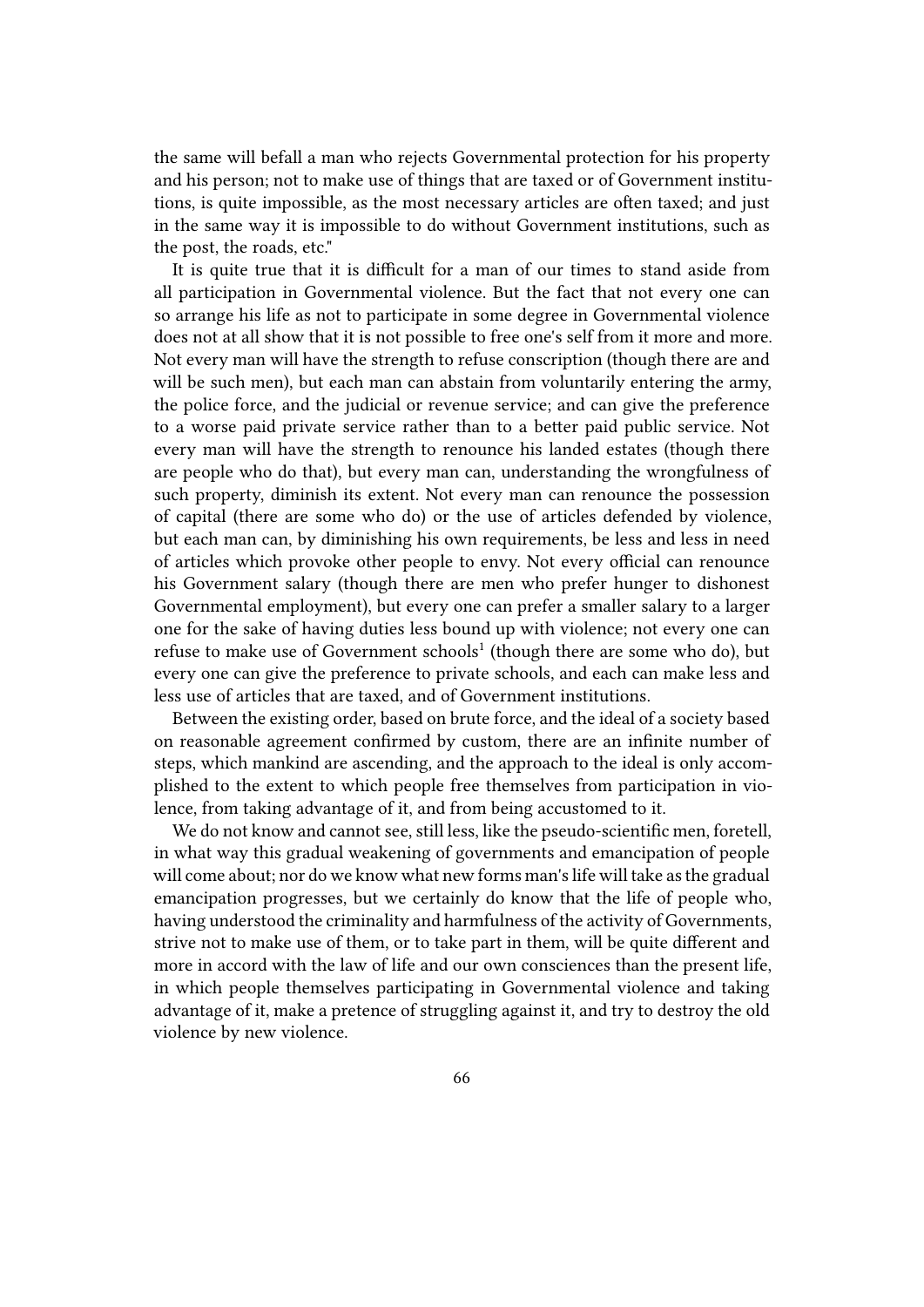the same will befall a man who rejects Governmental protection for his property and his person; not to make use of things that are taxed or of Government institutions, is quite impossible, as the most necessary articles are often taxed; and just in the same way it is impossible to do without Government institutions, such as the post, the roads, etc."

It is quite true that it is difficult for a man of our times to stand aside from all participation in Governmental violence. But the fact that not every one can so arrange his life as not to participate in some degree in Governmental violence does not at all show that it is not possible to free one's self from it more and more. Not every man will have the strength to refuse conscription (though there are and will be such men), but each man can abstain from voluntarily entering the army, the police force, and the judicial or revenue service; and can give the preference to a worse paid private service rather than to a better paid public service. Not every man will have the strength to renounce his landed estates (though there are people who do that), but every man can, understanding the wrongfulness of such property, diminish its extent. Not every man can renounce the possession of capital (there are some who do) or the use of articles defended by violence, but each man can, by diminishing his own requirements, be less and less in need of articles which provoke other people to envy. Not every official can renounce his Government salary (though there are men who prefer hunger to dishonest Governmental employment), but every one can prefer a smaller salary to a larger one for the sake of having duties less bound up with violence; not every one can refuse to make use of Government schools[1] (though there are some who do), but every one can give the preference to private schools, and each can make less and less use of articles that are taxed, and of Government institutions.

Between the existing order, based on brute force, and the ideal of a society based on reasonable agreement confirmed by custom, there are an infinite number of steps, which mankind are ascending, and the approach to the ideal is only accomplished to the extent to which people free themselves from participation in violence, from taking advantage of it, and from being accustomed to it.

We do not know and cannot see, still less, like the pseudo-scientific men, foretell, in what way this gradual weakening of governments and emancipation of people will come about; nor do we know what new forms man's life will take as the gradual emancipation progresses, but we certainly do know that the life of people who, having understood the criminality and harmfulness of the activity of Governments, strive not to make use of them, or to take part in them, will be quite different and more in accord with the law of life and our own consciences than the present life, in which people themselves participating in Governmental violence and taking advantage of it, make a pretence of struggling against it, and try to destroy the old violence by new violence.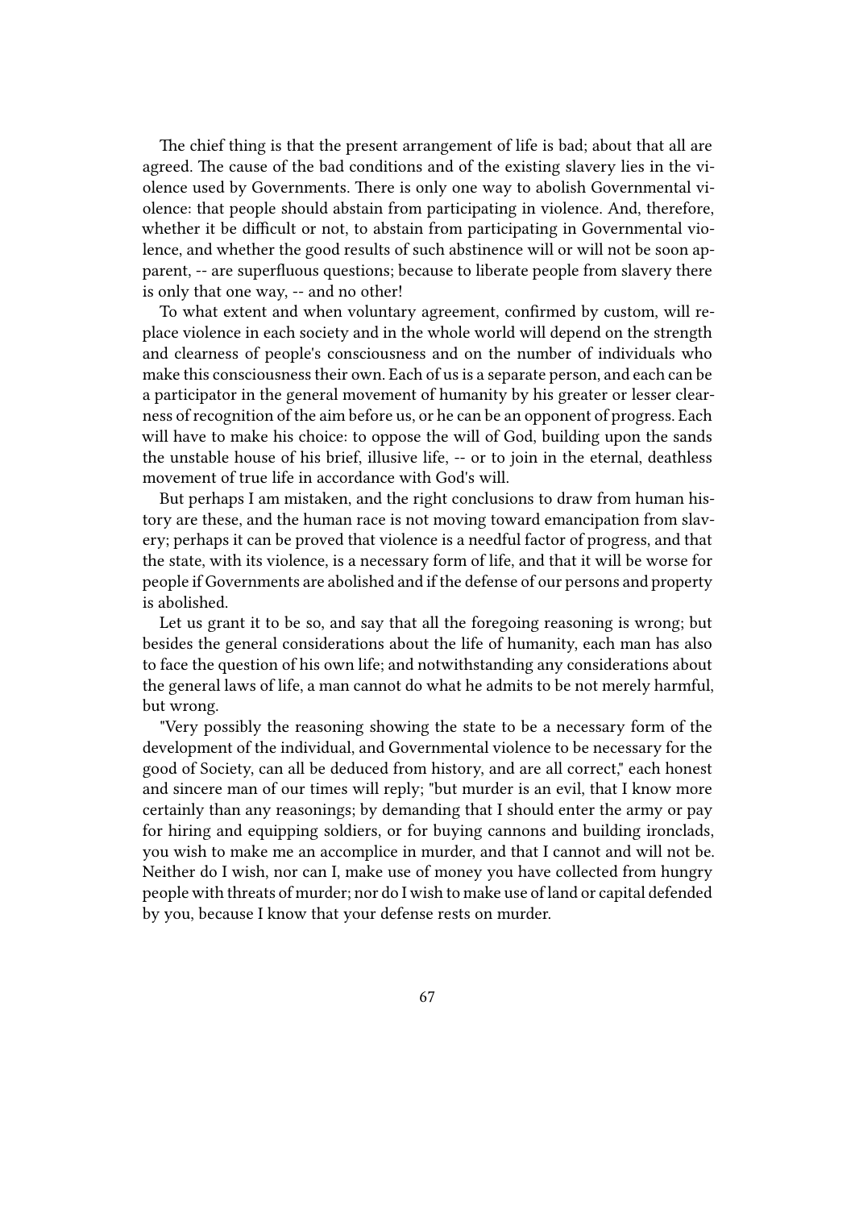The chief thing is that the present arrangement of life is bad; about that all are agreed. The cause of the bad conditions and of the existing slavery lies in the violence used by Governments. There is only one way to abolish Governmental violence: that people should abstain from participating in violence. And, therefore, whether it be difficult or not, to abstain from participating in Governmental violence, and whether the good results of such abstinence will or will not be soon apparent, -- are superfluous questions; because to liberate people from slavery there is only that one way, -- and no other!

To what extent and when voluntary agreement, confirmed by custom, will replace violence in each society and in the whole world will depend on the strength and clearness of people's consciousness and on the number of individuals who make this consciousness their own. Each of us is a separate person, and each can be a participator in the general movement of humanity by his greater or lesser clearness of recognition of the aim before us, or he can be an opponent of progress. Each will have to make his choice: to oppose the will of God, building upon the sands the unstable house of his brief, illusive life, -- or to join in the eternal, deathless movement of true life in accordance with God's will.

But perhaps I am mistaken, and the right conclusions to draw from human history are these, and the human race is not moving toward emancipation from slavery; perhaps it can be proved that violence is a needful factor of progress, and that the state, with its violence, is a necessary form of life, and that it will be worse for people if Governments are abolished and if the defense of our persons and property is abolished.

Let us grant it to be so, and say that all the foregoing reasoning is wrong; but besides the general considerations about the life of humanity, each man has also to face the question of his own life; and notwithstanding any considerations about the general laws of life, a man cannot do what he admits to be not merely harmful, but wrong.

"Very possibly the reasoning showing the state to be a necessary form of the development of the individual, and Governmental violence to be necessary for the good of Society, can all be deduced from history, and are all correct," each honest and sincere man of our times will reply; "but murder is an evil, that I know more certainly than any reasonings; by demanding that I should enter the army or pay for hiring and equipping soldiers, or for buying cannons and building ironclads, you wish to make me an accomplice in murder, and that I cannot and will not be. Neither do I wish, nor can I, make use of money you have collected from hungry people with threats of murder; nor do I wish to make use of land or capital defended by you, because I know that your defense rests on murder.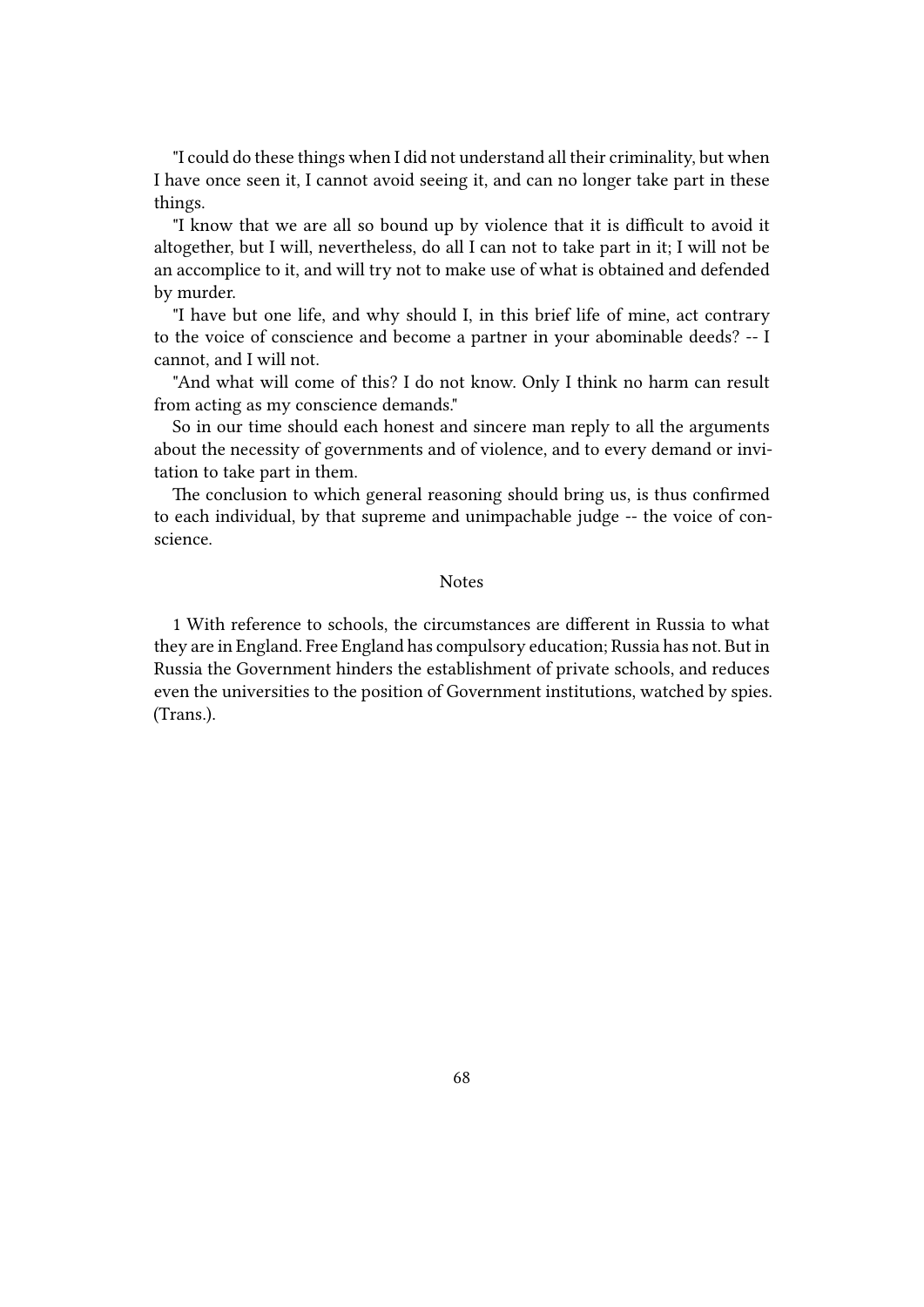"I could do these things when I did not understand all their criminality, but when I have once seen it, I cannot avoid seeing it, and can no longer take part in these things.

"I know that we are all so bound up by violence that it is difficult to avoid it altogether, but I will, nevertheless, do all I can not to take part in it; I will not be an accomplice to it, and will try not to make use of what is obtained and defended by murder.

"I have but one life, and why should I, in this brief life of mine, act contrary to the voice of conscience and become a partner in your abominable deeds? -- I cannot, and I will not.

"And what will come of this? I do not know. Only I think no harm can result from acting as my conscience demands."

So in our time should each honest and sincere man reply to all the arguments about the necessity of governments and of violence, and to every demand or invitation to take part in them.

The conclusion to which general reasoning should bring us, is thus confirmed to each individual, by that supreme and unimpachable judge -- the voice of conscience.

### Notes

1 With reference to schools, the circumstances are different in Russia to what they are in England. Free England has compulsory education; Russia has not. But in Russia the Government hinders the establishment of private schools, and reduces even the universities to the position of Government institutions, watched by spies. (Trans.).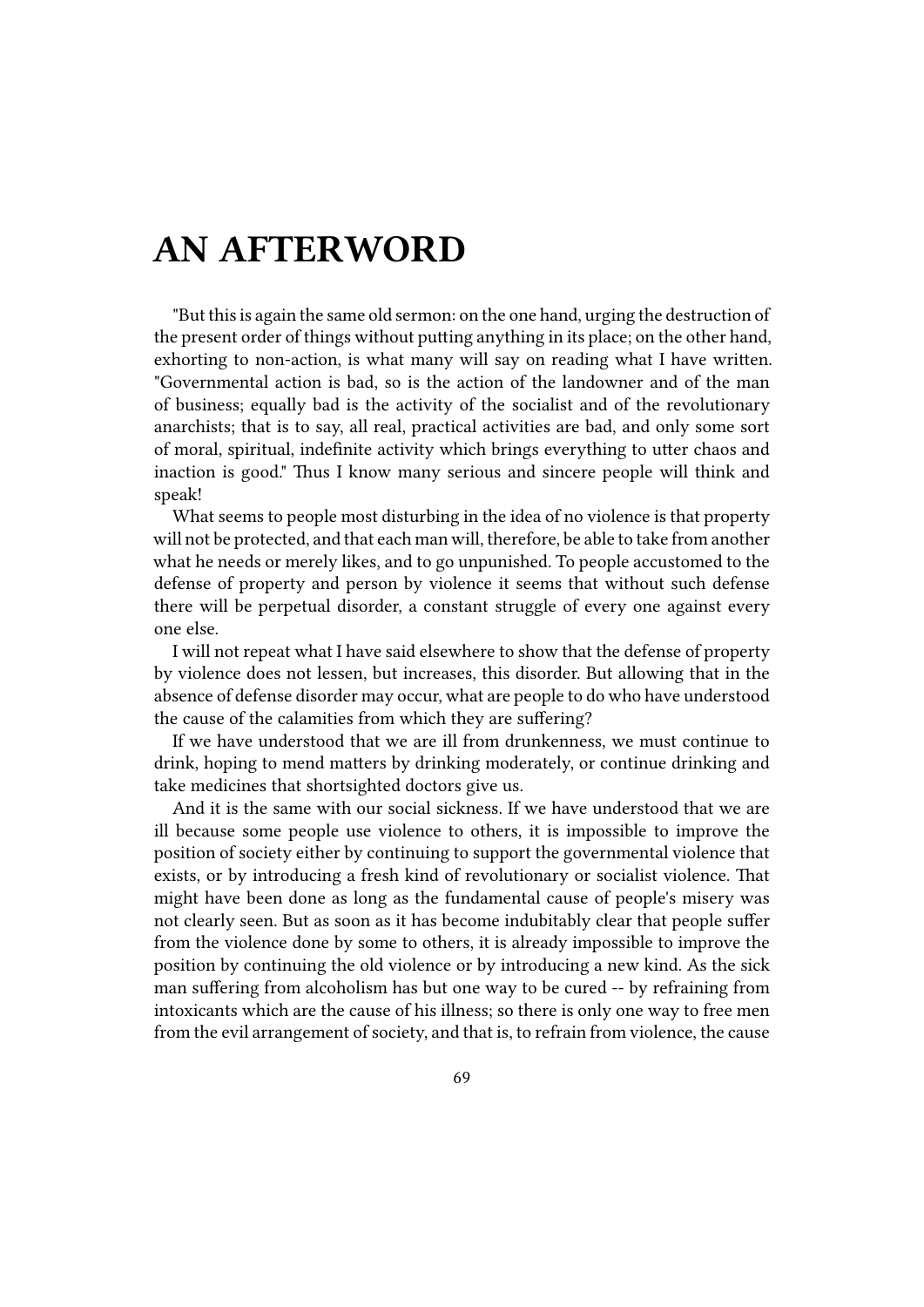# AN AFTERWORD

"But this is again the same old sermon: on the one hand, urging the destruction of the present order of things without putting anything in its place; on the other hand, exhorting to non-action, is what many will say on reading what I have written. "Governmental action is bad, so is the action of the landowner and of the man of business; equally bad is the activity of the socialist and of the revolutionary anarchists; that is to say, all real, practical activities are bad, and only some sort of moral, spiritual, indefinite activity which brings everything to utter chaos and inaction is good." Thus I know many serious and sincere people will think and speak!

What seems to people most disturbing in the idea of no violence is that property will not be protected, and that each man will, therefore, be able to take from another what he needs or merely likes, and to go unpunished. To people accustomed to the defense of property and person by violence it seems that without such defense there will be perpetual disorder, a constant struggle of every one against every one else.

I will not repeat what I have said elsewhere to show that the defense of property by violence does not lessen, but increases, this disorder. But allowing that in the absence of defense disorder may occur, what are people to do who have understood the cause of the calamities from which they are suffering?

If we have understood that we are ill from drunkenness, we must continue to drink, hoping to mend matters by drinking moderately, or continue drinking and take medicines that shortsighted doctors give us.

And it is the same with our social sickness. If we have understood that we are ill because some people use violence to others, it is impossible to improve the position of society either by continuing to support the governmental violence that exists, or by introducing a fresh kind of revolutionary or socialist violence. That might have been done as long as the fundamental cause of people's misery was not clearly seen. But as soon as it has become indubitably clear that people suffer from the violence done by some to others, it is already impossible to improve the position by continuing the old violence or by introducing a new kind. As the sick man suffering from alcoholism has but one way to be cured -- by refraining from intoxicants which are the cause of his illness; so there is only one way to free men from the evil arrangement of society, and that is, to refrain from violence, the cause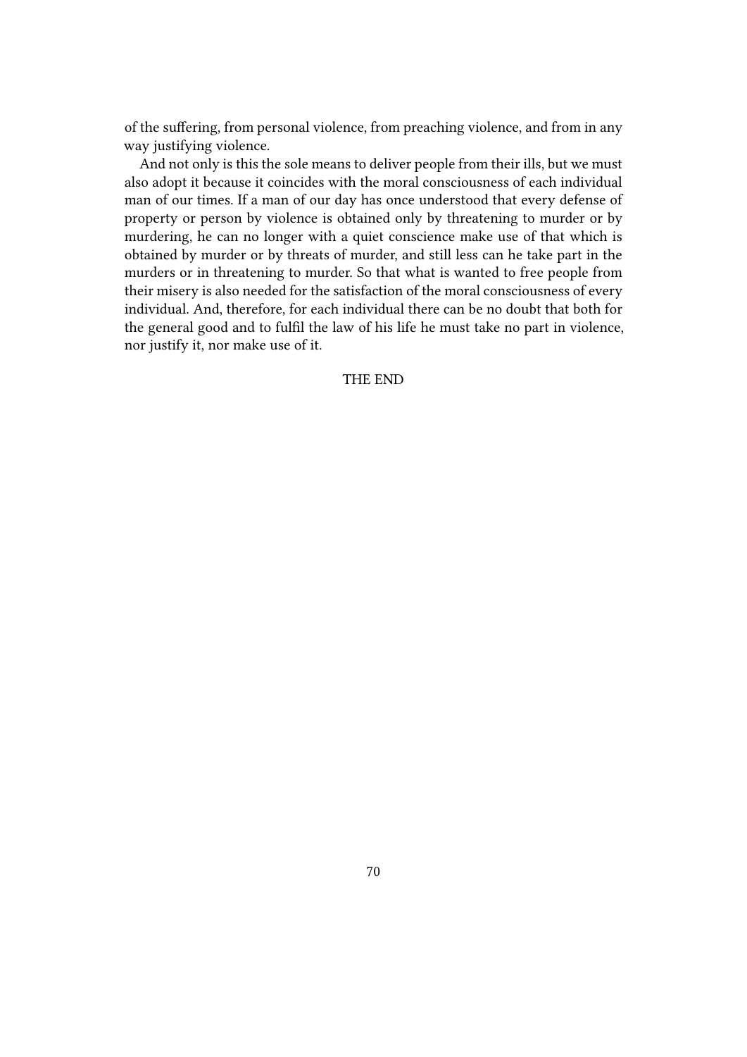of the suffering, from personal violence, from preaching violence, and from in any way justifying violence.

And not only is this the sole means to deliver people from their ills, but we must also adopt it because it coincides with the moral consciousness of each individual man of our times. If a man of our day has once understood that every defense of property or person by violence is obtained only by threatening to murder or by murdering, he can no longer with a quiet conscience make use of that which is obtained by murder or by threats of murder, and still less can he take part in the murders or in threatening to murder. So that what is wanted to free people from their misery is also needed for the satisfaction of the moral consciousness of every individual. And, therefore, for each individual there can be no doubt that both for the general good and to fulfil the law of his life he must take no part in violence, nor justify it, nor make use of it.

THE END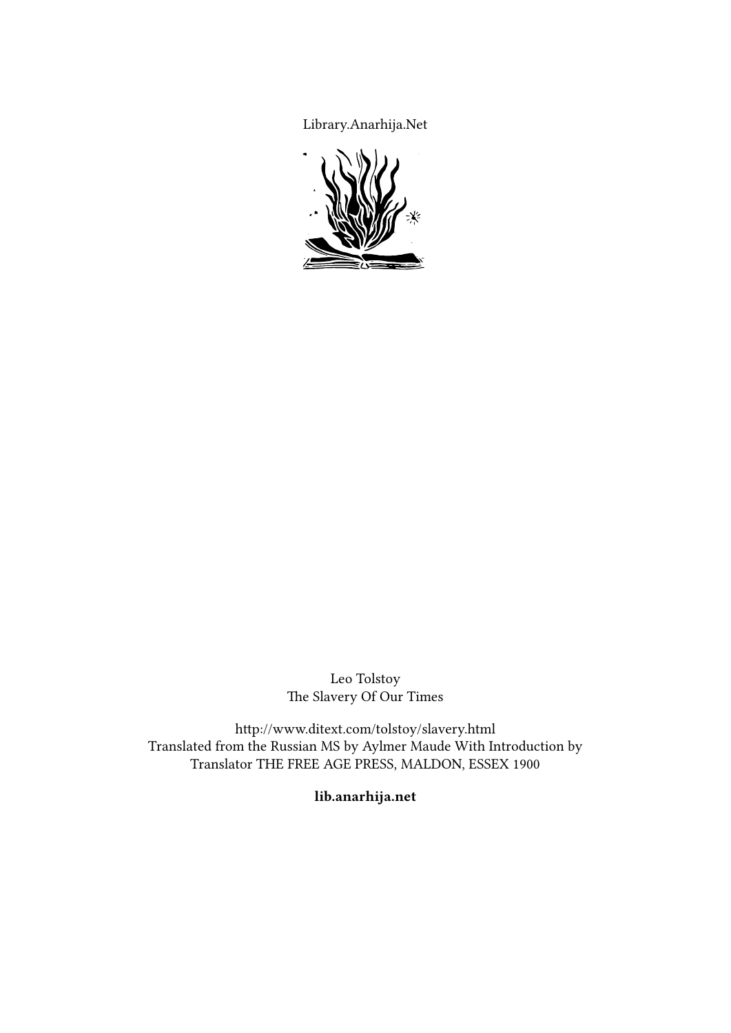Library.Anarhija.Net

Leo Tolstoy
The Slavery Of Our Times

http://www.ditext.com/tolstoy/slavery.html
Translated from the Russian MS by Aylmer Maude With Introduction by Translator THE FREE AGE PRESS, MALDON, ESSEX 1900

**lib.anarhija.net**